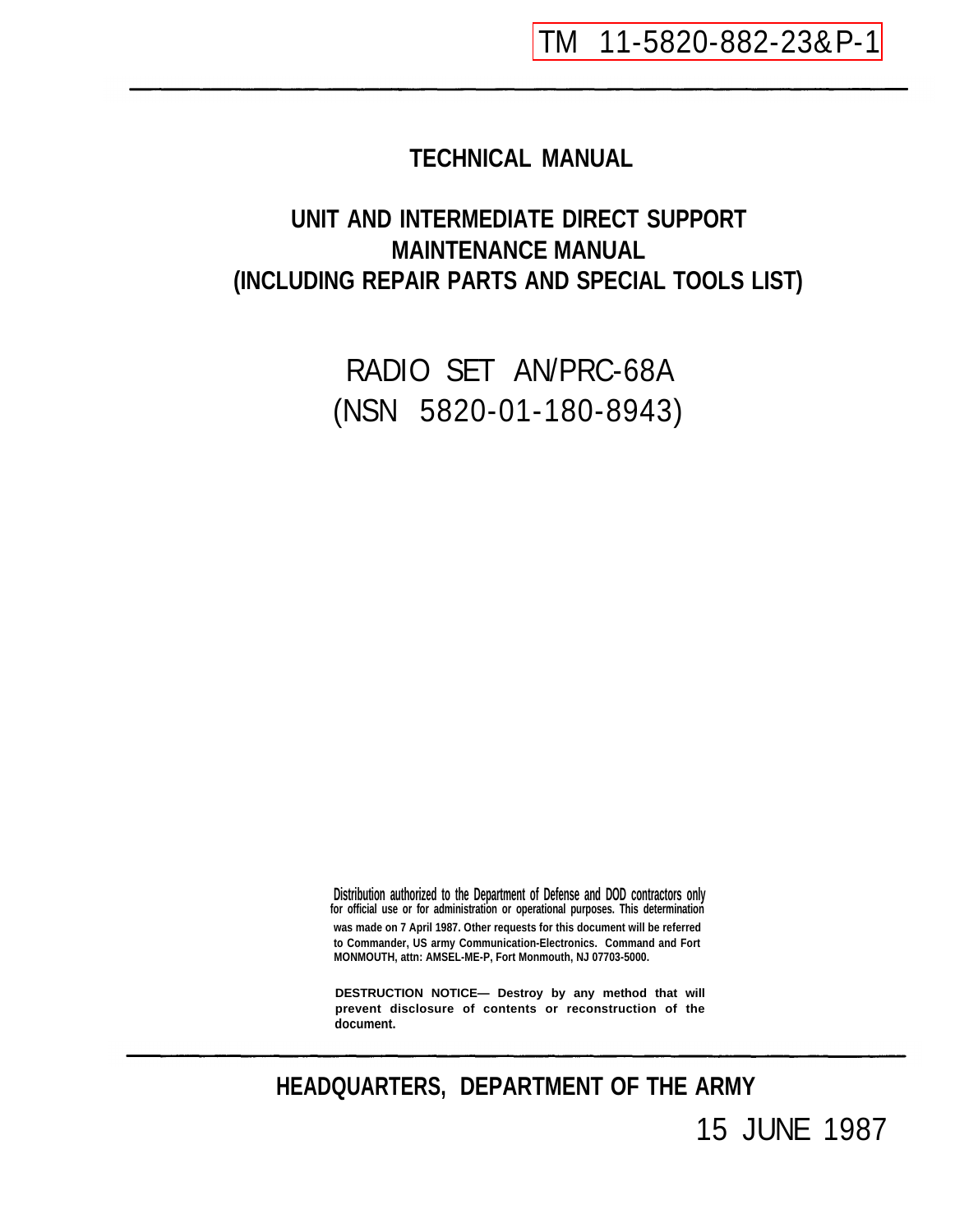TM 11-5820-882-23&P-1

# TECHNICAL MANUAL

## UNIT AND INTERMEDIATE DIRECT SUPPORT MAINTENANCE MANUAL (INCLUDING REPAIR PARTS AND SPECIAL TOOLS LIST)

## RADIO SET AN/PRC-68A (NSN 5820-01-180-8943)

Distribution authorized to the Department of Defense and DOD contractors only for official use or for administration or operational purposes. This determination was made on 7 April 1987. Other requests for this document will be referred to Commander, US army Communication-Electronics. Command and Fort MONMOUTH, attn: AMSEL-ME-P, Fort Monmouth, NJ 07703-5000.

**DESTRUCTION NOTICE— Destroy by any method that will prevent disclosure of contents or reconstruction of the document.**

**HEADQUARTERS, DEPARTMENT OF THE ARMY**

15 JUNE 1987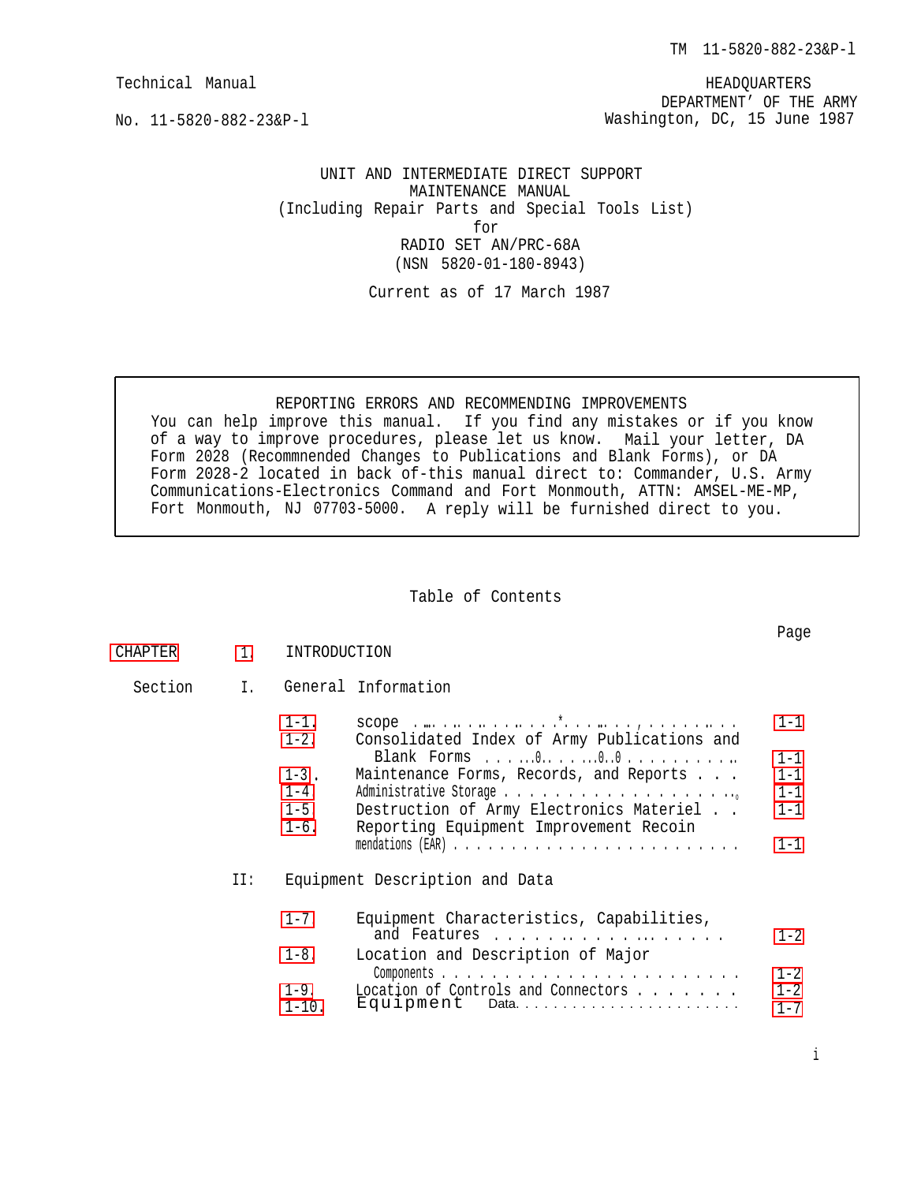TM 11-5820-882-23&P-l

Technical Manual
No. 11-5820-882-23&P-l

HEADQUARTERS
DEPARTMENT OF THE ARMY
Washington, DC, 15 June 1987

# UNIT AND INTERMEDIATE DIRECT SUPPORT MAINTENANCE MANUAL
## (Including Repair Parts and Special Tools List)
## for
## RADIO SET AN/PRC-68A
## (NSN 5820-01-180-8943)

Current as of 17 March 1987

> **REPORTING ERRORS AND RECOMMENDING IMPROVEMENTS**
>
> You can help improve this manual. If you find any mistakes or if you know of a way to improve procedures, please let us know. Mail your letter, DA Form 2028 (Recommnended Changes to Publications and Blank Forms), or DA Form 2028-2 located in back of-this manual direct to: Commander, U.S. Army Communications-Electronics Command and Fort Monmouth, ATTN: AMSEL-ME-MP, Fort Monmouth, NJ 07703-5000. A reply will be furnished direct to you.

## Table of Contents

| | | | Page |
|---|---|---|---|
| CHAPTER | 1. | INTRODUCTION | |
| Section | I. | General Information | |
| | 1-1. | Scope | 1-1 |
| | 1-2. | Consolidated Index of Army Publications and Blank Forms | 1-1 |
| | 1-3. | Maintenance Forms, Records, and Reports | 1-1 |
| | 1-4 | Administrative Storage | 1-1 |
| | 1-5 | Destruction of Army Electronics Materiel | 1-1 |
| | 1-6. | Reporting Equipment Improvement Recoinmendations (EAR) | 1-1 |
| | II: | Equipment Description and Data | |
| | 1-7 | Equipment Characteristics, Capabilities, and Features | 1-2 |
| | 1-8. | Location and Description of Major Components | 1-2 |
| | 1-9. | Location of Controls and Connectors | 1-2 |
| | 1-10. | Equipment Data | 1-7 |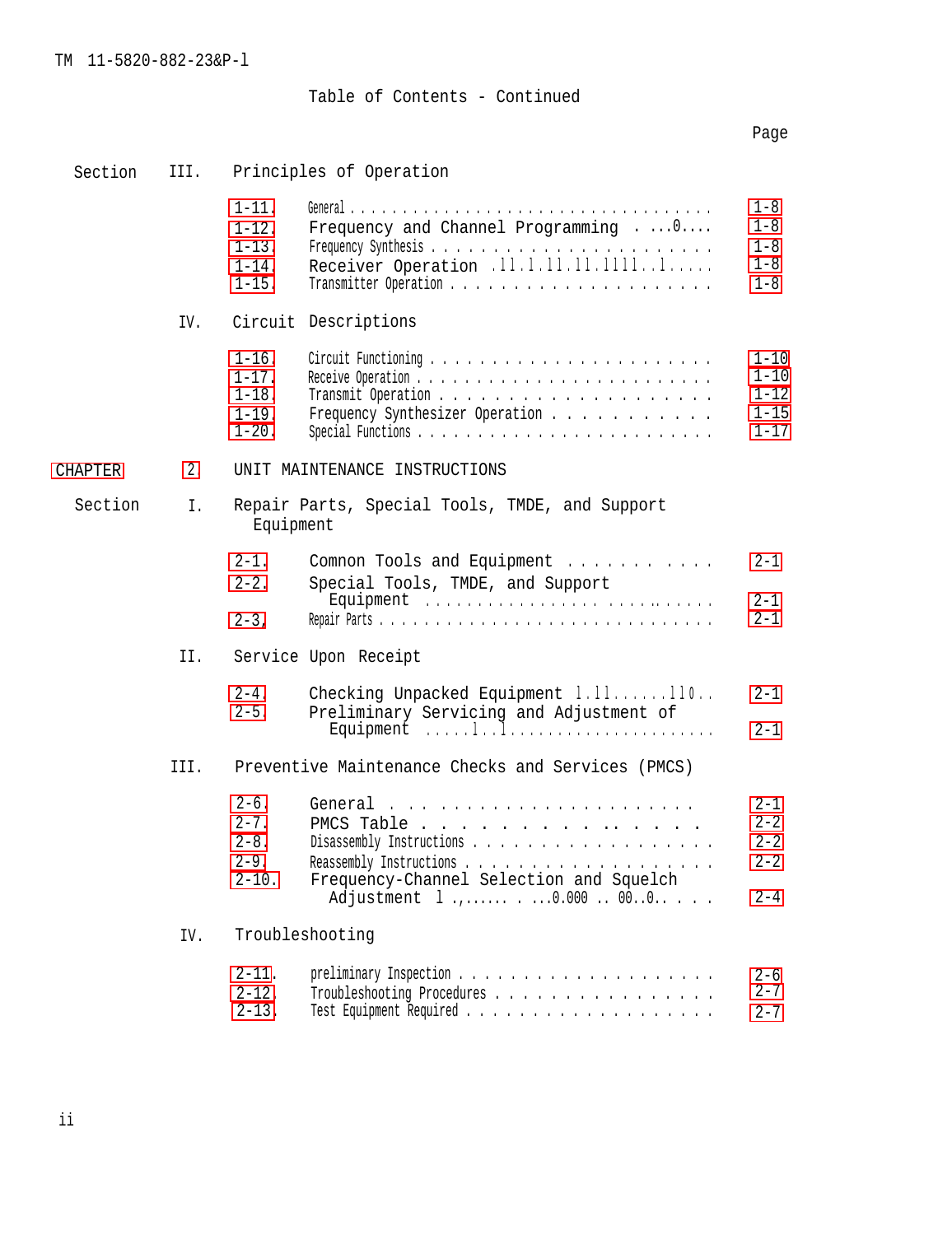Table of Contents - Continued

| | | | Page |
|---|---|---|---|
| Section | III. | Principles of Operation | |
| | 1-11. | General | 1-8 |
| | 1-12. | Frequency and Channel Programming | 1-8 |
| | 1-13. | Frequency Synthesis | 1-8 |
| | 1-14. | Receiver Operation | 1-8 |
| | 1-15. | Transmitter Operation | 1-8 |
| | IV. | Circuit Descriptions | |
| | 1-16. | Circuit Functioning | 1-10 |
| | 1-17. | Receive Operation | 1-10 |
| | 1-18. | Transmit Operation | 1-12 |
| | 1-19. | Frequency Synthesizer Operation | 1-15 |
| | 1-20. | Special Functions | 1-17 |
| CHAPTER | 2 | UNIT MAINTENANCE INSTRUCTIONS | |
| Section | I. | Repair Parts, Special Tools, TMDE, and Support Equipment | |
| | 2-1. | Comnon Tools and Equipment | 2-1 |
| | 2-2. | Special Tools, TMDE, and Support Equipment | 2-1 |
| | 2-3. | Repair Parts | 2-1 |
| | II. | Service Upon Receipt | |
| | 2-4. | Checking Unpacked Equipment | 2-1 |
| | 2-5. | Preliminary Servicing and Adjustment of Equipment | 2-1 |
| | III. | Preventive Maintenance Checks and Services (PMCS) | |
| | 2-6. | General | 2-1 |
| | 2-7. | PMCS Table | 2-2 |
| | 2-8. | Disassembly Instructions | 2-2 |
| | 2-9. | Reassembly Instructions | 2-2 |
| | 2-10. | Frequency-Channel Selection and Squelch Adjustment | 2-4 |
| | IV. | Troubleshooting | |
| | 2-11. | preliminary Inspection | 2-6 |
| | 2-12. | Troubleshooting Procedures | 2-7 |
| | 2-13. | Test Equipment Required | 2-7 |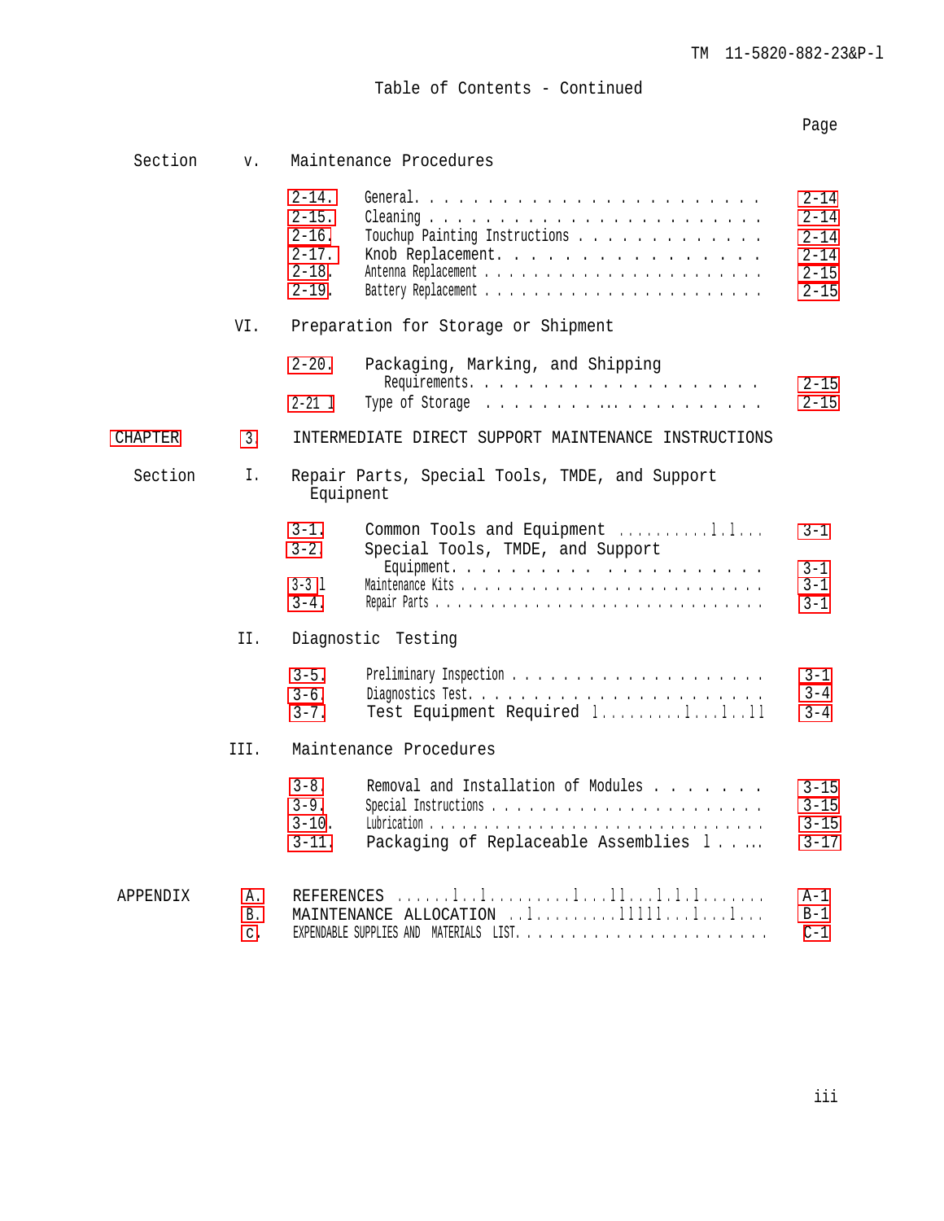Table of Contents - Continued

| | | | Page |
|---|---|---|---|
| Section V. | | Maintenance Procedures | |
| | 2-14. | General | 2-14 |
| | 2-15. | Cleaning | 2-14 |
| | 2-16. | Touchup Painting Instructions | 2-14 |
| | 2-17. | Knob Replacement | 2-14 |
| | 2-18. | Antenna Replacement | 2-15 |
| | 2-19. | Battery Replacement | 2-15 |
| VI. | | Preparation for Storage or Shipment | |
| | 2-20. | Packaging, Marking, and Shipping Requirements | 2-15 |
| | 2-21 | Type of Storage | 2-15 |
| CHAPTER 3. | | INTERMEDIATE DIRECT SUPPORT MAINTENANCE INSTRUCTIONS | |
| Section I. | | Repair Parts, Special Tools, TMDE, and Support Equipnent | |
| | 3-1. | Common Tools and Equipment | 3-1 |
| | 3-2. | Special Tools, TMDE, and Support Equipment | 3-1 |
| | 3-3 | Maintenance Kits | 3-1 |
| | 3-4. | Repair Parts | 3-1 |
| II. | | Diagnostic Testing | |
| | 3-5. | Preliminary Inspection | 3-1 |
| | 3-6. | Diagnostics Test | 3-4 |
| | 3-7. | Test Equipment Required | 3-4 |
| III. | | Maintenance Procedures | |
| | 3-8. | Removal and Installation of Modules | 3-15 |
| | 3-9. | Special Instructions | 3-15 |
| | 3-10. | Lubrication | 3-15 |
| | 3-11. | Packaging of Replaceable Assemblies | 3-17 |
| APPENDIX A. | | REFERENCES | A-1 |
| B. | | MAINTENANCE ALLOCATION | B-1 |
| C. | | EXPENDABLE SUPPLIES AND MATERIALS LIST | C-1 |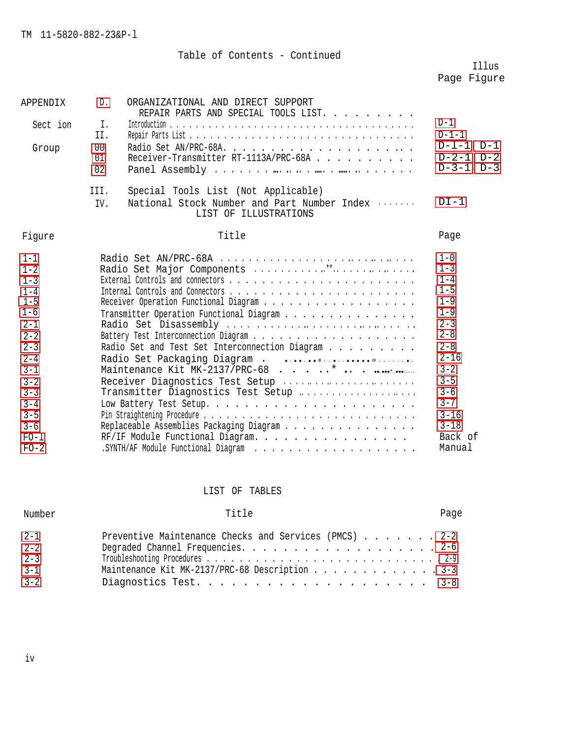Table of Contents - Continued

| | | | Page | Illus Figure |
|---|---|---|---|---|
| APPENDIX | D. | ORGANIZATIONAL AND DIRECT SUPPORT REPAIR PARTS AND SPECIAL TOOLS LIST. | | |
| Section | I. | Introduction | D-1 | |
| | II. | Repair Parts List | D-1-1 | |
| Group | 00 | Radio Set AN/PRC-68A. | D-1-1 | D-1 |
| | 01 | Receiver-Transmitter RT-1113A/PRC-68A | D-2-1 | D-2 |
| | 02 | Panel Assembly | D-3-1 | D-3 |
| | III. | Special Tools List (Not Applicable) | | |
| | IV. | National Stock Number and Part Number Index | DI-1 | |

## LIST OF ILLUSTRATIONS

| Figure | Title | Page |
|---|---|---|
| 1-1 | Radio Set AN/PRC-68A | 1-0 |
| 1-2 | Radio Set Major Components | 1-3 |
| 1-3 | External Controls and connectors | 1-4 |
| 1-4 | Internal Controls and Connectors | 1-5 |
| 1-5 | Receiver Operation Functional Diagram | 1-9 |
| 1-6 | Transmitter Operation Functional Diagram | 1-9 |
| 2-1 | Radio Set Disassembly | 2-3 |
| 2-2 | Battery Test Interconnection Diagram | 2-8 |
| 2-3 | Radio Set and Test Set Interconnection Diagram | 2-8 |
| 2-4 | Radio Set Packaging Diagram | 2-16 |
| 3-1 | Maintenance Kit MK-2137/PRC-68 | 3-2 |
| 3-2 | Receiver Diagnostics Test Setup | 3-5 |
| 3-3 | Transmitter Diagnostics Test Setup | 3-6 |
| 3-4 | Low Battery Test Setup. | 3-7 |
| 3-5 | Pin Straightening Procedure | 3-16 |
| 3-6 | Replaceable Assemblies Packaging Diagram | 3-18 |
| FO-1 | RF/IF Module Functional Diagram. | Back of Manual |
| FO-2 | SYNTH/AF Module Functional Diagram | Back of Manual |

## LIST OF TABLES

| Number | Title | Page |
|---|---|---|
| 2-1 | Preventive Maintenance Checks and Services (PMCS) | 2-2 |
| 2-2 | Degraded Channel Frequencies. | 2-6 |
| 2-3 | Troubleshooting Procedures | 2-9 |
| 3-1 | Maintenance Kit MK-2137/PRC-68 Description | 3-3 |
| 3-2 | Diagnostics Test. | 3-8 |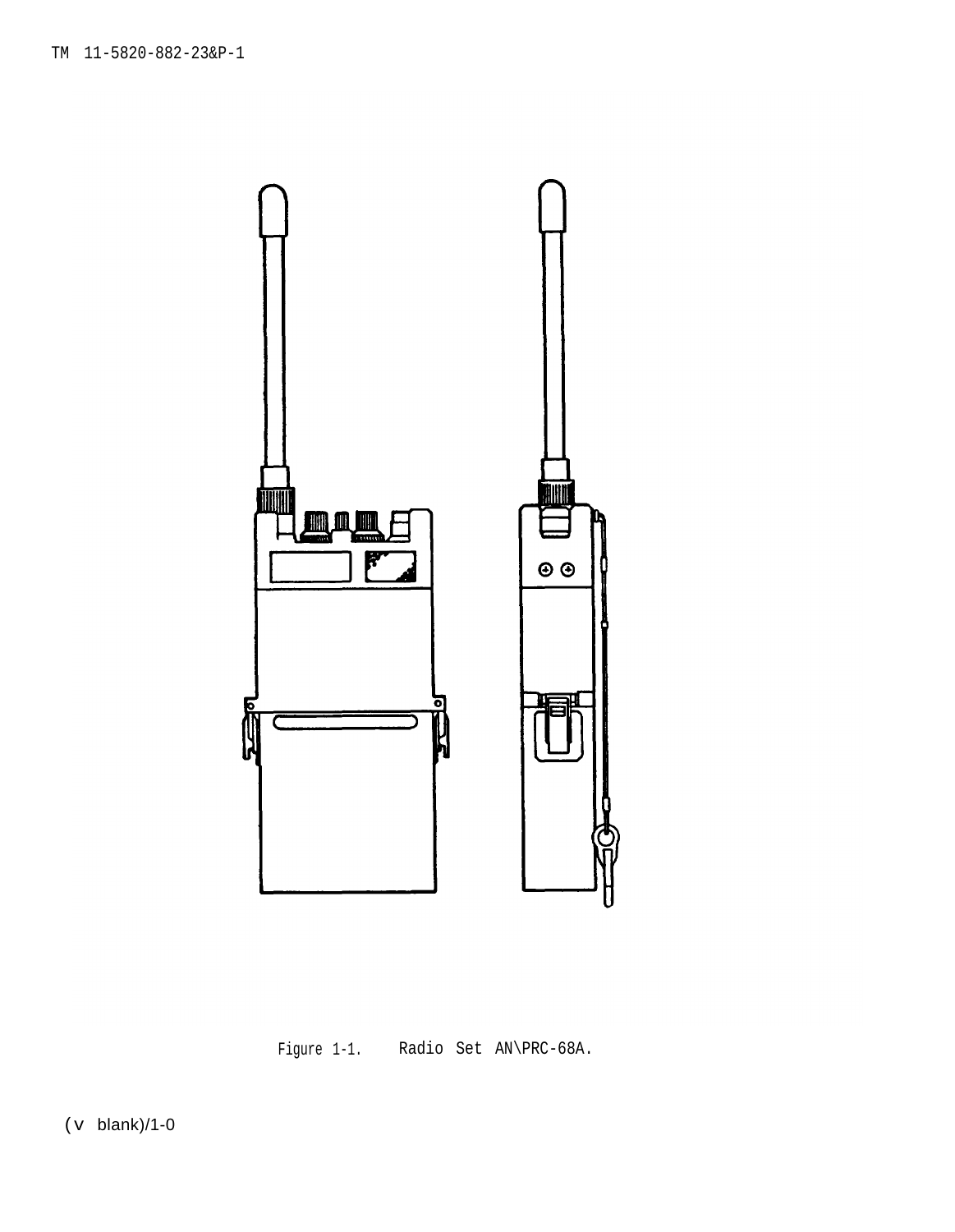Figure 1-1. Radio Set AN\PRC-68A.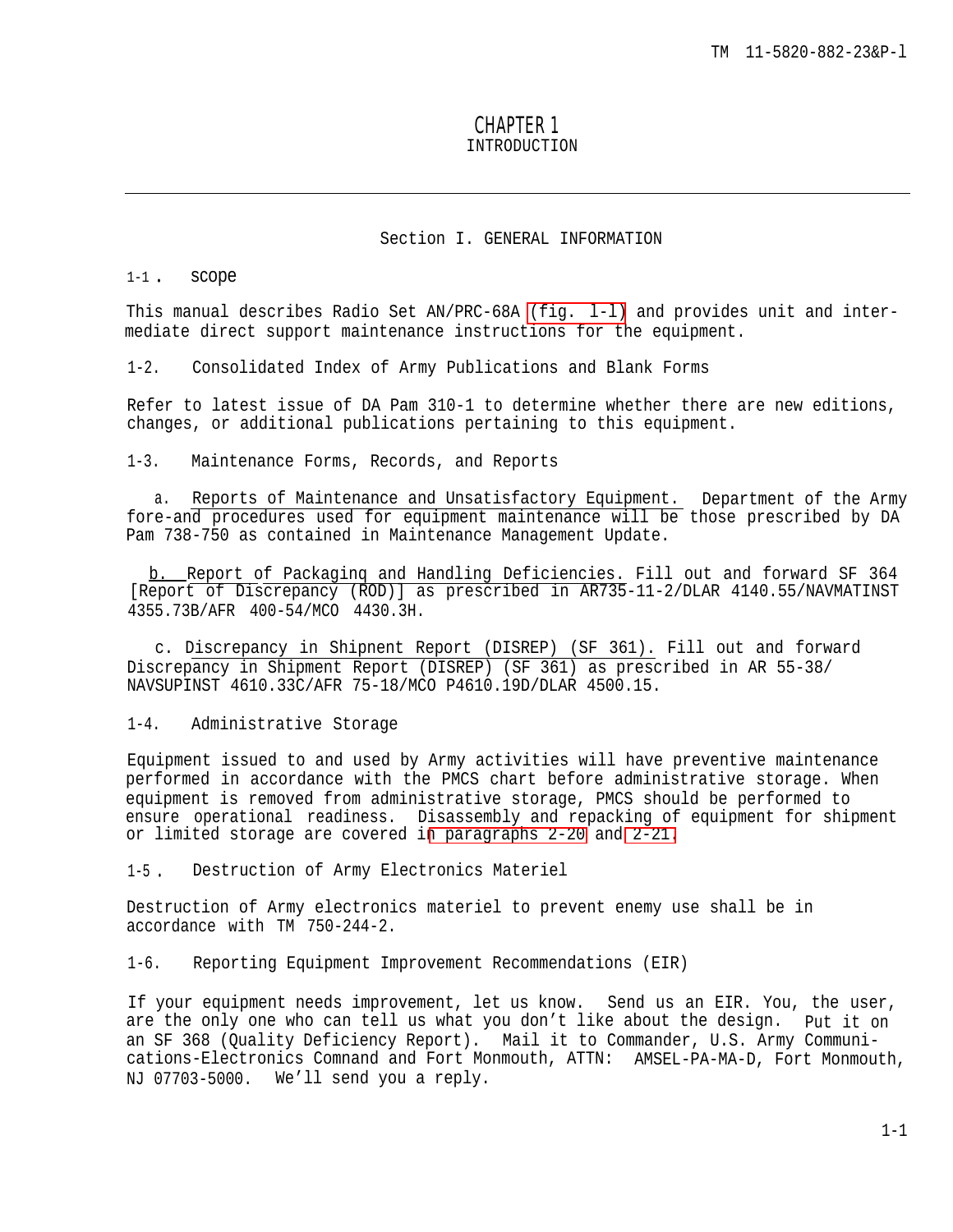# CHAPTER 1
## INTRODUCTION

### Section I. GENERAL INFORMATION

**1-1. scope**

This manual describes Radio Set AN/PRC-68A (fig. 1-l) and provides unit and intermediate direct support maintenance instructions for the equipment.

**1-2. Consolidated Index of Army Publications and Blank Forms**

Refer to latest issue of DA Pam 310-1 to determine whether there are new editions, changes, or additional publications pertaining to this equipment.

**1-3. Maintenance Forms, Records, and Reports**

a. Reports of Maintenance and Unsatisfactory Equipment. Department of the Army fore-and procedures used for equipment maintenance will be those prescribed by DA Pam 738-750 as contained in Maintenance Management Update.

b. Report of Packaginq and Handling Deficiencies. Fill out and forward SF 364 [Report of Discrepancy (ROD)] as prescribed in AR735-11-2/DLAR 4140.55/NAVMATINST 4355.73B/AFR 400-54/MCO 4430.3H.

c. Discrepancy in Shipnent Report (DISREP) (SF 361). Fill out and forward Discrepancy in Shipment Report (DISREP) (SF 361) as prescribed in AR 55-38/ NAVSUPINST 4610.33C/AFR 75-18/MCO P4610.19D/DLAR 4500.15.

**1-4. Administrative Storage**

Equipment issued to and used by Army activities will have preventive maintenance performed in accordance with the PMCS chart before administrative storage. When equipment is removed from administrative storage, PMCS should be performed to ensure operational readiness. Disassembly and repacking of equipment for shipment or limited storage are covered in paragraphs 2-20 and 2-21.

**1-5. Destruction of Army Electronics Materiel**

Destruction of Army electronics materiel to prevent enemy use shall be in accordance with TM 750-244-2.

**1-6. Reporting Equipment Improvement Recommendations (EIR)**

If your equipment needs improvement, let us know. Send us an EIR. You, the user, are the only one who can tell us what you don't like about the design. Put it on an SF 368 (Quality Deficiency Report). Mail it to Commander, U.S. Army Communications-Electronics Comnand and Fort Monmouth, ATTN: AMSEL-PA-MA-D, Fort Monmouth, NJ 07703-5000. We'll send you a reply.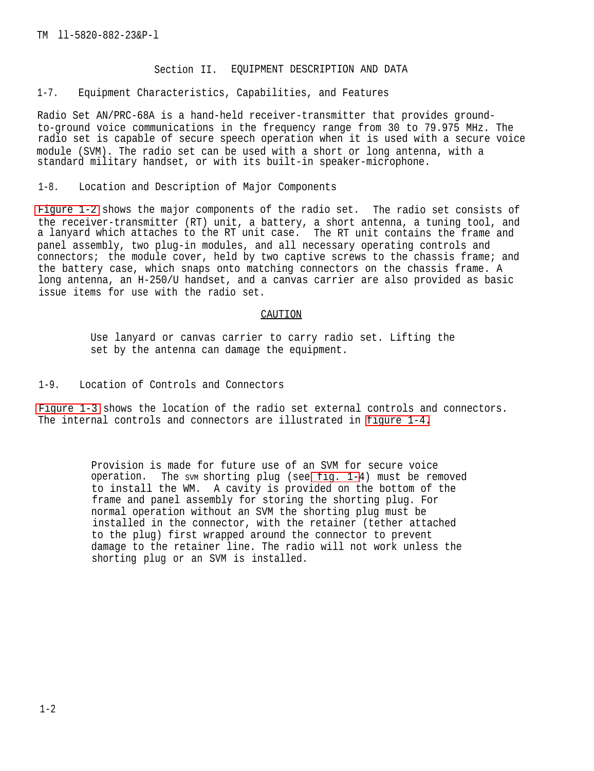## Section II. EQUIPMENT DESCRIPTION AND DATA

### 1-7. Equipment Characteristics, Capabilities, and Features

Radio Set AN/PRC-68A is a hand-held receiver-transmitter that provides ground-to-ground voice communications in the frequency range from 30 to 79.975 MHz. The radio set is capable of secure speech operation when it is used with a secure voice module (SVM). The radio set can be used with a short or long antenna, with a standard military handset, or with its built-in speaker-microphone.

### 1-8. Location and Description of Major Components

Figure 1-2 shows the major components of the radio set. The radio set consists of the receiver-transmitter (RT) unit, a battery, a short antenna, a tuning tool, and a lanyard which attaches to the RT unit case. The RT unit contains the frame and panel assembly, two plug-in modules, and all necessary operating controls and connectors; the module cover, held by two captive screws to the chassis frame; and the battery case, which snaps onto matching connectors on the chassis frame. A long antenna, an H-250/U handset, and a canvas carrier are also provided as basic issue items for use with the radio set.

**CAUTION**

Use lanyard or canvas carrier to carry radio set. Lifting the set by the antenna can damage the equipment.

### 1-9. Location of Controls and Connectors

Figure 1-3 shows the location of the radio set external controls and connectors. The internal controls and connectors are illustrated in figure 1-4.

Provision is made for future use of an SVM for secure voice operation. The SVM shorting plug (see fig. 1-4) must be removed to install the WM. A cavity is provided on the bottom of the frame and panel assembly for storing the shorting plug. For normal operation without an SVM the shorting plug must be installed in the connector, with the retainer (tether attached to the plug) first wrapped around the connector to prevent damage to the retainer line. The radio will not work unless the shorting plug or an SVM is installed.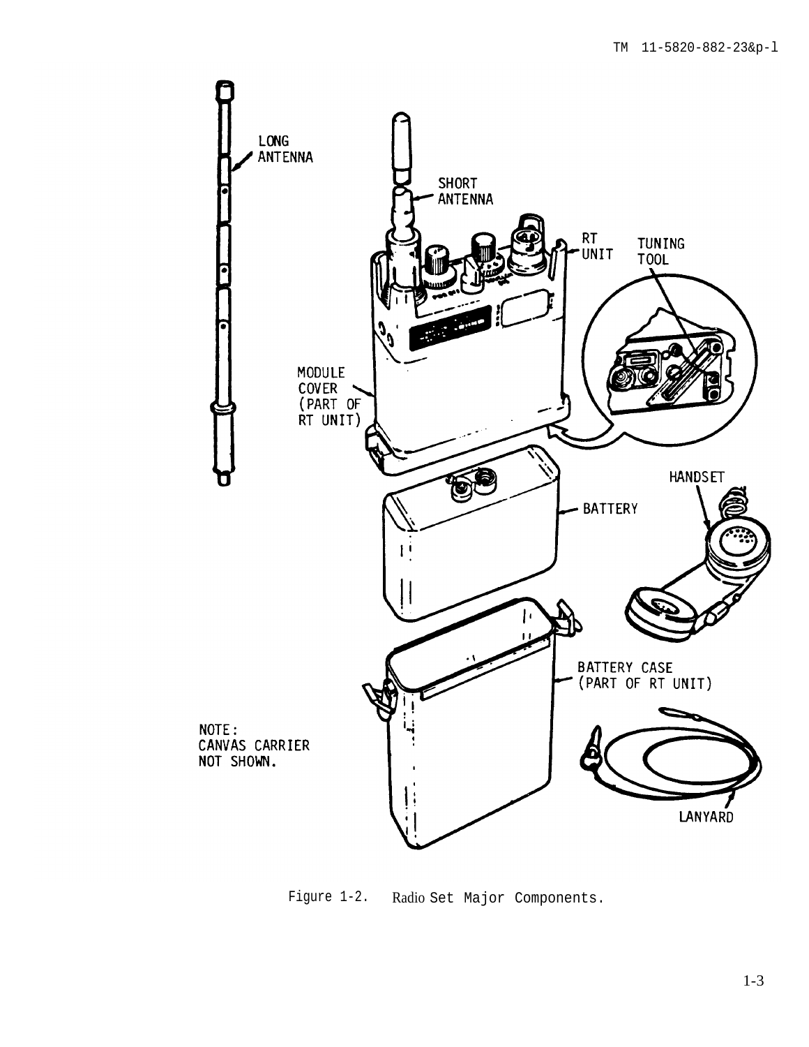LONG ANTENNA

SHORT ANTENNA

RT UNIT

TUNING TOOL

MODULE COVER (PART OF RT UNIT)

HANDSET

BATTERY

BATTERY CASE (PART OF RT UNIT)

NOTE:
CANVAS CARRIER NOT SHOWN.

LANYARD

Figure 1-2. Radio Set Major Components.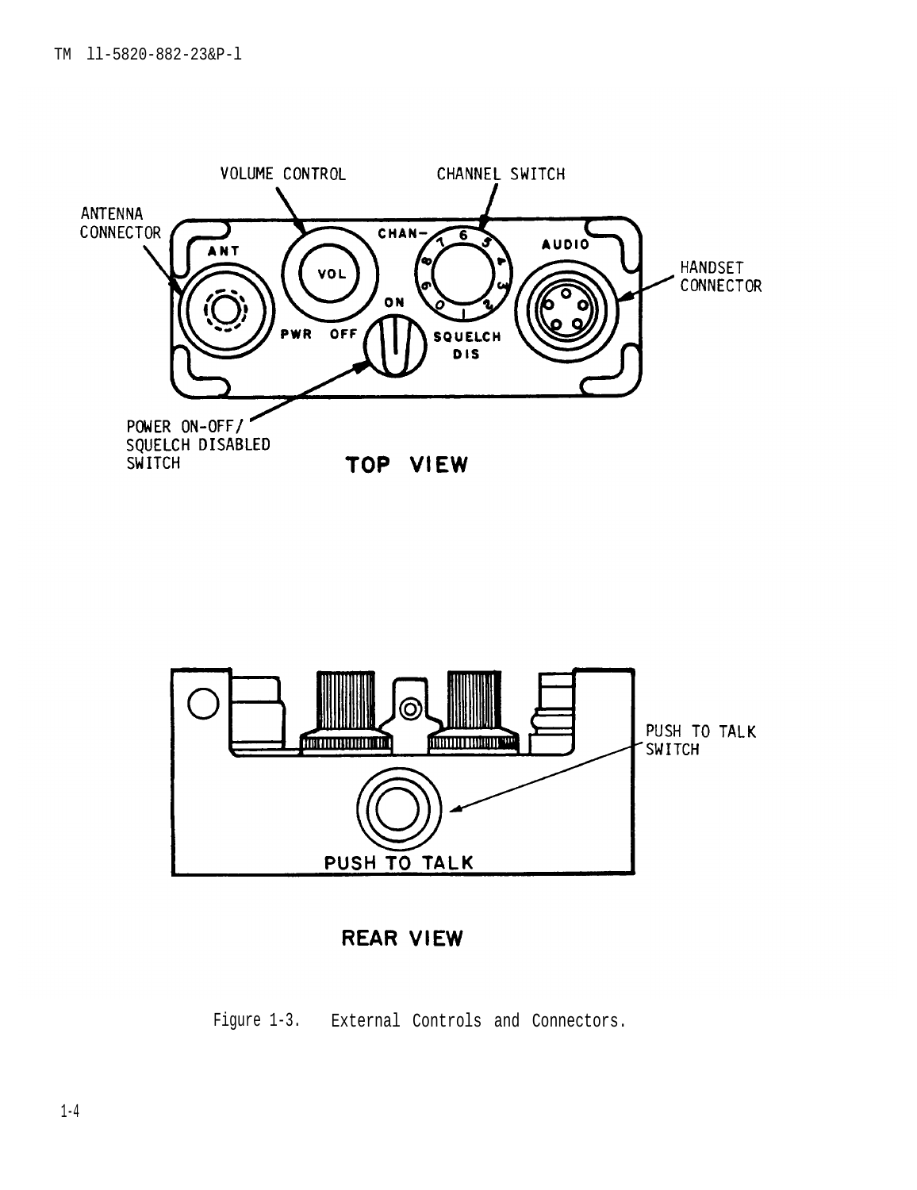Figure 1-3. External Controls and Connectors.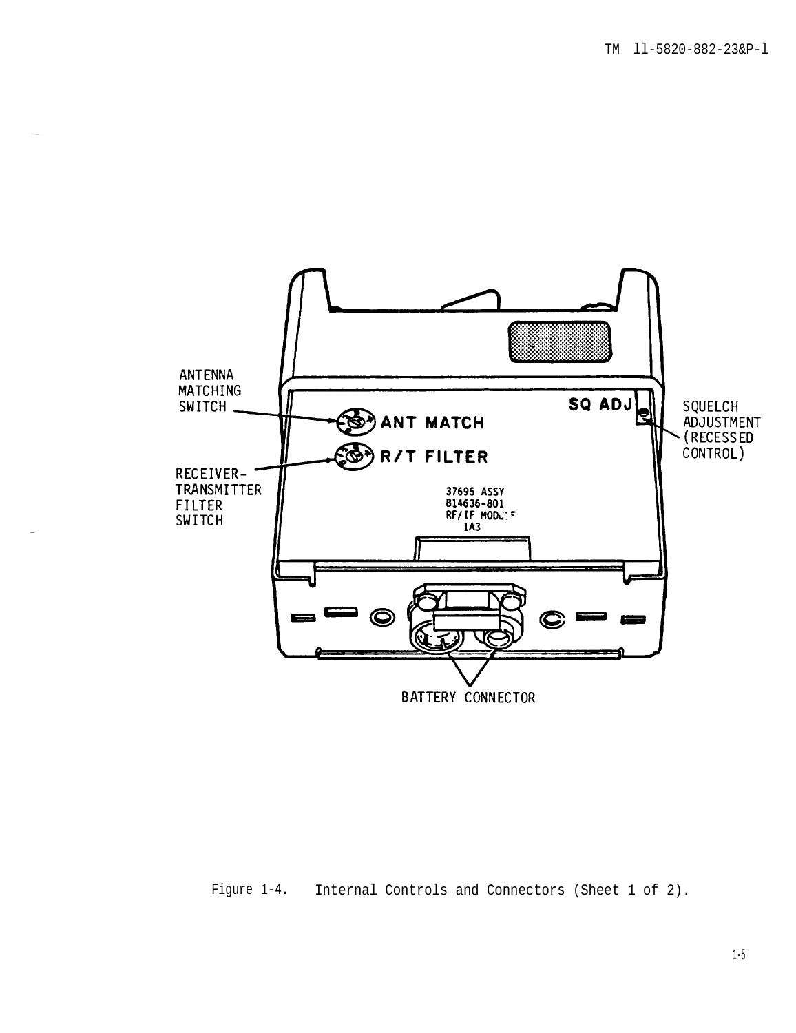Figure 1-4. Internal Controls and Connectors (Sheet 1 of 2).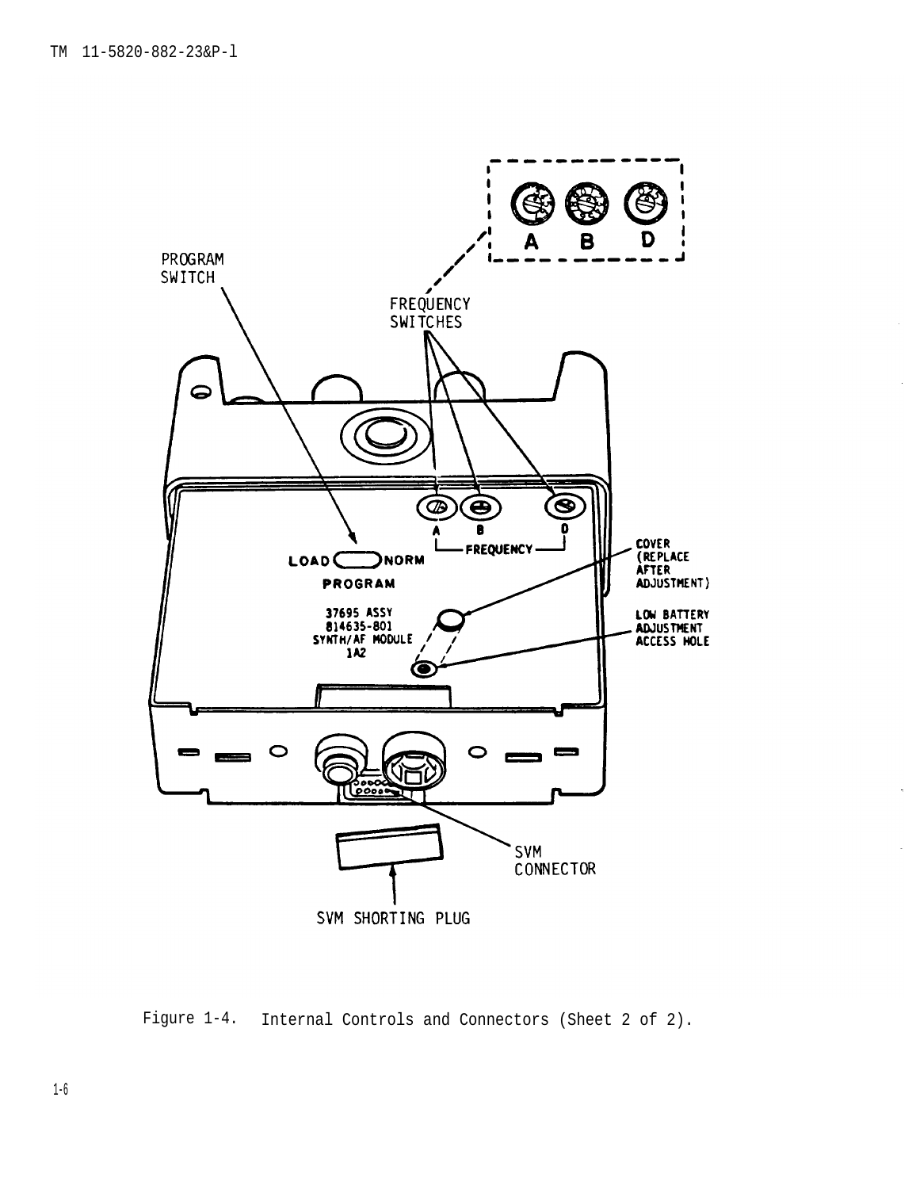Figure 1-4. Internal Controls and Connectors (Sheet 2 of 2).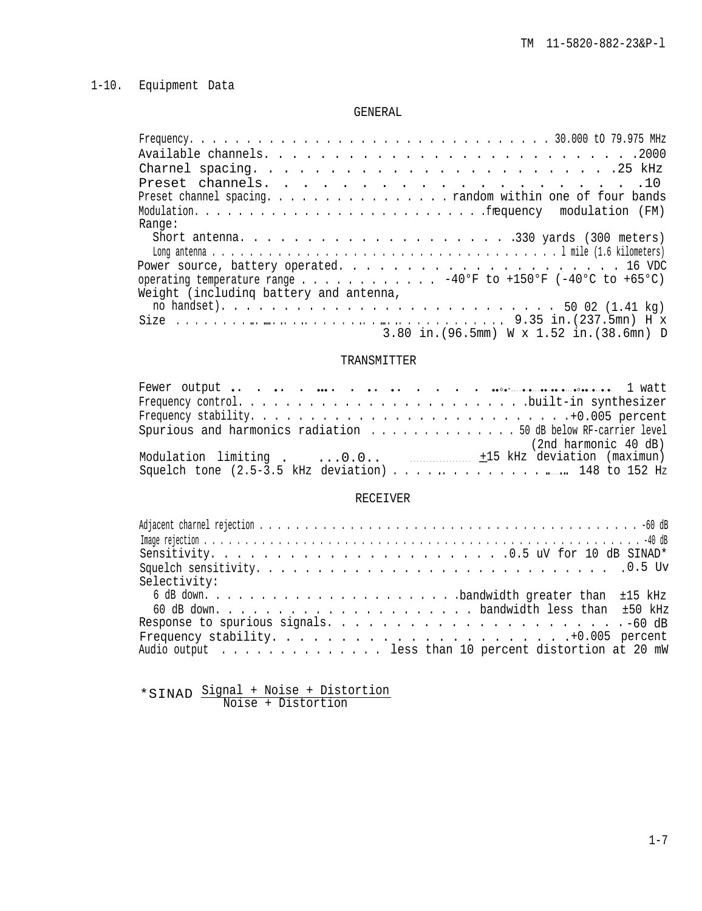## 1-10. Equipment Data

### GENERAL

| | |
|---|---|
| Frequency | 30.000 tO 79.975 MHz |
| Available channels | 2000 |
| Charnel spacing | 25 kHz |
| Preset channels | 10 |
| Preset channel spacing | random within one of four bands |
| Modulation | frequency modulation (FM) |
| Range: | |
| Short antenna | 330 yards (300 meters) |
| Long antenna | l mile (1.6 kilometers) |
| Power source, battery operated | 16 VDC |
| operating temperature range | -40°F to +150°F (-40°C to +65°C) |
| Weight (includinq battery and antenna, no handset) | 50 02 (1.41 kg) |
| Size | 9.35 in.(237.5mn) H x 3.80 in.(96.5mm) W x 1.52 in.(38.6mn) D |

### TRANSMITTER

| | |
|---|---|
| Fewer output | 1 watt |
| Frequency control | built-in synthesizer |
| Frequency stability | +0.005 percent |
| Spurious and harmonics radiation | 50 dB below RF-carrier level (2nd harmonic 40 dB) |
| Modulation limiting | ±15 kHz deviation (maximun) |
| Squelch tone (2.5-3.5 kHz deviation) | 148 to 152 Hz |

### RECEIVER

| | |
|---|---|
| Adjacent charnel rejection | -60 dB |
| Image rejection | -40 dB |
| Sensitivity | 0.5 uV for 10 dB SINAD* |
| Squelch sensitivity | 0.5 Uv |
| Selectivity: | |
| 6 dB down | bandwidth greater than ±15 kHz |
| 60 dB down | bandwidth less than ±50 kHz |
| Response to spurious signals | -60 dB |
| Frequency stability | +0.005 percent |
| Audio output | less than 10 percent distortion at 20 mW |

$$*SINAD = \frac{\text{Signal + Noise + Distortion}}{\text{Noise + Distortion}}$$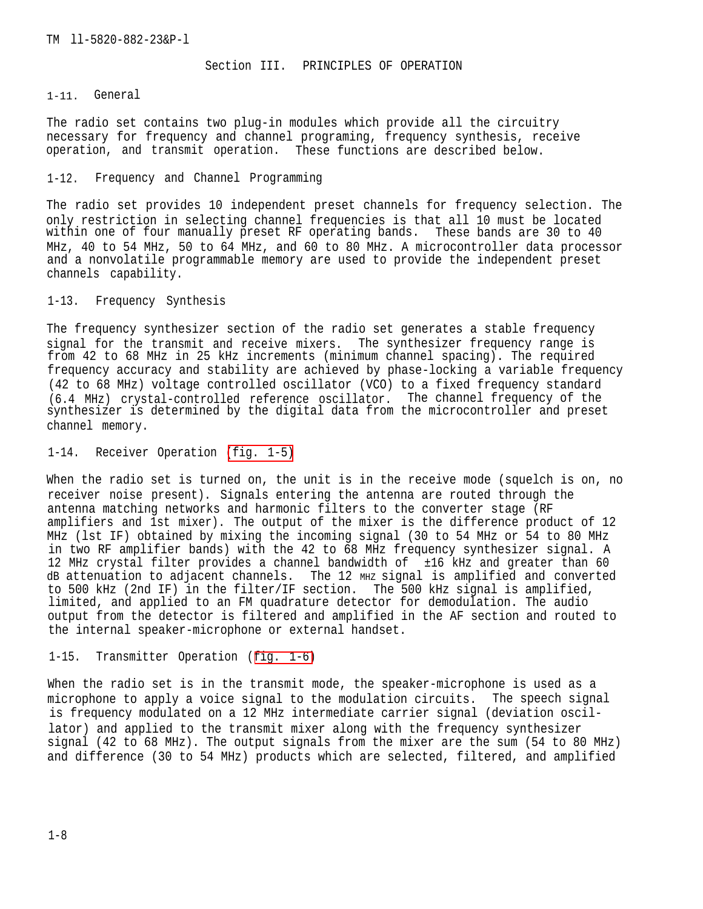## Section III. PRINCIPLES OF OPERATION

### 1-11. General

The radio set contains two plug-in modules which provide all the circuitry necessary for frequency and channel programing, frequency synthesis, receive operation, and transmit operation. These functions are described below.

### 1-12. Frequency and Channel Programming

The radio set provides 10 independent preset channels for frequency selection. The only restriction in selecting channel frequencies is that all 10 must be located within one of four manually preset RF operating bands. These bands are 30 to 40 MHz, 40 to 54 MHz, 50 to 64 MHz, and 60 to 80 MHz. A microcontroller data processor and a nonvolatile programmable memory are used to provide the independent preset channels capability.

### 1-13. Frequency Synthesis

The frequency synthesizer section of the radio set generates a stable frequency signal for the transmit and receive mixers. The synthesizer frequency range is from 42 to 68 MHz in 25 kHz increments (minimum channel spacing). The required frequency accuracy and stability are achieved by phase-locking a variable frequency (42 to 68 MHz) voltage controlled oscillator (VCO) to a fixed frequency standard (6.4 MHz) crystal-controlled reference oscillator. The channel frequency of the synthesizer is determined by the digital data from the microcontroller and preset channel memory.

### 1-14. Receiver Operation (fig. 1-5)

When the radio set is turned on, the unit is in the receive mode (squelch is on, no receiver noise present). Signals entering the antenna are routed through the antenna matching networks and harmonic filters to the converter stage (RF amplifiers and 1st mixer). The output of the mixer is the difference product of 12 MHz (lst IF) obtained by mixing the incoming signal (30 to 54 MHz or 54 to 80 MHz in two RF amplifier bands) with the 42 to 68 MHz frequency synthesizer signal. A 12 MHz crystal filter provides a channel bandwidth of ±16 kHz and greater than 60 dB attenuation to adjacent channels. The 12 MHz signal is amplified and converted to 500 kHz (2nd IF) in the filter/IF section. The 500 kHz signal is amplified, limited, and applied to an FM quadrature detector for demodulation. The audio output from the detector is filtered and amplified in the AF section and routed to the internal speaker-microphone or external handset.

### 1-15. Transmitter Operation (fig. 1-6)

When the radio set is in the transmit mode, the speaker-microphone is used as a microphone to apply a voice signal to the modulation circuits. The speech signal is frequency modulated on a 12 MHz intermediate carrier signal (deviation oscillator) and applied to the transmit mixer along with the frequency synthesizer signal (42 to 68 MHz). The output signals from the mixer are the sum (54 to 80 MHz) and difference (30 to 54 MHz) products which are selected, filtered, and amplified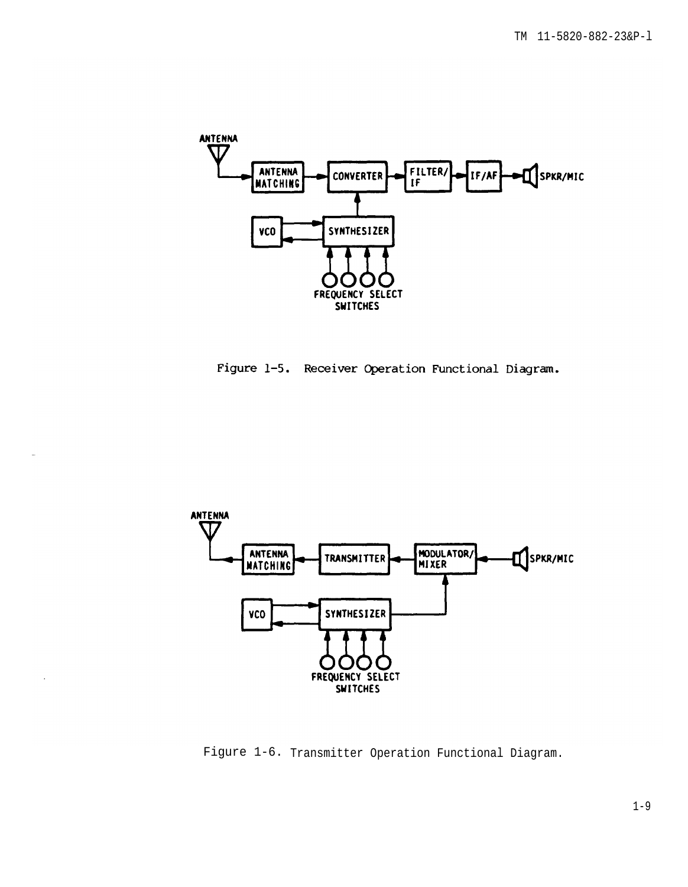Figure 1-5. Receiver Operation Functional Diagram.

Figure 1-6. Transmitter Operation Functional Diagram.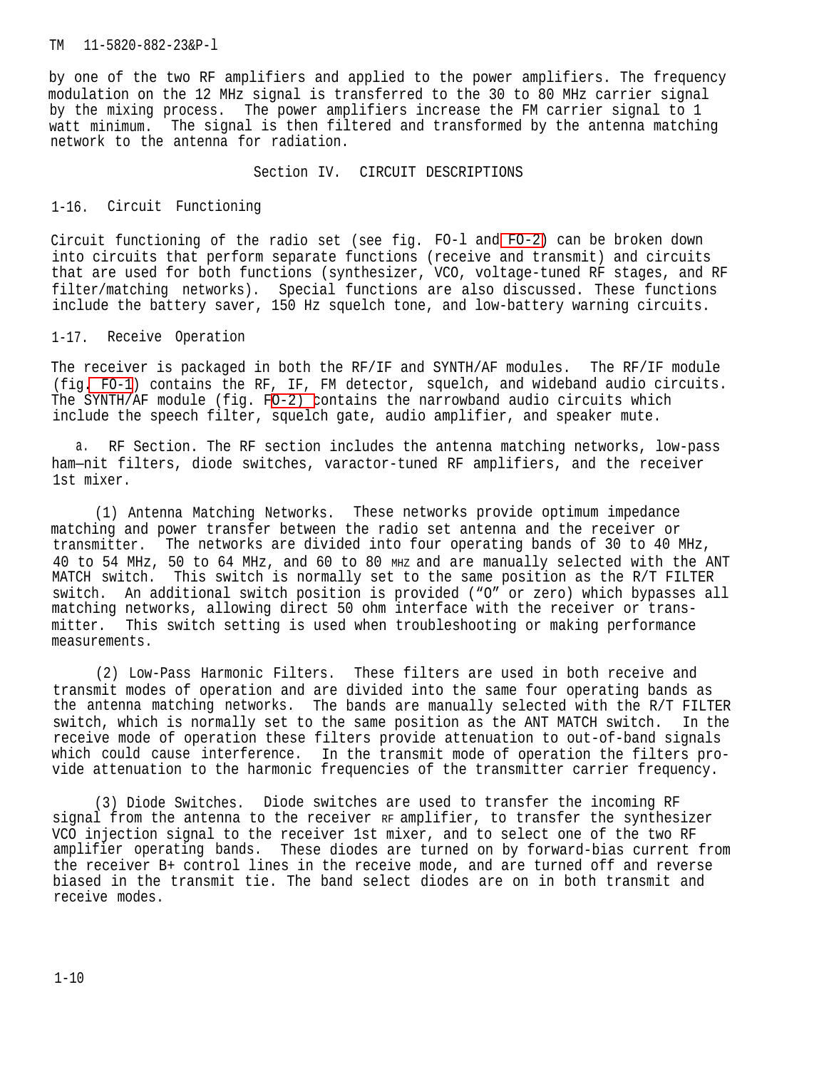by one of the two RF amplifiers and applied to the power amplifiers. The frequency modulation on the 12 MHz signal is transferred to the 30 to 80 MHz carrier signal by the mixing process. The power amplifiers increase the FM carrier signal to 1 watt minimum. The signal is then filtered and transformed by the antenna matching network to the antenna for radiation.

## Section IV. CIRCUIT DESCRIPTIONS

### 1-16. Circuit Functioning

Circuit functioning of the radio set (see fig. FO-l and FO-2) can be broken down into circuits that perform separate functions (receive and transmit) and circuits that are used for both functions (synthesizer, VCO, voltage-tuned RF stages, and RF filter/matching networks). Special functions are also discussed. These functions include the battery saver, 150 Hz squelch tone, and low-battery warning circuits.

### 1-17. Receive Operation

The receiver is packaged in both the RF/IF and SYNTH/AF modules. The RF/IF module (fig. FO-1) contains the RF, IF, FM detector, squelch, and wideband audio circuits. The SYNTH/AF module (fig. FO-2) contains the narrowband audio circuits which include the speech filter, squelch gate, audio amplifier, and speaker mute.

a. RF Section. The RF section includes the antenna matching networks, low-pass ham—nit filters, diode switches, varactor-tuned RF amplifiers, and the receiver 1st mixer.

(1) Antenna Matching Networks. These networks provide optimum impedance matching and power transfer between the radio set antenna and the receiver or transmitter. The networks are divided into four operating bands of 30 to 40 MHz, 40 to 54 MHz, 50 to 64 MHz, and 60 to 80 MHZ and are manually selected with the ANT MATCH switch. This switch is normally set to the same position as the R/T FILTER switch. An additional switch position is provided (“O” or zero) which bypasses all matching networks, allowing direct 50 ohm interface with the receiver or transmitter. This switch setting is used when troubleshooting or making performance measurements.

(2) Low-Pass Harmonic Filters. These filters are used in both receive and transmit modes of operation and are divided into the same four operating bands as the antenna matching networks. The bands are manually selected with the R/T FILTER switch, which is normally set to the same position as the ANT MATCH switch. In the receive mode of operation these filters provide attenuation to out-of-band signals which could cause interference. In the transmit mode of operation the filters provide attenuation to the harmonic frequencies of the transmitter carrier frequency.

(3) Diode Switches. Diode switches are used to transfer the incoming RF signal from the antenna to the receiver RF amplifier, to transfer the synthesizer VCO injection signal to the receiver 1st mixer, and to select one of the two RF amplifier operating bands. These diodes are turned on by forward-bias current from the receiver B+ control lines in the receive mode, and are turned off and reverse biased in the transmit tie. The band select diodes are on in both transmit and receive modes.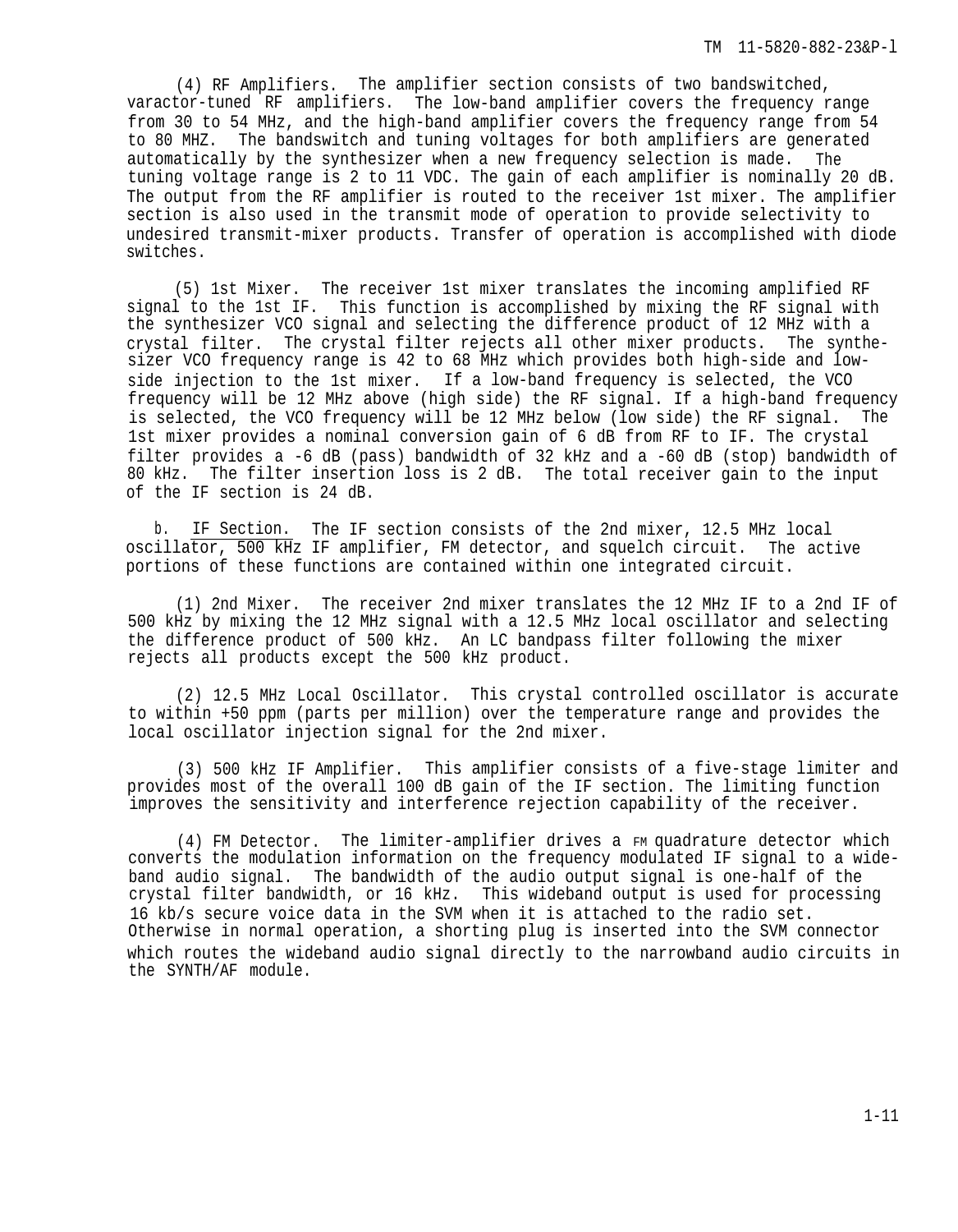(4) RF Amplifiers. The amplifier section consists of two bandswitched, varactor-tuned RF amplifiers. The low-band amplifier covers the frequency range from 30 to 54 MHz, and the high-band amplifier covers the frequency range from 54 to 80 MHZ. The bandswitch and tuning voltages for both amplifiers are generated automatically by the synthesizer when a new frequency selection is made. The tuning voltage range is 2 to 11 VDC. The gain of each amplifier is nominally 20 dB. The output from the RF amplifier is routed to the receiver 1st mixer. The amplifier section is also used in the transmit mode of operation to provide selectivity to undesired transmit-mixer products. Transfer of operation is accomplished with diode switches.

(5) 1st Mixer. The receiver 1st mixer translates the incoming amplified RF signal to the 1st IF. This function is accomplished by mixing the RF signal with the synthesizer VCO signal and selecting the difference product of 12 MHz with a crystal filter. The crystal filter rejects all other mixer products. The synthesizer VCO frequency range is 42 to 68 MHz which provides both high-side and low-side injection to the 1st mixer. If a low-band frequency is selected, the VCO frequency will be 12 MHz above (high side) the RF signal. If a high-band frequency is selected, the VCO frequency will be 12 MHz below (low side) the RF signal. The 1st mixer provides a nominal conversion gain of 6 dB from RF to IF. The crystal filter provides a -6 dB (pass) bandwidth of 32 kHz and a -60 dB (stop) bandwidth of 80 kHz. The filter insertion loss is 2 dB. The total receiver gain to the input of the IF section is 24 dB.

b. IF Section. The IF section consists of the 2nd mixer, 12.5 MHz local oscillator, 500 kHz IF amplifier, FM detector, and squelch circuit. The active portions of these functions are contained within one integrated circuit.

(1) 2nd Mixer. The receiver 2nd mixer translates the 12 MHz IF to a 2nd IF of 500 kHz by mixing the 12 MHz signal with a 12.5 MHz local oscillator and selecting the difference product of 500 kHz. An LC bandpass filter following the mixer rejects all products except the 500 kHz product.

(2) 12.5 MHz Local Oscillator. This crystal controlled oscillator is accurate to within +50 ppm (parts per million) over the temperature range and provides the local oscillator injection signal for the 2nd mixer.

(3) 500 kHz IF Amplifier. This amplifier consists of a five-stage limiter and provides most of the overall 100 dB gain of the IF section. The limiting function improves the sensitivity and interference rejection capability of the receiver.

(4) FM Detector. The limiter-amplifier drives a FM quadrature detector which converts the modulation information on the frequency modulated IF signal to a wideband audio signal. The bandwidth of the audio output signal is one-half of the crystal filter bandwidth, or 16 kHz. This wideband output is used for processing 16 kb/s secure voice data in the SVM when it is attached to the radio set. Otherwise in normal operation, a shorting plug is inserted into the SVM connector which routes the wideband audio signal directly to the narrowband audio circuits in the SYNTH/AF module.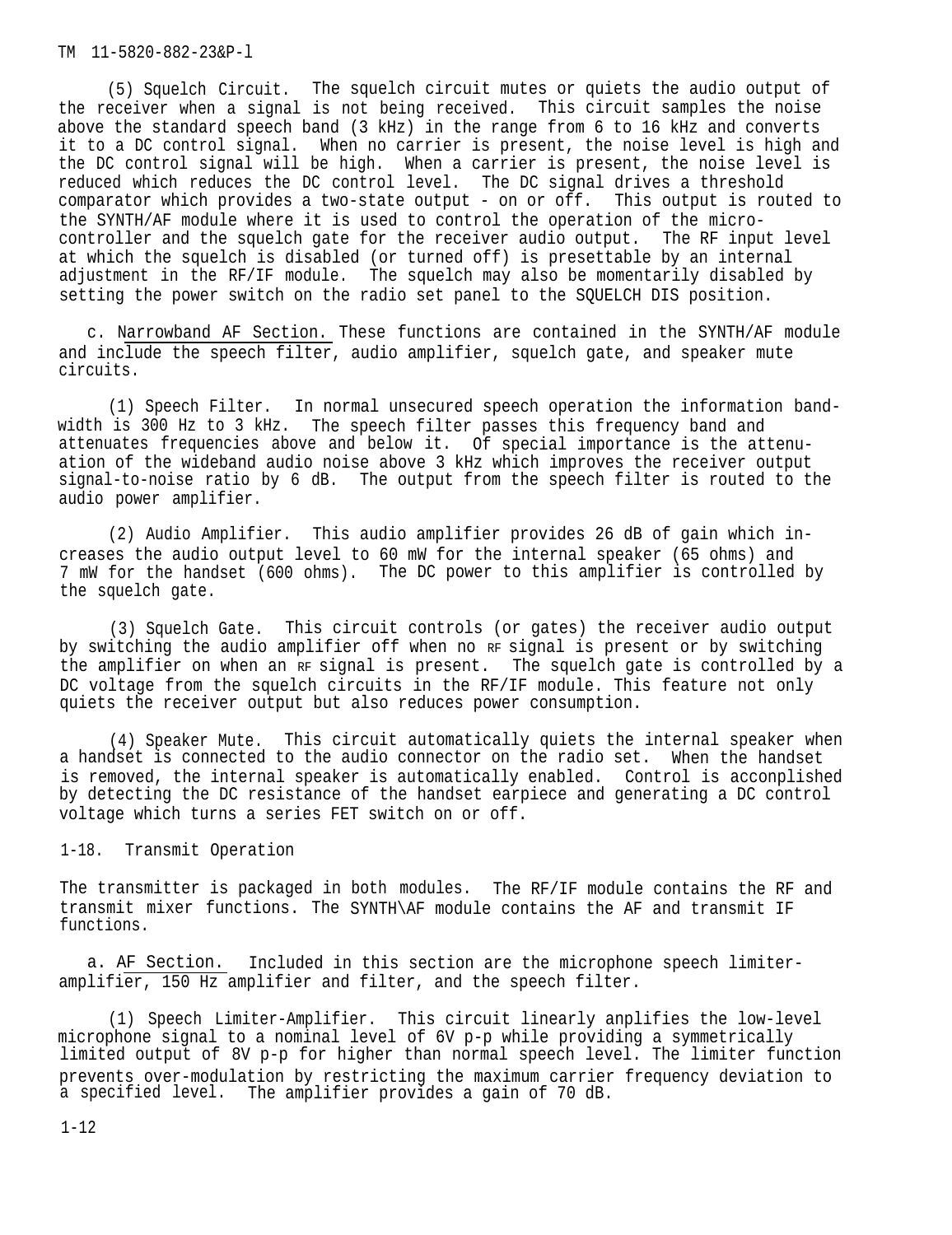(5) Squelch Circuit. The squelch circuit mutes or quiets the audio output of the receiver when a signal is not being received. This circuit samples the noise above the standard speech band (3 kHz) in the range from 6 to 16 kHz and converts it to a DC control signal. When no carrier is present, the noise level is high and the DC control signal will be high. When a carrier is present, the noise level is reduced which reduces the DC control level. The DC signal drives a threshold comparator which provides a two-state output - on or off. This output is routed to the SYNTH/AF module where it is used to control the operation of the micro-controller and the squelch gate for the receiver audio output. The RF input level at which the squelch is disabled (or turned off) is presettable by an internal adjustment in the RF/IF module. The squelch may also be momentarily disabled by setting the power switch on the radio set panel to the SQUELCH DIS position.

c. Narrowband AF Section. These functions are contained in the SYNTH/AF module and include the speech filter, audio amplifier, squelch gate, and speaker mute circuits.

(1) Speech Filter. In normal unsecured speech operation the information band-width is 300 Hz to 3 kHz. The speech filter passes this frequency band and attenuates frequencies above and below it. Of special importance is the attenu-ation of the wideband audio noise above 3 kHz which improves the receiver output signal-to-noise ratio by 6 dB. The output from the speech filter is routed to the audio power amplifier.

(2) Audio Amplifier. This audio amplifier provides 26 dB of gain which in-creases the audio output level to 60 mW for the internal speaker (65 ohms) and 7 mW for the handset (600 ohms). The DC power to this amplifier is controlled by the squelch gate.

(3) Squelch Gate. This circuit controls (or gates) the receiver audio output by switching the audio amplifier off when no RF signal is present or by switching the amplifier on when an RF signal is present. The squelch gate is controlled by a DC voltage from the squelch circuits in the RF/IF module. This feature not only quiets the receiver output but also reduces power consumption.

(4) Speaker Mute. This circuit automatically quiets the internal speaker when a handset is connected to the audio connector on the radio set. When the handset is removed, the internal speaker is automatically enabled. Control is acconplished by detecting the DC resistance of the handset earpiece and generating a DC control voltage which turns a series FET switch on or off.

## 1-18. Transmit Operation

The transmitter is packaged in both modules. The RF/IF module contains the RF and transmit mixer functions. The SYNTH\AF module contains the AF and transmit IF functions.

a. AF Section. Included in this section are the microphone speech limiter-amplifier, 150 Hz amplifier and filter, and the speech filter.

(1) Speech Limiter-Amplifier. This circuit linearly anplifies the low-level microphone signal to a nominal level of 6V p-p while providing a symmetrically limited output of 8V p-p for higher than normal speech level. The limiter function prevents over-modulation by restricting the maximum carrier frequency deviation to a specified level. The amplifier provides a gain of 70 dB.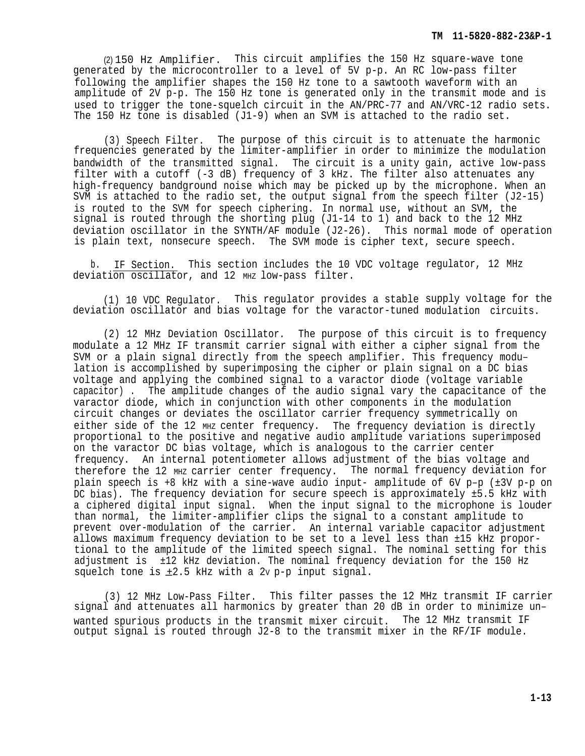(2) 150 Hz Amplifier. This circuit amplifies the 150 Hz square-wave tone generated by the microcontroller to a level of 5V p-p. An RC low-pass filter following the amplifier shapes the 150 Hz tone to a sawtooth waveform with an amplitude of 2V p-p. The 150 Hz tone is generated only in the transmit mode and is used to trigger the tone-squelch circuit in the AN/PRC-77 and AN/VRC-12 radio sets. The 150 Hz tone is disabled (J1-9) when an SVM is attached to the radio set.

(3) Speech Filter. The purpose of this circuit is to attenuate the harmonic frequencies generated by the limiter-amplifier in order to minimize the modulation bandwidth of the transmitted signal. The circuit is a unity gain, active low-pass filter with a cutoff (-3 dB) frequency of 3 kHz. The filter also attenuates any high-frequency bandground noise which may be picked up by the microphone. When an SVM is attached to the radio set, the output signal from the speech filter (J2-15) is routed to the SVM for speech ciphering. In normal use, without an SVM, the signal is routed through the shorting plug (J1-14 to 1) and back to the 12 MHz deviation oscillator in the SYNTH/AF module (J2-26). This normal mode of operation is plain text, nonsecure speech. The SVM mode is cipher text, secure speech.

b. <u>IF Section.</u> This section includes the 10 VDC voltage regulator, 12 MHz deviation oscillator, and 12 MHZ low-pass filter.

(1) 10 VDC Regulator. This regulator provides a stable supply voltage for the deviation oscillator and bias voltage for the varactor-tuned modulation circuits.

(2) 12 MHz Deviation Oscillator. The purpose of this circuit is to frequency modulate a 12 MHz IF transmit carrier signal with either a cipher signal from the SVM or a plain signal directly from the speech amplifier. This frequency modulation is accomplished by superimposing the cipher or plain signal on a DC bias voltage and applying the combined signal to a varactor diode (voltage variable capacitor). The amplitude changes of the audio signal vary the capacitance of the varactor diode, which in conjunction with other components in the modulation circuit changes or deviates the oscillator carrier frequency symmetrically on either side of the 12 MHZ center frequency. The frequency deviation is directly proportional to the positive and negative audio amplitude variations superimposed on the varactor DC bias voltage, which is analogous to the carrier center frequency. An internal potentiometer allows adjustment of the bias voltage and therefore the 12 MHZ carrier center frequency. The normal frequency deviation for plain speech is +8 kHz with a sine-wave audio input- amplitude of 6V p–p (±3V p-p on DC bias). The frequency deviation for secure speech is approximately ±5.5 kHz with a ciphered digital input signal. When the input signal to the microphone is louder than normal, the limiter-amplifier clips the signal to a constant amplitude to prevent over-modulation of the carrier. An internal variable capacitor adjustment allows maximum frequency deviation to be set to a level less than ±15 kHz proportional to the amplitude of the limited speech signal. The nominal setting for this adjustment is ±12 kHz deviation. The nominal frequency deviation for the 150 Hz squelch tone is ±2.5 kHz with a 2V p-p input signal.

(3) 12 MHz Low-Pass Filter. This filter passes the 12 MHz transmit IF carrier signal and attenuates all harmonics by greater than 20 dB in order to minimize unwanted spurious products in the transmit mixer circuit. The 12 MHz transmit IF output signal is routed through J2-8 to the transmit mixer in the RF/IF module.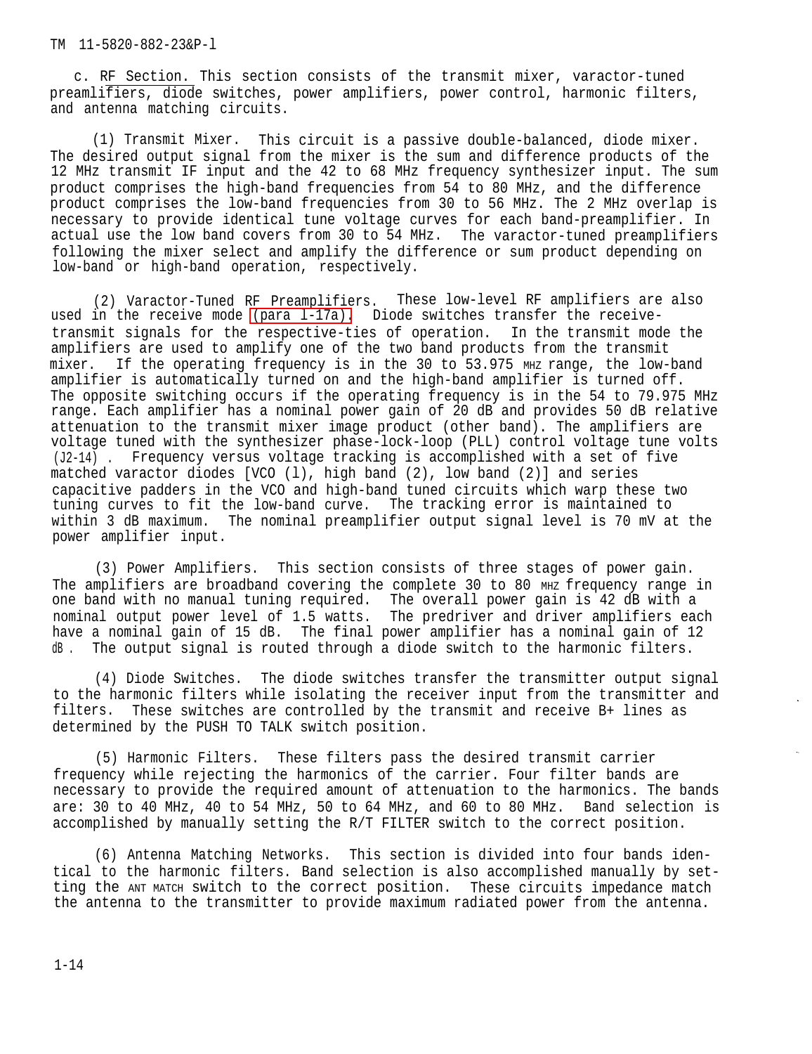c. RF Section. This section consists of the transmit mixer, varactor-tuned preamlifiers, diode switches, power amplifiers, power control, harmonic filters, and antenna matching circuits.

(1) Transmit Mixer. This circuit is a passive double-balanced, diode mixer. The desired output signal from the mixer is the sum and difference products of the 12 MHz transmit IF input and the 42 to 68 MHz frequency synthesizer input. The sum product comprises the high-band frequencies from 54 to 80 MHz, and the difference product comprises the low-band frequencies from 30 to 56 MHz. The 2 MHz overlap is necessary to provide identical tune voltage curves for each band-preamplifier. In actual use the low band covers from 30 to 54 MHz. The varactor-tuned preamplifiers following the mixer select and amplify the difference or sum product depending on low-band or high-band operation, respectively.

(2) Varactor-Tuned RF Preamplifiers. These low-level RF amplifiers are also used in the receive mode (para 1-17a). Diode switches transfer the receive-transmit signals for the respective-ties of operation. In the transmit mode the amplifiers are used to amplify one of the two band products from the transmit mixer. If the operating frequency is in the 30 to 53.975 MHZ range, the low-band amplifier is automatically turned on and the high-band amplifier is turned off. The opposite switching occurs if the operating frequency is in the 54 to 79.975 MHz range. Each amplifier has a nominal power gain of 20 dB and provides 50 dB relative attenuation to the transmit mixer image product (other band). The amplifiers are voltage tuned with the synthesizer phase-lock-loop (PLL) control voltage tune volts (J2-14). Frequency versus voltage tracking is accomplished with a set of five matched varactor diodes [VCO (1), high band (2), low band (2)] and series capacitive padders in the VCO and high-band tuned circuits which warp these two tuning curves to fit the low-band curve. The tracking error is maintained to within 3 dB maximum. The nominal preamplifier output signal level is 70 mV at the power amplifier input.

(3) Power Amplifiers. This section consists of three stages of power gain. The amplifiers are broadband covering the complete 30 to 80 MHZ frequency range in one band with no manual tuning required. The overall power gain is 42 dB with a nominal output power level of 1.5 watts. The predriver and driver amplifiers each have a nominal gain of 15 dB. The final power amplifier has a nominal gain of 12 dB. The output signal is routed through a diode switch to the harmonic filters.

(4) Diode Switches. The diode switches transfer the transmitter output signal to the harmonic filters while isolating the receiver input from the transmitter and filters. These switches are controlled by the transmit and receive B+ lines as determined by the PUSH TO TALK switch position.

(5) Harmonic Filters. These filters pass the desired transmit carrier frequency while rejecting the harmonics of the carrier. Four filter bands are necessary to provide the required amount of attenuation to the harmonics. The bands are: 30 to 40 MHz, 40 to 54 MHz, 50 to 64 MHz, and 60 to 80 MHz. Band selection is accomplished by manually setting the R/T FILTER switch to the correct position.

(6) Antenna Matching Networks. This section is divided into four bands identical to the harmonic filters. Band selection is also accomplished manually by setting the ANT MATCH switch to the correct position. These circuits impedance match the antenna to the transmitter to provide maximum radiated power from the antenna.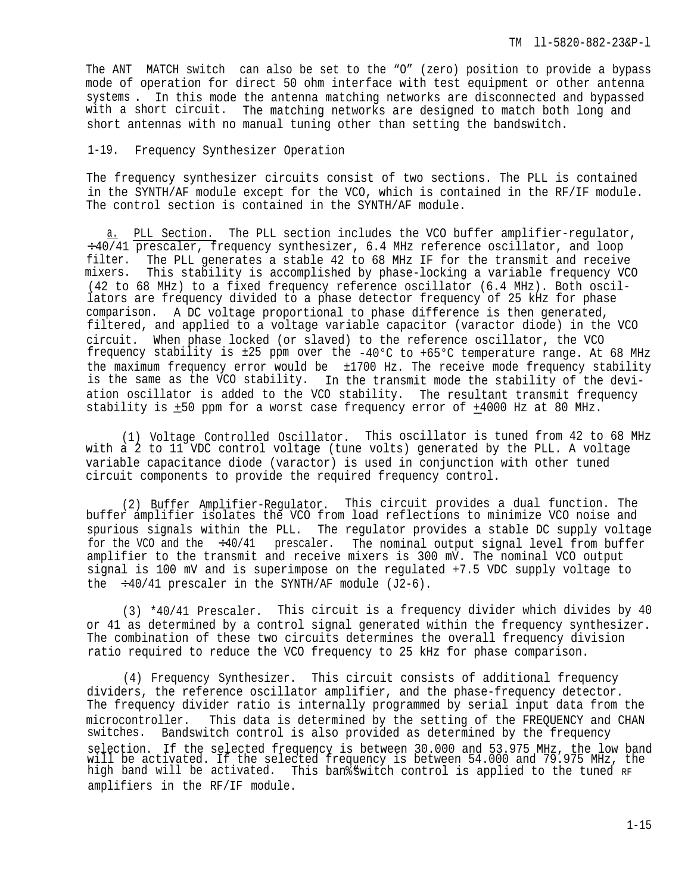The ANT MATCH switch can also be set to the "O" (zero) position to provide a bypass mode of operation for direct 50 ohm interface with test equipment or other antenna systems. In this mode the antenna matching networks are disconnected and bypassed with a short circuit. The matching networks are designed to match both long and short antennas with no manual tuning other than setting the bandswitch.

## 1-19. Frequency Synthesizer Operation

The frequency synthesizer circuits consist of two sections. The PLL is contained in the SYNTH/AF module except for the VCO, which is contained in the RF/IF module. The control section is contained in the SYNTH/AF module.

a. PLL Section. The PLL section includes the VCO buffer amplifier-regulator, ÷40/41 prescaler, frequency synthesizer, 6.4 MHz reference oscillator, and loop filter. The PLL generates a stable 42 to 68 MHz IF for the transmit and receive mixers. This stability is accomplished by phase-locking a variable frequency VCO (42 to 68 MHz) to a fixed frequency reference oscillator (6.4 MHz). Both oscillators are frequency divided to a phase detector frequency of 25 kHz for phase comparison. A DC voltage proportional to phase difference is then generated, filtered, and applied to a voltage variable capacitor (varactor diode) in the VCO circuit. When phase locked (or slaved) to the reference oscillator, the VCO frequency stability is ±25 ppm over the -40°C to +65°C temperature range. At 68 MHz the maximum frequency error would be ±1700 Hz. The receive mode frequency stability is the same as the VCO stability. In the transmit mode the stability of the deviation oscillator is added to the VCO stability. The resultant transmit frequency stability is ±50 ppm for a worst case frequency error of ±4000 Hz at 80 MHz.

(1) Voltage Controlled Oscillator. This oscillator is tuned from 42 to 68 MHz with a 2 to 11 VDC control voltage (tune volts) generated by the PLL. A voltage variable capacitance diode (varactor) is used in conjunction with other tuned circuit components to provide the required frequency control.

(2) Buffer Amplifier-Regulator. This circuit provides a dual function. The buffer amplifier isolates the VCO from load reflections to minimize VCO noise and spurious signals within the PLL. The regulator provides a stable DC supply voltage for the VCO and the ÷40/41 prescaler. The nominal output signal level from buffer amplifier to the transmit and receive mixers is 300 mV. The nominal VCO output signal is 100 mV and is superimpose on the regulated +7.5 VDC supply voltage to the ÷40/41 prescaler in the SYNTH/AF module (J2-6).

(3) *40/41 Prescaler. This circuit is a frequency divider which divides by 40 or 41 as determined by a control signal generated within the frequency synthesizer. The combination of these two circuits determines the overall frequency division ratio required to reduce the VCO frequency to 25 kHz for phase comparison.

(4) Frequency Synthesizer. This circuit consists of additional frequency dividers, the reference oscillator amplifier, and the phase-frequency detector. The frequency divider ratio is internally programmed by serial input data from the microcontroller. This data is determined by the setting of the FREQUENCY and CHAN switches. Bandswitch control is also provided as determined by the frequency selection. If the selected frequency is between 30.000 and 53.975 MHz, the low band will be activated. If the selected frequency is between 54.000 and 79.975 MHz, the high band will be activated. This bandswitch control is applied to the tuned RF amplifiers in the RF/IF module.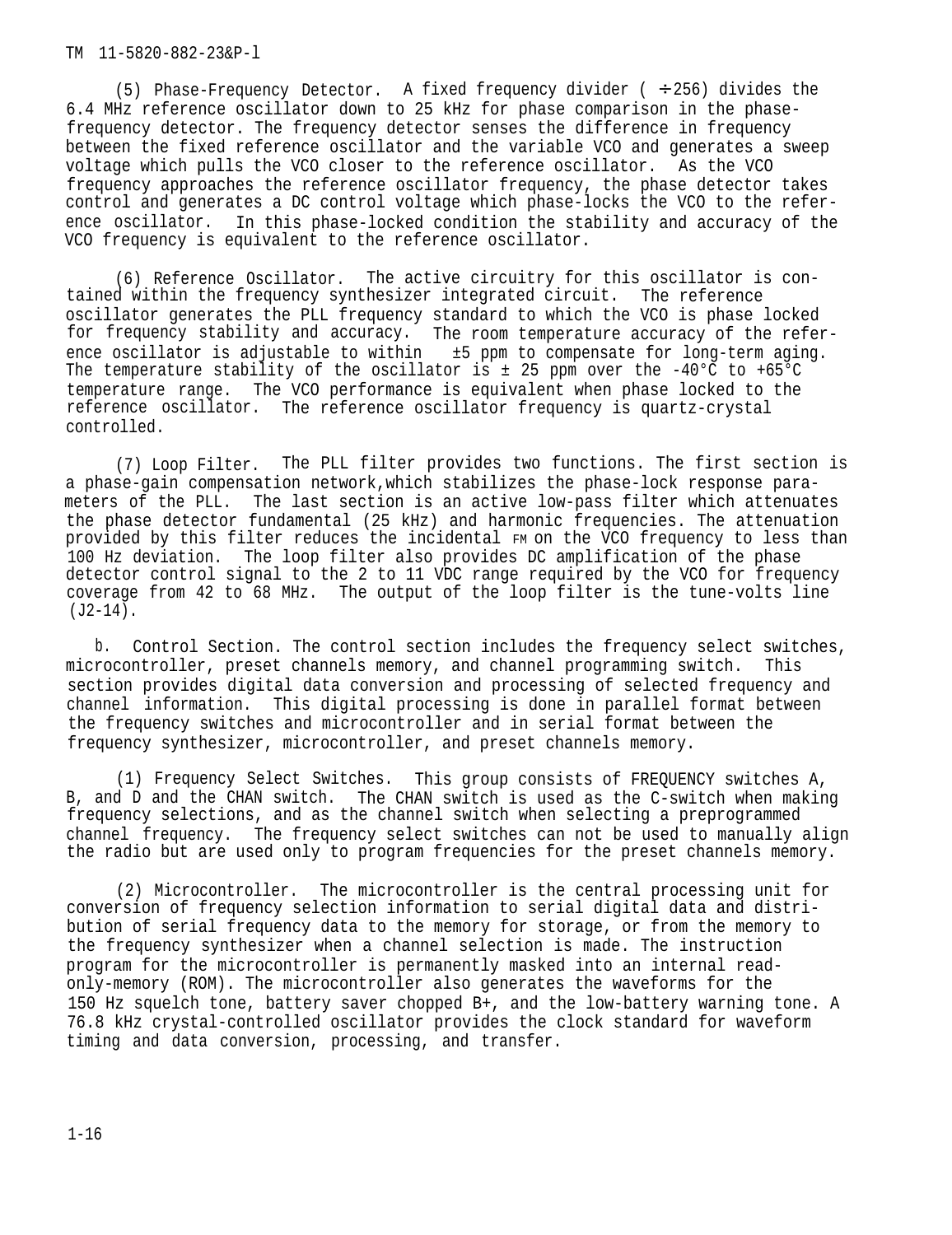(5) Phase-Frequency Detector. A fixed frequency divider ( ÷256) divides the 6.4 MHz reference oscillator down to 25 kHz for phase comparison in the phase-frequency detector. The frequency detector senses the difference in frequency between the fixed reference oscillator and the variable VCO and generates a sweep voltage which pulls the VCO closer to the reference oscillator. As the VCO frequency approaches the reference oscillator frequency, the phase detector takes control and generates a DC control voltage which phase-locks the VCO to the reference oscillator. In this phase-locked condition the stability and accuracy of the VCO frequency is equivalent to the reference oscillator.

(6) Reference Oscillator. The active circuitry for this oscillator is contained within the frequency synthesizer integrated circuit. The reference oscillator generates the PLL frequency standard to which the VCO is phase locked for frequency stability and accuracy. The room temperature accuracy of the reference oscillator is adjustable to within ±5 ppm to compensate for long-term aging. The temperature stability of the oscillator is ± 25 ppm over the -40°C to +65°C temperature range. The VCO performance is equivalent when phase locked to the reference oscillator. The reference oscillator frequency is quartz-crystal controlled.

(7) Loop Filter. The PLL filter provides two functions. The first section is a phase-gain compensation network,which stabilizes the phase-lock response parameters of the PLL. The last section is an active low-pass filter which attenuates the phase detector fundamental (25 kHz) and harmonic frequencies. The attenuation provided by this filter reduces the incidental FM on the VCO frequency to less than 100 Hz deviation. The loop filter also provides DC amplification of the phase detector control signal to the 2 to 11 VDC range required by the VCO for frequency coverage from 42 to 68 MHz. The output of the loop filter is the tune-volts line (J2-14).

b. Control Section. The control section includes the frequency select switches, microcontroller, preset channels memory, and channel programming switch. This section provides digital data conversion and processing of selected frequency and channel information. This digital processing is done in parallel format between the frequency switches and microcontroller and in serial format between the frequency synthesizer, microcontroller, and preset channels memory.

(1) Frequency Select Switches. This group consists of FREQUENCY switches A, B, and D and the CHAN switch. The CHAN switch is used as the C-switch when making frequency selections, and as the channel switch when selecting a preprogrammed channel frequency. The frequency select switches can not be used to manually align the radio but are used only to program frequencies for the preset channels memory.

(2) Microcontroller. The microcontroller is the central processing unit for conversion of frequency selection information to serial digital data and distribution of serial frequency data to the memory for storage, or from the memory to the frequency synthesizer when a channel selection is made. The instruction program for the microcontroller is permanently masked into an internal read-only-memory (ROM). The microcontroller also generates the waveforms for the 150 Hz squelch tone, battery saver chopped B+, and the low-battery warning tone. A 76.8 kHz crystal-controlled oscillator provides the clock standard for waveform timing and data conversion, processing, and transfer.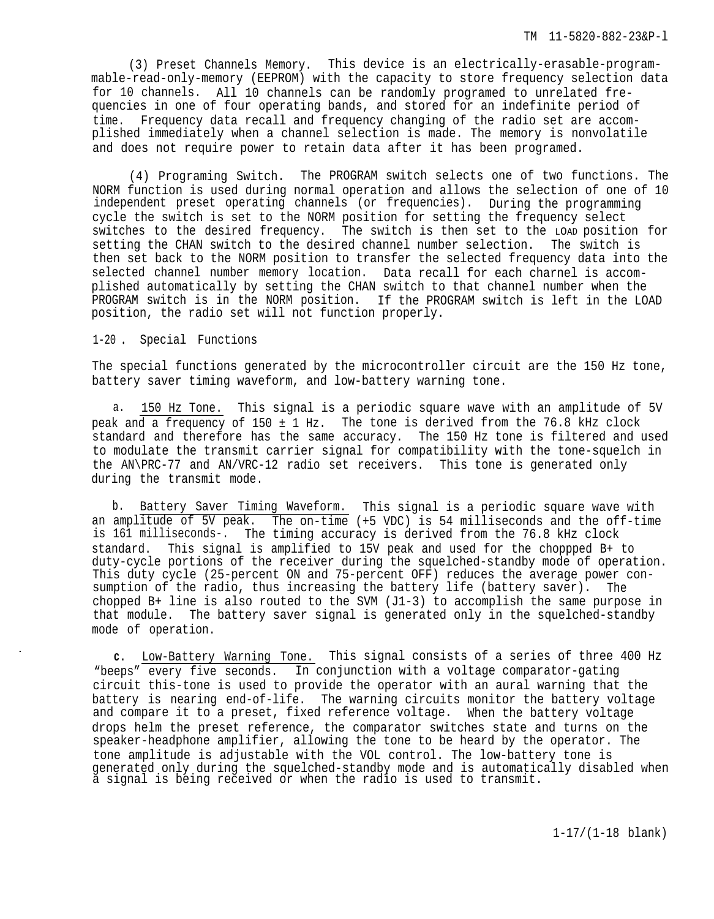(3) Preset Channels Memory. This device is an electrically-erasable-programmable-read-only-memory (EEPROM) with the capacity to store frequency selection data for 10 channels. All 10 channels can be randomly programed to unrelated frequencies in one of four operating bands, and stored for an indefinite period of time. Frequency data recall and frequency changing of the radio set are accomplished immediately when a channel selection is made. The memory is nonvolatile and does not require power to retain data after it has been programed.

(4) Programing Switch. The PROGRAM switch selects one of two functions. The NORM function is used during normal operation and allows the selection of one of 10 independent preset operating channels (or frequencies). During the programming cycle the switch is set to the NORM position for setting the frequency select switches to the desired frequency. The switch is then set to the LOAD position for setting the CHAN switch to the desired channel number selection. The switch is then set back to the NORM position to transfer the selected frequency data into the selected channel number memory location. Data recall for each charnel is accomplished automatically by setting the CHAN switch to that channel number when the PROGRAM switch is in the NORM position. If the PROGRAM switch is left in the LOAD position, the radio set will not function properly.

## 1-20. Special Functions

The special functions generated by the microcontroller circuit are the 150 Hz tone, battery saver timing waveform, and low-battery warning tone.

a. <u>150 Hz Tone.</u> This signal is a periodic square wave with an amplitude of 5V peak and a frequency of 150 ± 1 Hz. The tone is derived from the 76.8 kHz clock standard and therefore has the same accuracy. The 150 Hz tone is filtered and used to modulate the transmit carrier signal for compatibility with the tone-squelch in the AN\PRC-77 and AN/VRC-12 radio set receivers. This tone is generated only during the transmit mode.

b. <u>Battery Saver Timing Waveform.</u> This signal is a periodic square wave with an amplitude of 5V peak. The on-time (+5 VDC) is 54 milliseconds and the off-time is 161 milliseconds-. The timing accuracy is derived from the 76.8 kHz clock standard. This signal is amplified to 15V peak and used for the choppped B+ to duty-cycle portions of the receiver during the squelched-standby mode of operation. This duty cycle (25-percent ON and 75-percent OFF) reduces the average power consumption of the radio, thus increasing the battery life (battery saver). The chopped B+ line is also routed to the SVM (J1-3) to accomplish the same purpose in that module. The battery saver signal is generated only in the squelched-standby mode of operation.

c. <u>Low-Battery Warning Tone.</u> This signal consists of a series of three 400 Hz "beeps" every five seconds. In conjunction with a voltage comparator-gating circuit this-tone is used to provide the operator with an aural warning that the battery is nearing end-of-life. The warning circuits monitor the battery voltage and compare it to a preset, fixed reference voltage. When the battery voltage drops helm the preset reference, the comparator switches state and turns on the speaker-headphone amplifier, allowing the tone to be heard by the operator. The tone amplitude is adjustable with the VOL control. The low-battery tone is generated only during the squelched-standby mode and is automatically disabled when a signal is being received or when the radio is used to transmit.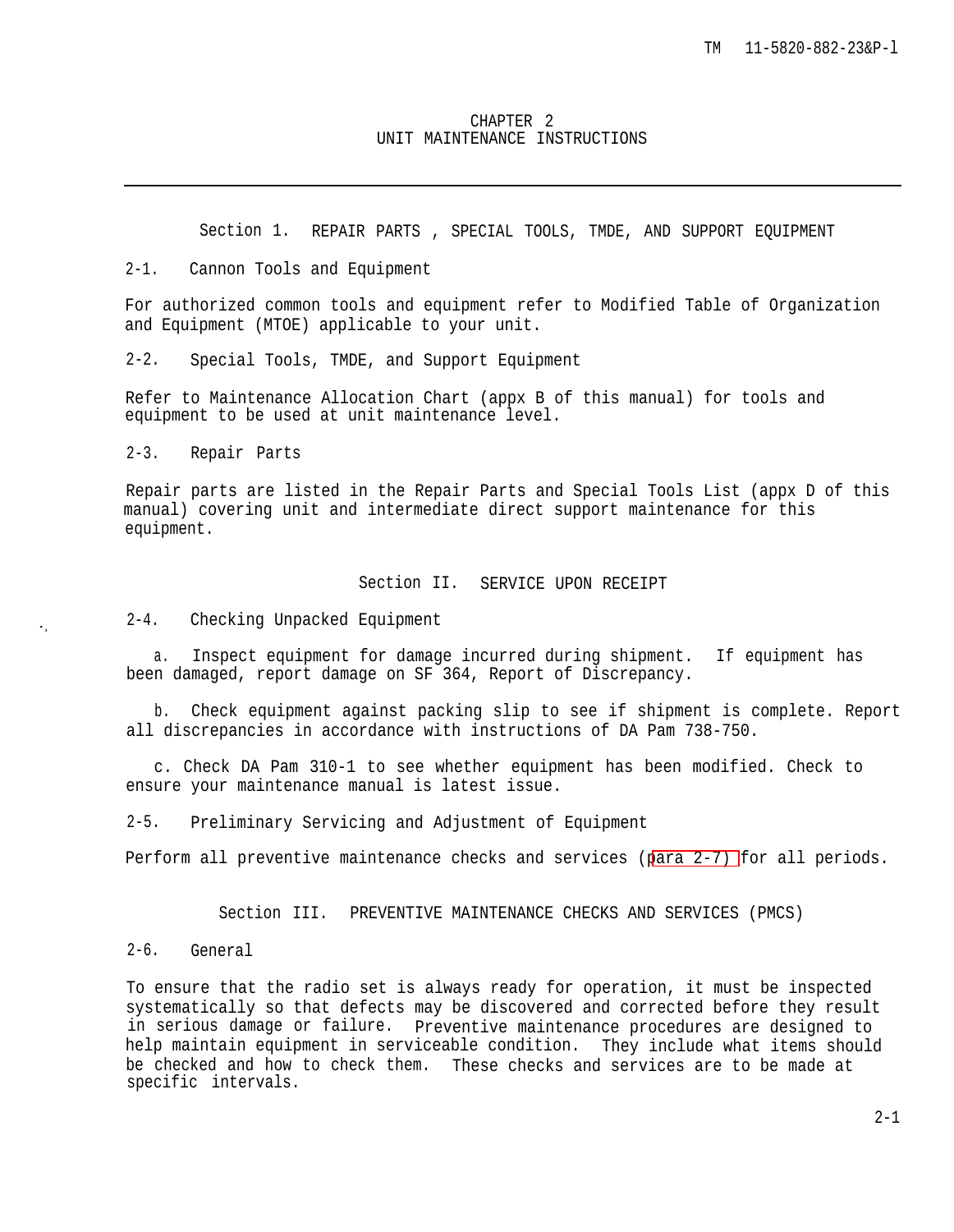# CHAPTER 2
# UNIT MAINTENANCE INSTRUCTIONS

## Section 1. REPAIR PARTS , SPECIAL TOOLS, TMDE, AND SUPPORT EQUIPMENT

### 2-1. Cannon Tools and Equipment

For authorized common tools and equipment refer to Modified Table of Organization and Equipment (MTOE) applicable to your unit.

### 2-2. Special Tools, TMDE, and Support Equipment

Refer to Maintenance Allocation Chart (appx B of this manual) for tools and equipment to be used at unit maintenance level.

### 2-3. Repair Parts

Repair parts are listed in the Repair Parts and Special Tools List (appx D of this manual) covering unit and intermediate direct support maintenance for this equipment.

## Section II. SERVICE UPON RECEIPT

### 2-4. Checking Unpacked Equipment

a. Inspect equipment for damage incurred during shipment. If equipment has been damaged, report damage on SF 364, Report of Discrepancy.

b. Check equipment against packing slip to see if shipment is complete. Report all discrepancies in accordance with instructions of DA Pam 738-750.

c. Check DA Pam 310-1 to see whether equipment has been modified. Check to ensure your maintenance manual is latest issue.

### 2-5. Preliminary Servicing and Adjustment of Equipment

Perform all preventive maintenance checks and services (para 2-7) for all periods.

## Section III. PREVENTIVE MAINTENANCE CHECKS AND SERVICES (PMCS)

### 2-6. General

To ensure that the radio set is always ready for operation, it must be inspected systematically so that defects may be discovered and corrected before they result in serious damage or failure. Preventive maintenance procedures are designed to help maintain equipment in serviceable condition. They include what items should be checked and how to check them. These checks and services are to be made at specific intervals.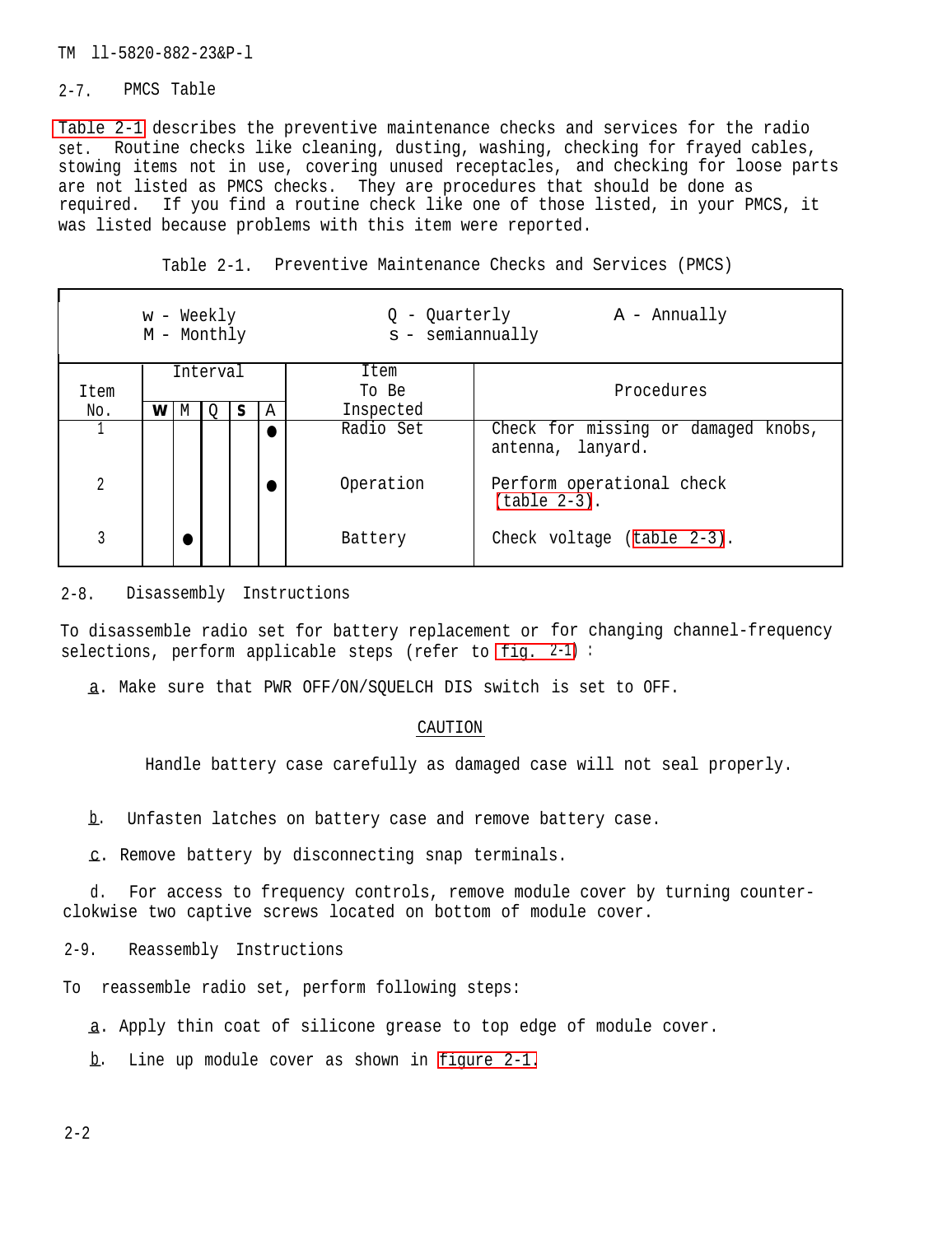## 2-7. PMCS Table

Table 2-1 describes the preventive maintenance checks and services for the radio set. Routine checks like cleaning, dusting, washing, checking for frayed cables, stowing items not in use, covering unused receptacles, and checking for loose parts are not listed as PMCS checks. They are procedures that should be done as required. If you find a routine check like one of those listed, in your PMCS, it was listed because problems with this item were reported.

Table 2-1. Preventive Maintenance Checks and Services (PMCS)

w - Weekly
M - Monthly
Q - Quarterly
s - semiannually
A - Annually

| Item No. | Interval | | | | | Item To Be Inspected | Procedures |
|---|---|---|---|---|---|---|---|
| | W | M | Q | S | A | | |
| 1 | | | | | ● | Radio Set | Check for missing or damaged knobs, antenna, lanyard. |
| 2 | | | | | ● | Operation | Perform operational check (table 2-3). |
| 3 | | ● | | | | Battery | Check voltage (table 2-3). |

## 2-8. Disassembly Instructions

To disassemble radio set for battery replacement or for changing channel-frequency selections, perform applicable steps (refer to fig. 2-1) :

a. Make sure that PWR OFF/ON/SQUELCH DIS switch is set to OFF.

CAUTION

Handle battery case carefully as damaged case will not seal properly.

b. Unfasten latches on battery case and remove battery case.

c. Remove battery by disconnecting snap terminals.

d. For access to frequency controls, remove module cover by turning counter-clockwise two captive screws located on bottom of module cover.

## 2-9. Reassembly Instructions

To reassemble radio set, perform following steps:

a. Apply thin coat of silicone grease to top edge of module cover.

b. Line up module cover as shown in figure 2-1.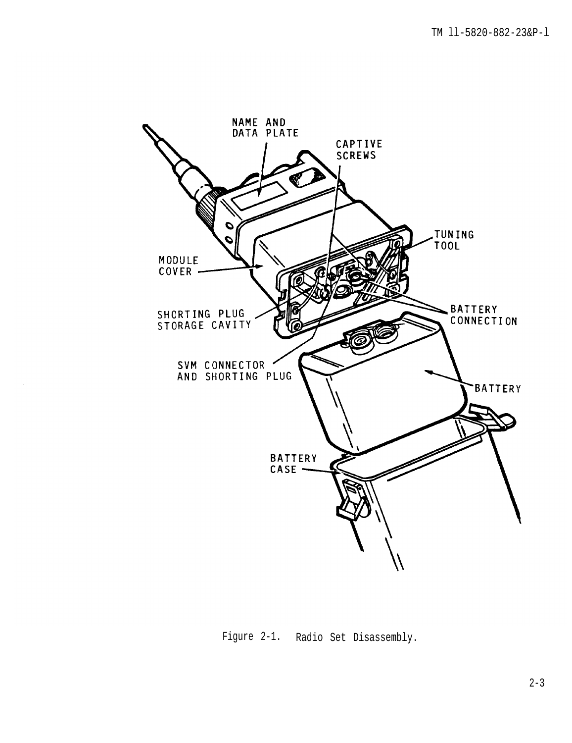NAME AND DATA PLATE

CAPTIVE SCREWS

TUNING TOOL

MODULE COVER

BATTERY CONNECTION

SHORTING PLUG STORAGE CAVITY

SVM CONNECTOR AND SHORTING PLUG

BATTERY

BATTERY CASE

Figure 2-1. Radio Set Disassembly.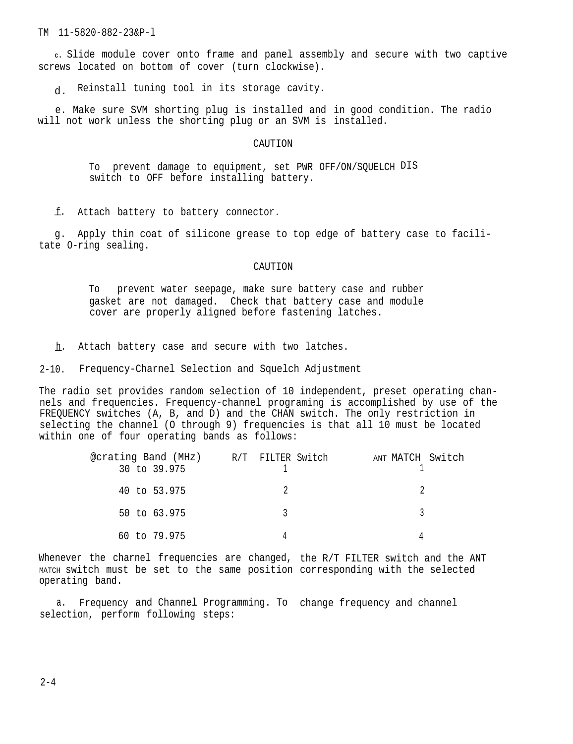c. Slide module cover onto frame and panel assembly and secure with two captive screws located on bottom of cover (turn clockwise).

d. Reinstall tuning tool in its storage cavity.

e. Make sure SVM shorting plug is installed and in good condition. The radio will not work unless the shorting plug or an SVM is installed.

CAUTION

To prevent damage to equipment, set PWR OFF/ON/SQUELCH DIS switch to OFF before installing battery.

f. Attach battery to battery connector.

g. Apply thin coat of silicone grease to top edge of battery case to facilitate O-ring sealing.

CAUTION

To prevent water seepage, make sure battery case and rubber gasket are not damaged. Check that battery case and module cover are properly aligned before fastening latches.

h. Attach battery case and secure with two latches.

## 2-10. Frequency-Charnel Selection and Squelch Adjustment

The radio set provides random selection of 10 independent, preset operating channels and frequencies. Frequency-channel programing is accomplished by use of the FREQUENCY switches (A, B, and D) and the CHAN switch. The only restriction in selecting the channel (O through 9) frequencies is that all 10 must be located within one of four operating bands as follows:

| @crating Band (MHz) | R/T FILTER Switch | ANT MATCH Switch |
|---|---|---|
| 30 to 39.975 | 1 | 1 |
| 40 to 53.975 | 2 | 2 |
| 50 to 63.975 | 3 | 3 |
| 60 to 79.975 | 4 | 4 |

Whenever the charnel frequencies are changed, the R/T FILTER switch and the ANT MATCH switch must be set to the same position corresponding with the selected operating band.

a. Frequency and Channel Programming. To change frequency and channel selection, perform following steps: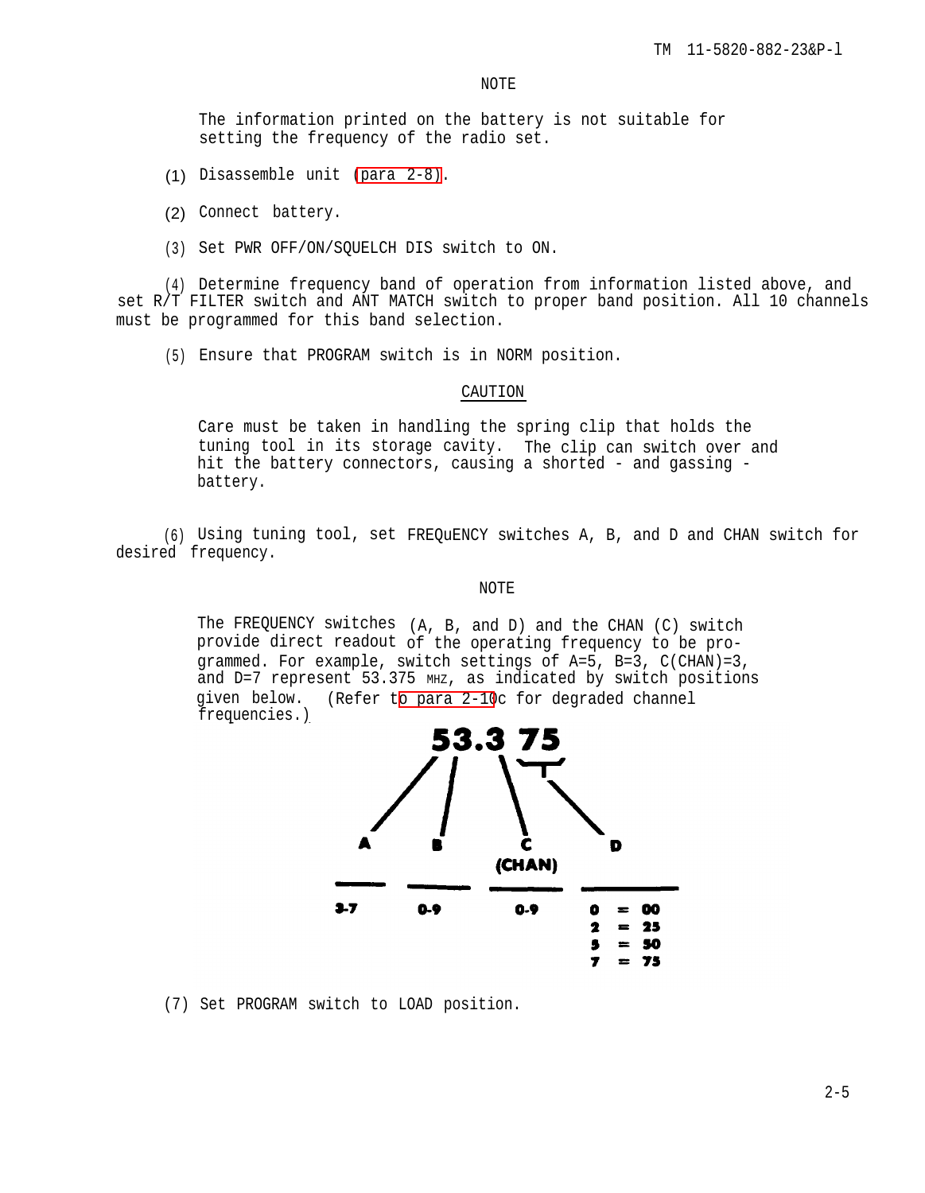NOTE

The information printed on the battery is not suitable for setting the frequency of the radio set.

(1) Disassemble unit (para 2-8).

(2) Connect battery.

(3) Set PWR OFF/ON/SQUELCH DIS switch to ON.

(4) Determine frequency band of operation from information listed above, and set R/T FILTER switch and ANT MATCH switch to proper band position. All 10 channels must be programmed for this band selection.

(5) Ensure that PROGRAM switch is in NORM position.

CAUTION

Care must be taken in handling the spring clip that holds the tuning tool in its storage cavity. The clip can switch over and hit the battery connectors, causing a shorted - and gassing - battery.

(6) Using tuning tool, set FREQuENCY switches A, B, and D and CHAN switch for desired frequency.

NOTE

The FREQUENCY switches (A, B, and D) and the CHAN (C) switch provide direct readout of the operating frequency to be programmed. For example, switch settings of A=5, B=3, C(CHAN)=3, and D=7 represent 53.375 MHZ, as indicated by switch positions given below. (Refer to para 2-10c for degraded channel frequencies.)

**53.3 75**

| A | B | C (CHAN) | D |
|---|---|---|---|
| 3-7 | 0-9 | 0-9 | 0 = 00 |
| | | | 2 = 25 |
| | | | 5 = 50 |
| | | | 7 = 75 |

(7) Set PROGRAM switch to LOAD position.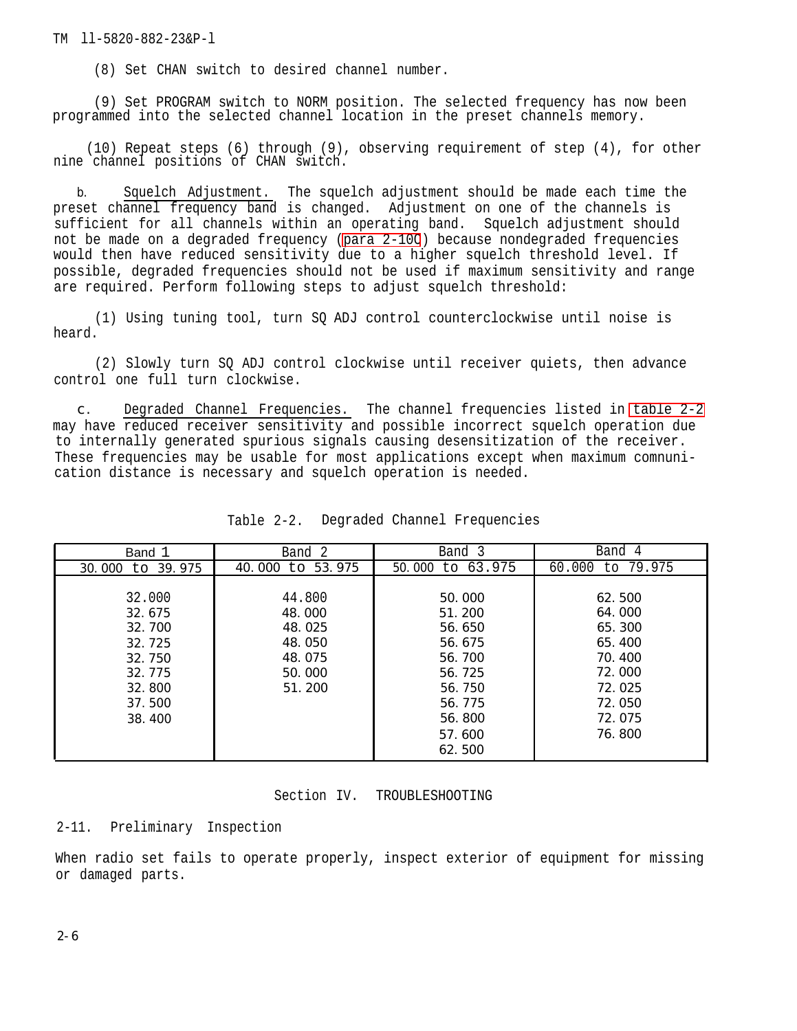(8) Set CHAN switch to desired channel number.

(9) Set PROGRAM switch to NORM position. The selected frequency has now been programmed into the selected channel location in the preset channels memory.

(10) Repeat steps (6) through (9), observing requirement of step (4), for other nine channel positions of CHAN switch.

b. Squelch Adjustment. The squelch adjustment should be made each time the preset channel frequency band is changed. Adjustment on one of the channels is sufficient for all channels within an operating band. Squelch adjustment should not be made on a degraded frequency (para 2-10c) because nondegraded frequencies would then have reduced sensitivity due to a higher squelch threshold level. If possible, degraded frequencies should not be used if maximum sensitivity and range are required. Perform following steps to adjust squelch threshold:

(1) Using tuning tool, turn SQ ADJ control counterclockwise until noise is heard.

(2) Slowly turn SQ ADJ control clockwise until receiver quiets, then advance control one full turn clockwise.

c. Degraded Channel Frequencies. The channel frequencies listed in table 2-2 may have reduced receiver sensitivity and possible incorrect squelch operation due to internally generated spurious signals causing desensitization of the receiver. These frequencies may be usable for most applications except when maximum comnunication distance is necessary and squelch operation is needed.

Table 2-2. Degraded Channel Frequencies

| Band 1 | Band 2 | Band 3 | Band 4 |
|---|---|---|---|
| 30.000 to 39.975 | 40.000 to 53.975 | 50.000 to 63.975 | 60.000 to 79.975 |
| 32.000 | 44.800 | 50.000 | 62.500 |
| 32.675 | 48.000 | 51.200 | 64.000 |
| 32.700 | 48.025 | 56.650 | 65.300 |
| 32.725 | 48.050 | 56.675 | 65.400 |
| 32.750 | 48.075 | 56.700 | 70.400 |
| 32.775 | 50.000 | 56.725 | 72.000 |
| 32.800 | 51.200 | 56.750 | 72.025 |
| 37.500 | | 56.775 | 72.050 |
| 38.400 | | 56.800 | 72.075 |
| | | 57.600 | 76.800 |
| | | 62.500 | |

## Section IV. TROUBLESHOOTING

### 2-11. Preliminary Inspection

When radio set fails to operate properly, inspect exterior of equipment for missing or damaged parts.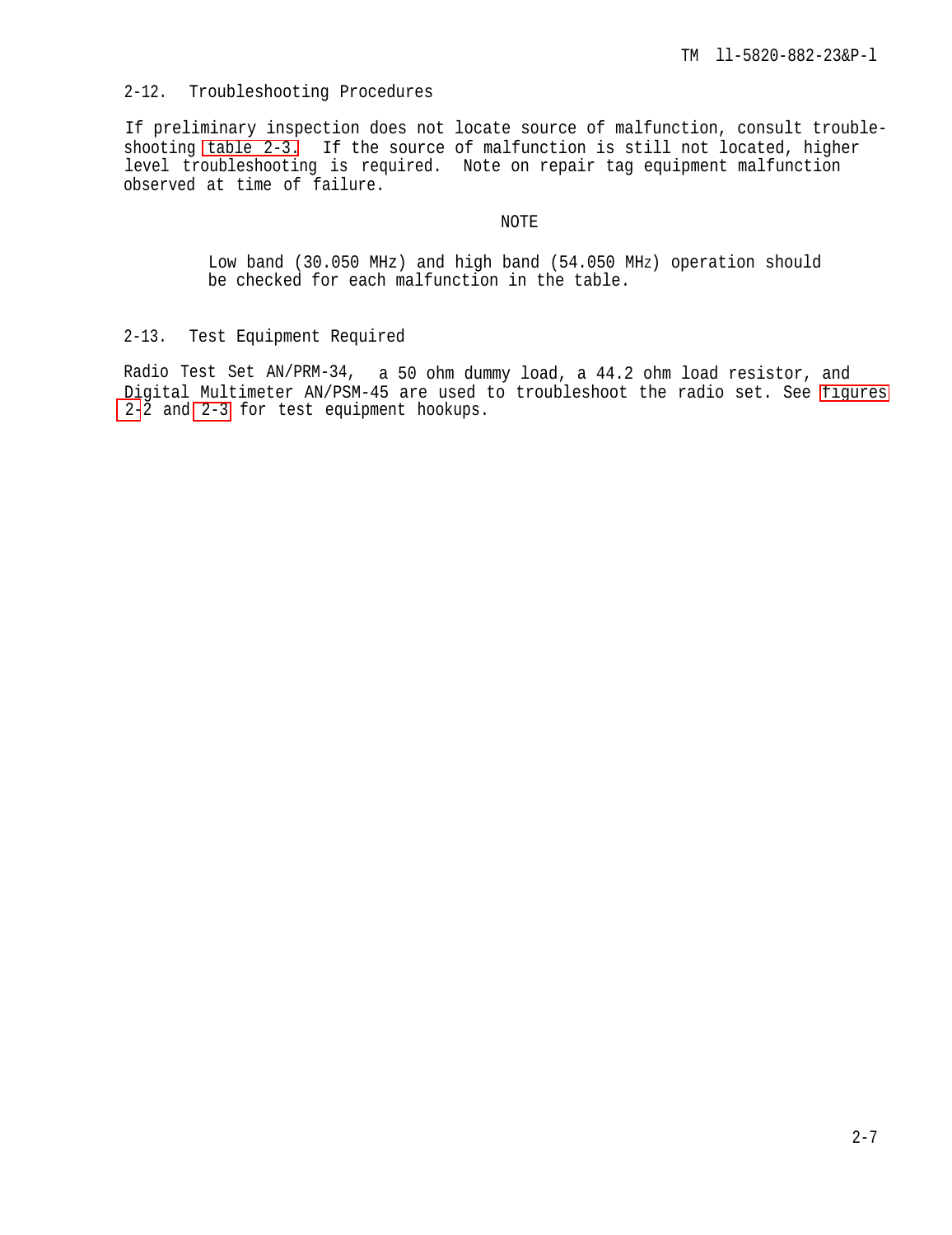## 2-12. Troubleshooting Procedures

If preliminary inspection does not locate source of malfunction, consult troubleshooting table 2-3. If the source of malfunction is still not located, higher level troubleshooting is required. Note on repair tag equipment malfunction observed at time of failure.

NOTE

> Low band (30.050 MHz) and high band (54.050 MHz) operation should be checked for each malfunction in the table.

## 2-13. Test Equipment Required

Radio Test Set AN/PRM-34, a 50 ohm dummy load, a 44.2 ohm load resistor, and Digital Multimeter AN/PSM-45 are used to troubleshoot the radio set. See figures 2-2 and 2-3 for test equipment hookups.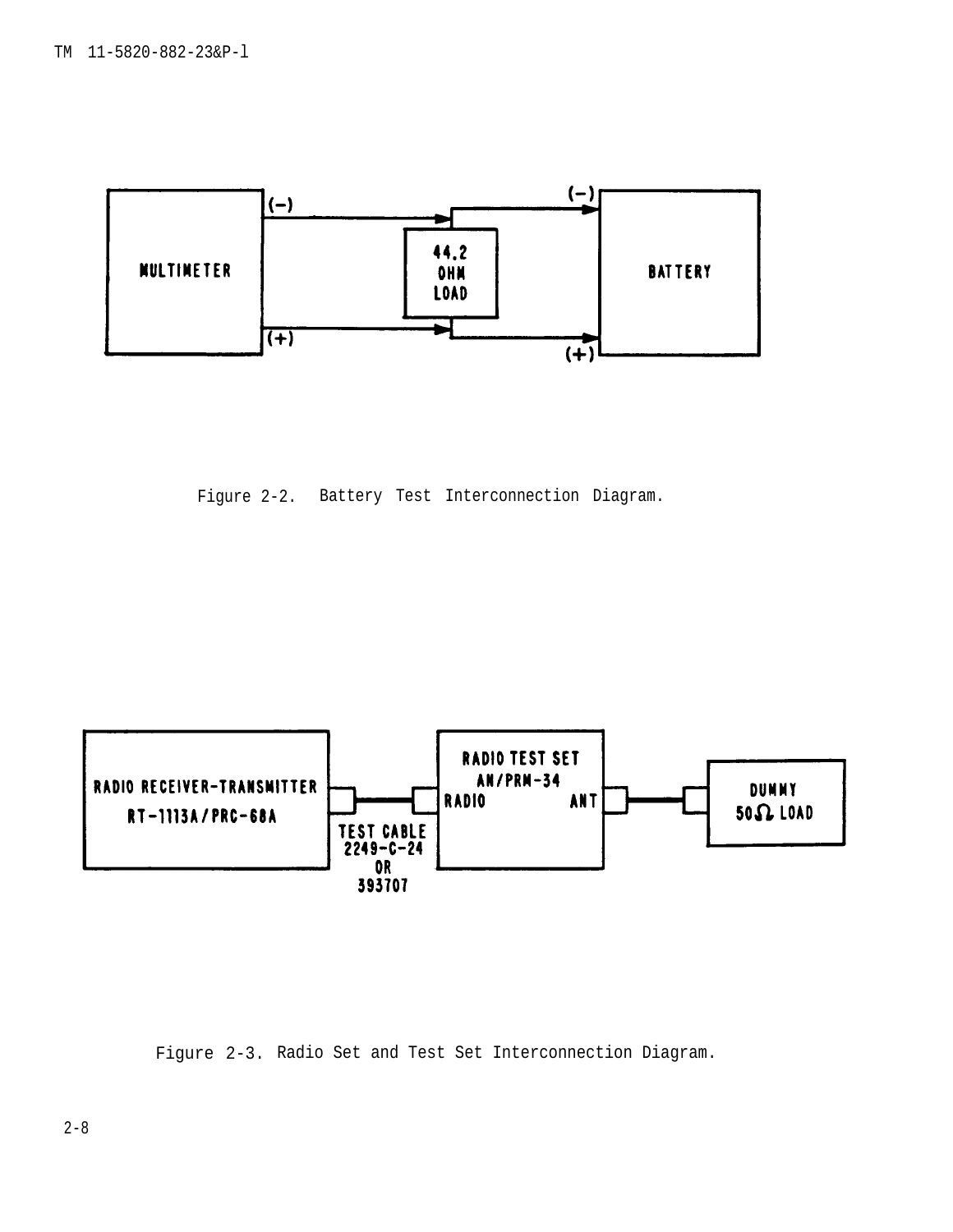| | | | | |
|---|---|---|---|---|
| MULTIMETER | (-) → | 44.2 OHM LOAD | (-) → | BATTERY |
| | (+) → | | (+) → | |

Figure 2-2. Battery Test Interconnection Diagram.

| | | | | |
|---|---|---|---|---|
| RADIO RECEIVER-TRANSMITTER RT-1113A/PRC-68A | TEST CABLE 2249-C-24 OR 393707 | RADIO TEST SET AN/PRM-34 (RADIO / ANT) | | DUMMY 50Ω LOAD |

Figure 2-3. Radio Set and Test Set Interconnection Diagram.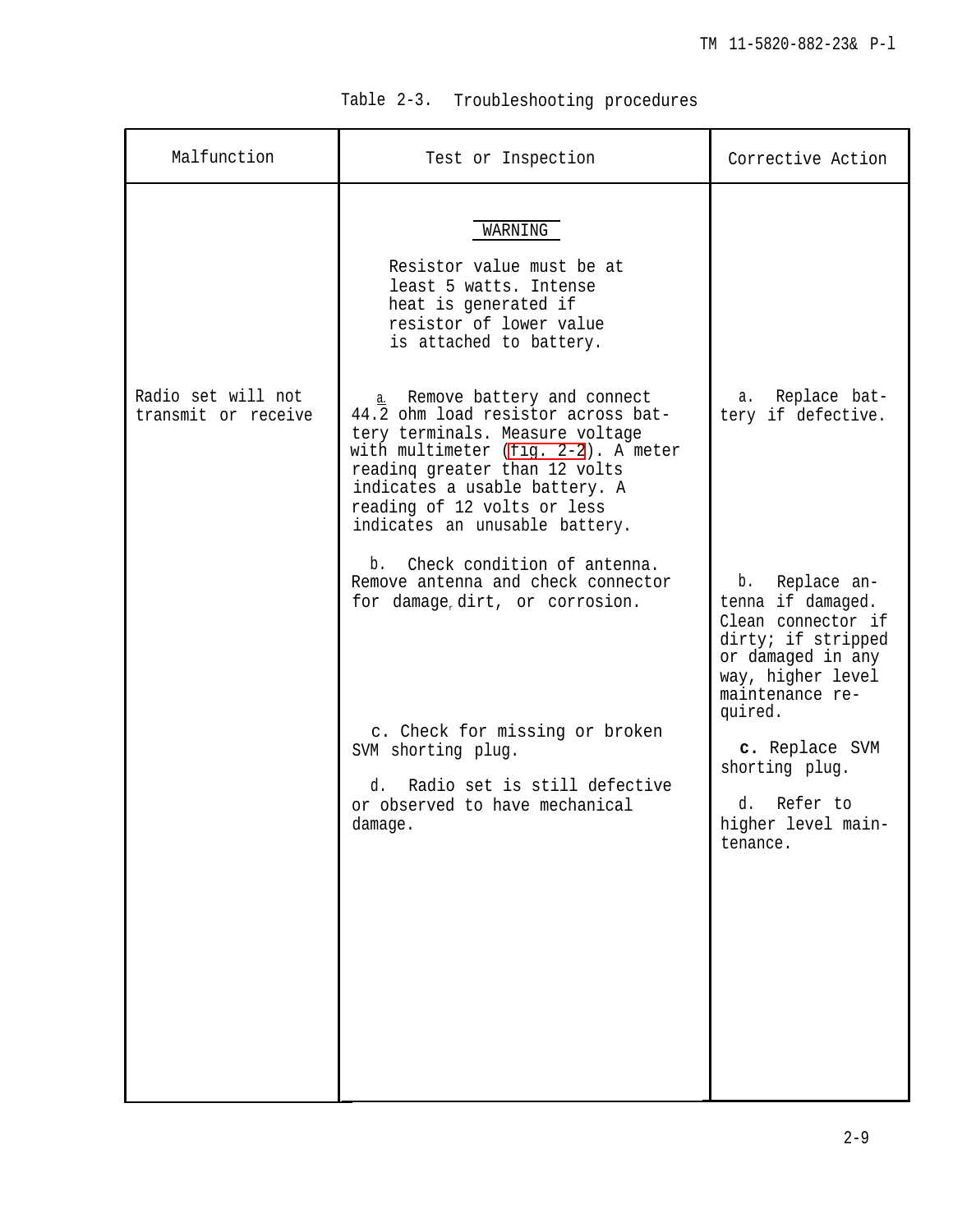Table 2-3. Troubleshooting procedures

| Malfunction | Test or Inspection | Corrective Action |
|---|---|---|
| | **WARNING** Resistor value must be at least 5 watts. Intense heat is generated if resistor of lower value is attached to battery. | |
| Radio set will not transmit or receive | a. Remove battery and connect 44.2 ohm load resistor across battery terminals. Measure voltage with multimeter (fig. 2-2). A meter reading greater than 12 volts indicates a usable battery. A reading of 12 volts or less indicates an unusable battery. | a. Replace battery if defective. |
| | b. Check condition of antenna. Remove antenna and check connector for damage, dirt, or corrosion. | b. Replace antenna if damaged. Clean connector if dirty; if stripped or damaged in any way, higher level maintenance required. |
| | c. Check for missing or broken SVM shorting plug. | c. Replace SVM shorting plug. |
| | d. Radio set is still defective or observed to have mechanical damage. | d. Refer to higher level maintenance. |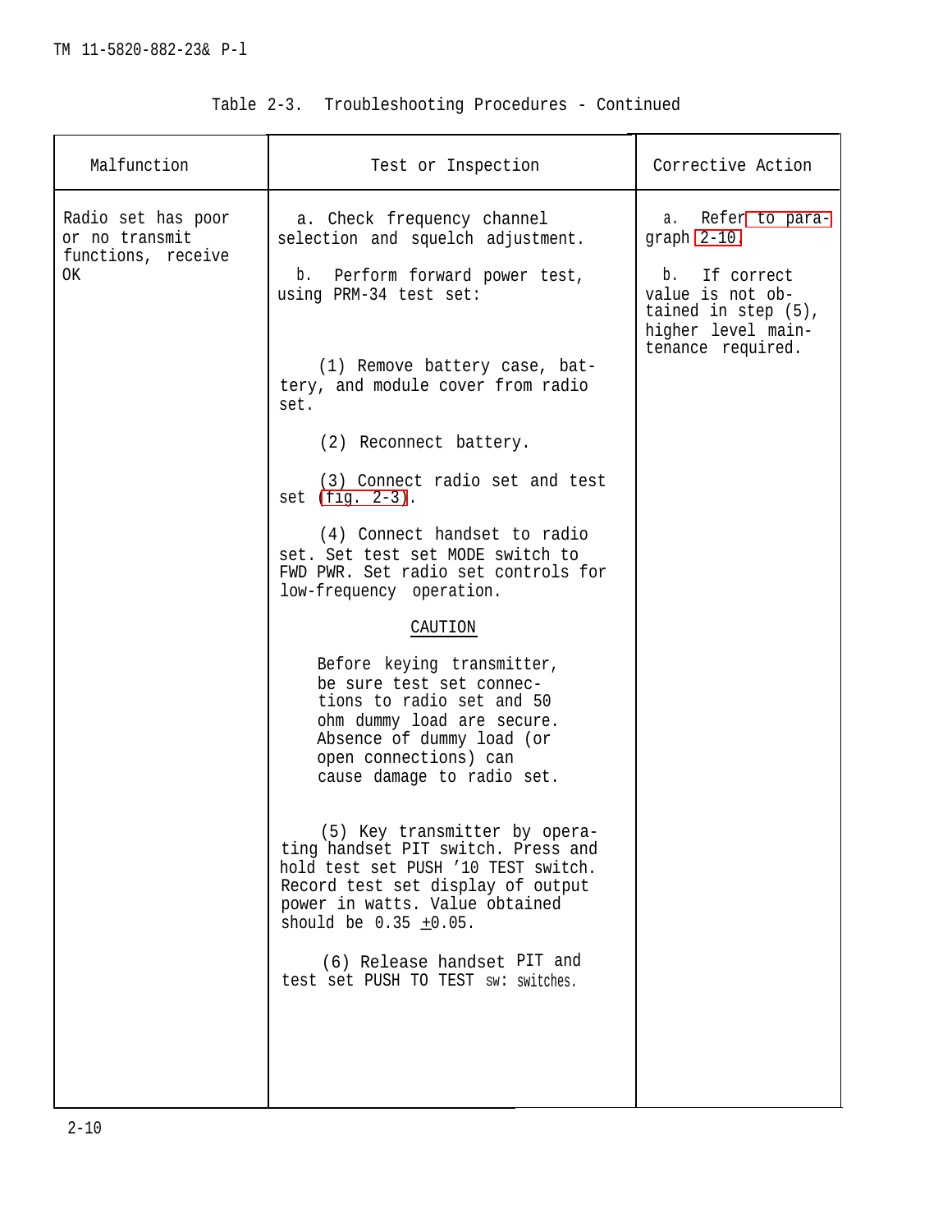Table 2-3. Troubleshooting Procedures - Continued

| Malfunction | Test or Inspection | Corrective Action |
|---|---|---|
| Radio set has poor or no transmit functions, receive OK | a. Check frequency channel selection and squelch adjustment. | a. Refer to paragraph 2-10. |
| | b. Perform forward power test, using PRM-34 test set:<br><br>(1) Remove battery case, battery, and module cover from radio set.<br><br>(2) Reconnect battery.<br><br>(3) Connect radio set and test set (fig. 2-3).<br><br>(4) Connect handset to radio set. Set test set MODE switch to FWD PWR. Set radio set controls for low-frequency operation.<br><br>CAUTION<br><br>Before keying transmitter, be sure test set connections to radio set and 50 ohm dummy load are secure. Absence of dummy load (or open connections) can cause damage to radio set.<br><br>(5) Key transmitter by operating handset PIT switch. Press and hold test set PUSH '10 TEST switch. Record test set display of output power in watts. Value obtained should be 0.35 ±0.05.<br><br>(6) Release handset PIT and test set PUSH TO TEST sw: switches. | b. If correct value is not obtained in step (5), higher level maintenance required. |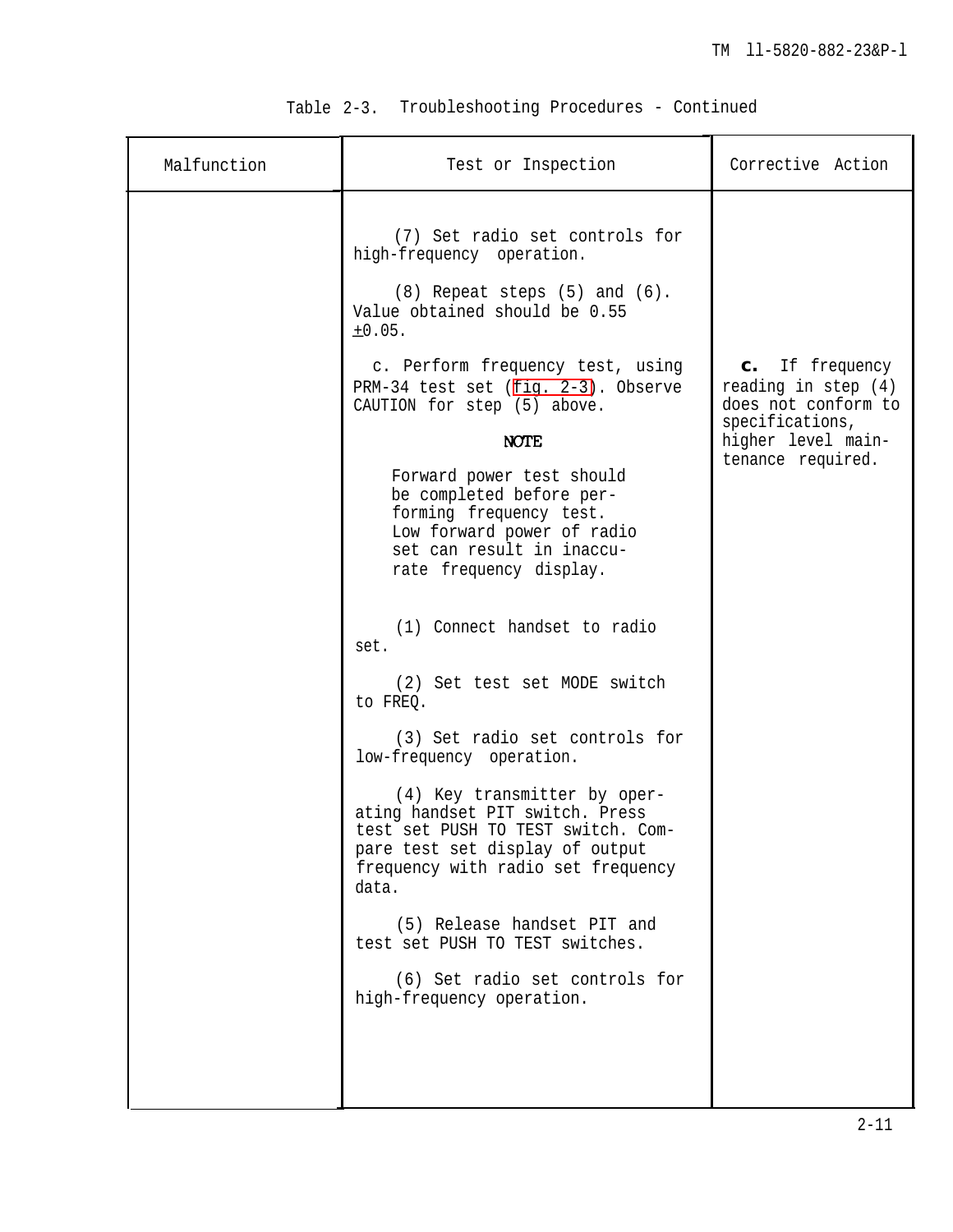Table 2-3. Troubleshooting Procedures - Continued

| Malfunction | Test or Inspection | Corrective Action |
|---|---|---|
| | (7) Set radio set controls for high-frequency operation.<br><br>(8) Repeat steps (5) and (6). Value obtained should be 0.55 ±0.05.<br><br>c. Perform frequency test, using PRM-34 test set (fig. 2-3). Observe CAUTION for step (5) above.<br><br>**NOTE**<br><br>Forward power test should be completed before performing frequency test. Low forward power of radio set can result in inaccurate frequency display.<br><br>(1) Connect handset to radio set.<br><br>(2) Set test set MODE switch to FREQ.<br><br>(3) Set radio set controls for low-frequency operation.<br><br>(4) Key transmitter by operating handset PIT switch. Press test set PUSH TO TEST switch. Compare test set display of output frequency with radio set frequency data.<br><br>(5) Release handset PIT and test set PUSH TO TEST switches.<br><br>(6) Set radio set controls for high-frequency operation. | **c.** If frequency reading in step (4) does not conform to specifications, higher level maintenance required. |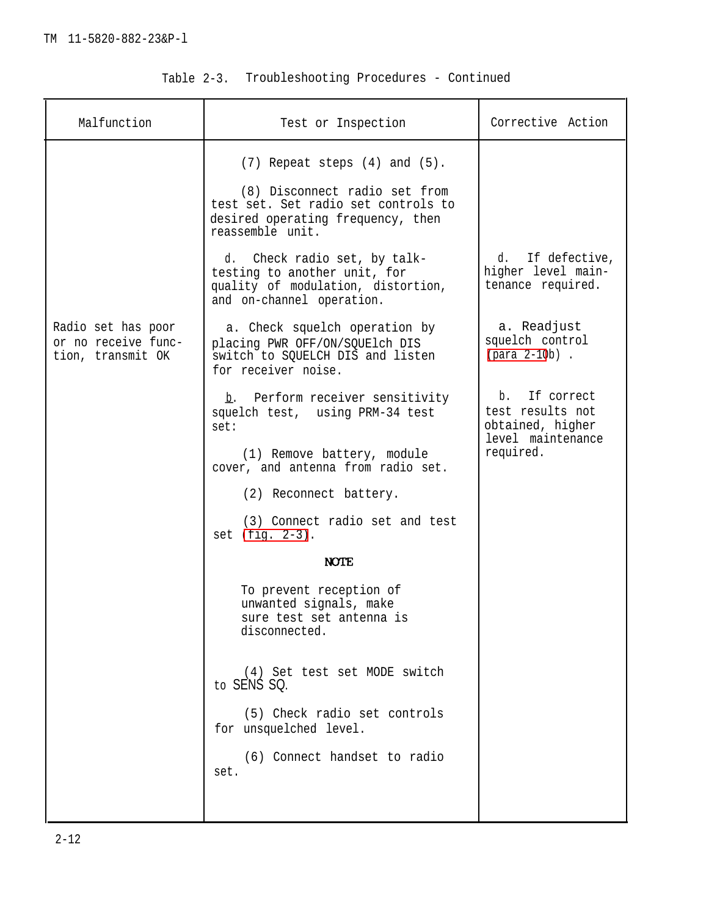Table 2-3. Troubleshooting Procedures - Continued

| Malfunction | Test or Inspection | Corrective Action |
|---|---|---|
| | (7) Repeat steps (4) and (5). | |
| | (8) Disconnect radio set from test set. Set radio set controls to desired operating frequency, then reassemble unit. | |
| | d. Check radio set, by talk-testing to another unit, for quality of modulation, distortion, and on-channel operation. | d. If defective, higher level maintenance required. |
| Radio set has poor or no receive function, transmit OK | a. Check squelch operation by placing PWR OFF/ON/SQUElch DIS switch to SQUELCH DIS and listen for receiver noise. | a. Readjust squelch control (para 2-10b). |
| | b. Perform receiver sensitivity squelch test, using PRM-34 test set: | b. If correct test results not obtained, higher level maintenance required. |
| | (1) Remove battery, module cover, and antenna from radio set. | |
| | (2) Reconnect battery. | |
| | (3) Connect radio set and test set (fig. 2-3). | |
| | **NOTE** To prevent reception of unwanted signals, make sure test set antenna is disconnected. | |
| | (4) Set test set MODE switch to SENS SQ. | |
| | (5) Check radio set controls for unsquelched level. | |
| | (6) Connect handset to radio set. | |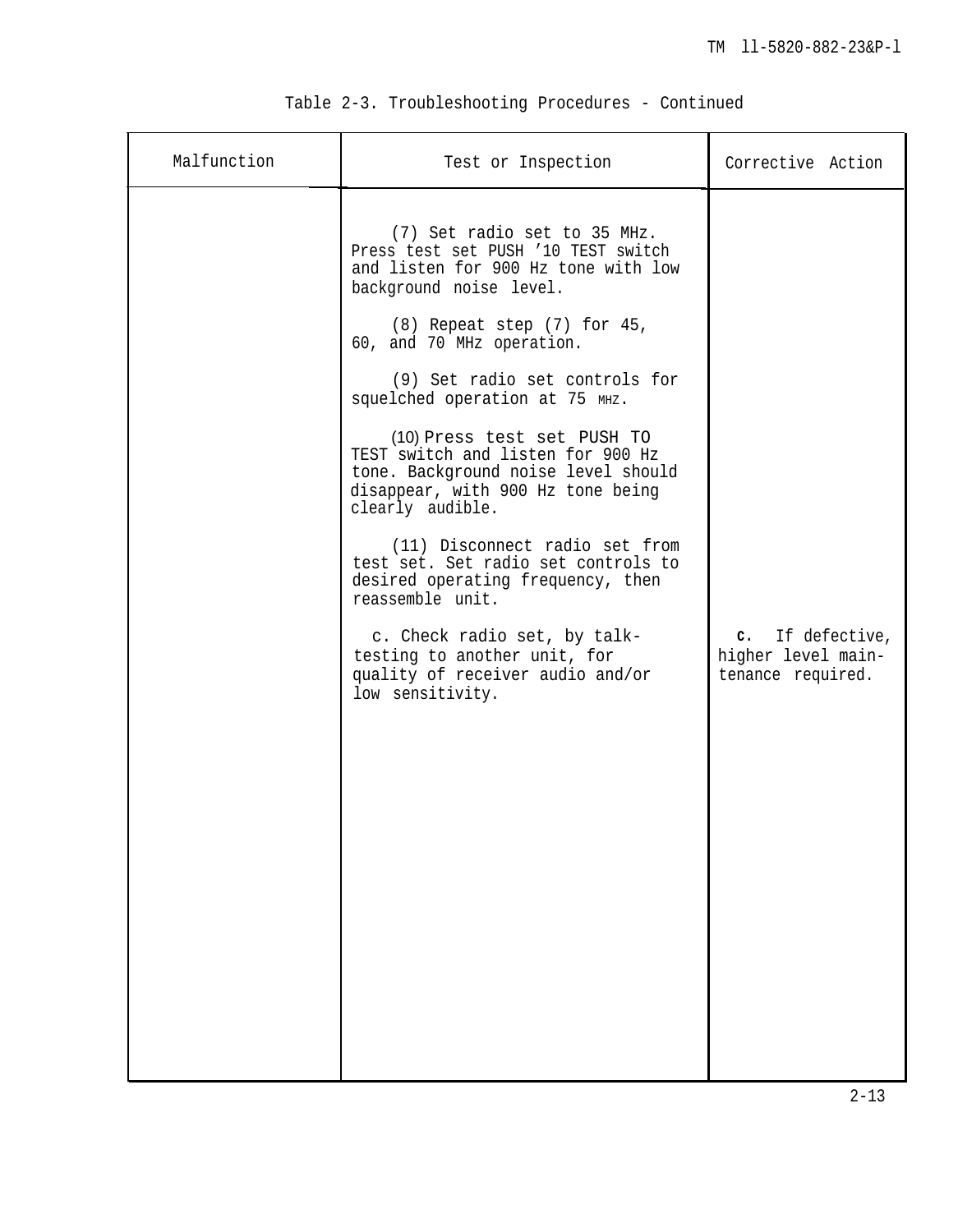Table 2-3. Troubleshooting Procedures - Continued

| Malfunction | Test or Inspection | Corrective Action |
|---|---|---|
| | (7) Set radio set to 35 MHz. Press test set PUSH '10 TEST switch and listen for 900 Hz tone with low background noise level.<br><br>(8) Repeat step (7) for 45, 60, and 70 MHz operation.<br><br>(9) Set radio set controls for squelched operation at 75 MHZ.<br><br>(10) Press test set PUSH TO TEST switch and listen for 900 Hz tone. Background noise level should disappear, with 900 Hz tone being clearly audible.<br><br>(11) Disconnect radio set from test set. Set radio set controls to desired operating frequency, then reassemble unit. | |
| | c. Check radio set, by talk-testing to another unit, for quality of receiver audio and/or low sensitivity. | c. If defective, higher level maintenance required. |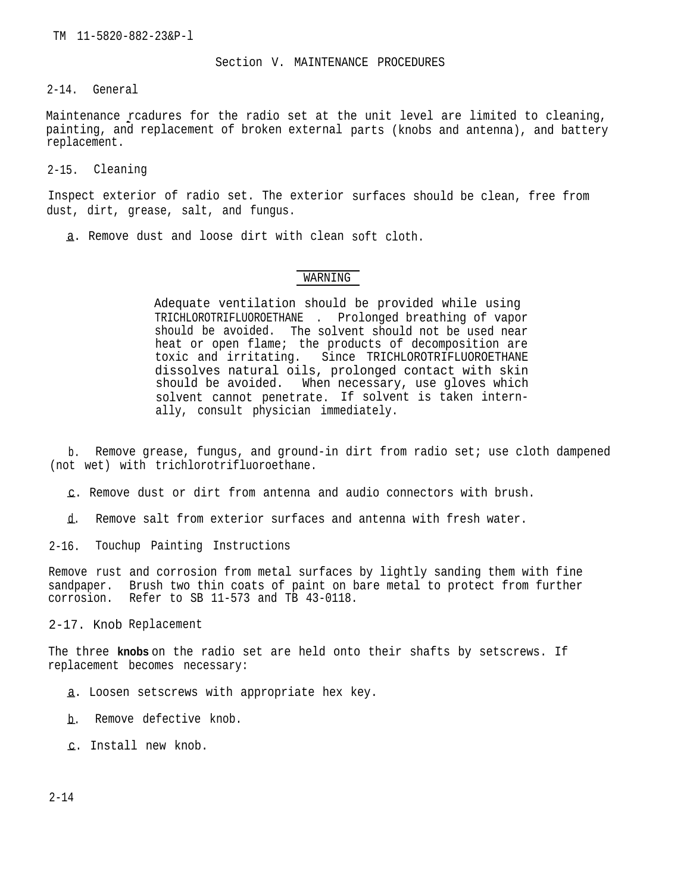## Section V. MAINTENANCE PROCEDURES

### 2-14. General

Maintenance rcadures for the radio set at the unit level are limited to cleaning, painting, and replacement of broken external parts (knobs and antenna), and battery replacement.

### 2-15. Cleaning

Inspect exterior of radio set. The exterior surfaces should be clean, free from dust, dirt, grease, salt, and fungus.

a. Remove dust and loose dirt with clean soft cloth.

**WARNING**

> Adequate ventilation should be provided while using TRICHLOROTRIFLUOROETHANE . Prolonged breathing of vapor should be avoided. The solvent should not be used near heat or open flame; the products of decomposition are toxic and irritating. Since TRICHLOROTRIFLUOROETHANE dissolves natural oils, prolonged contact with skin should be avoided. When necessary, use gloves which solvent cannot penetrate. If solvent is taken internally, consult physician immediately.

b. Remove grease, fungus, and ground-in dirt from radio set; use cloth dampened (not wet) with trichlorotrifluoroethane.

c. Remove dust or dirt from antenna and audio connectors with brush.

d. Remove salt from exterior surfaces and antenna with fresh water.

### 2-16. Touchup Painting Instructions

Remove rust and corrosion from metal surfaces by lightly sanding them with fine sandpaper. Brush two thin coats of paint on bare metal to protect from further corrosion. Refer to SB 11-573 and TB 43-0118.

### 2-17. Knob Replacement

The three knobs on the radio set are held onto their shafts by setscrews. If replacement becomes necessary:

a. Loosen setscrews with appropriate hex key.

b. Remove defective knob.

c. Install new knob.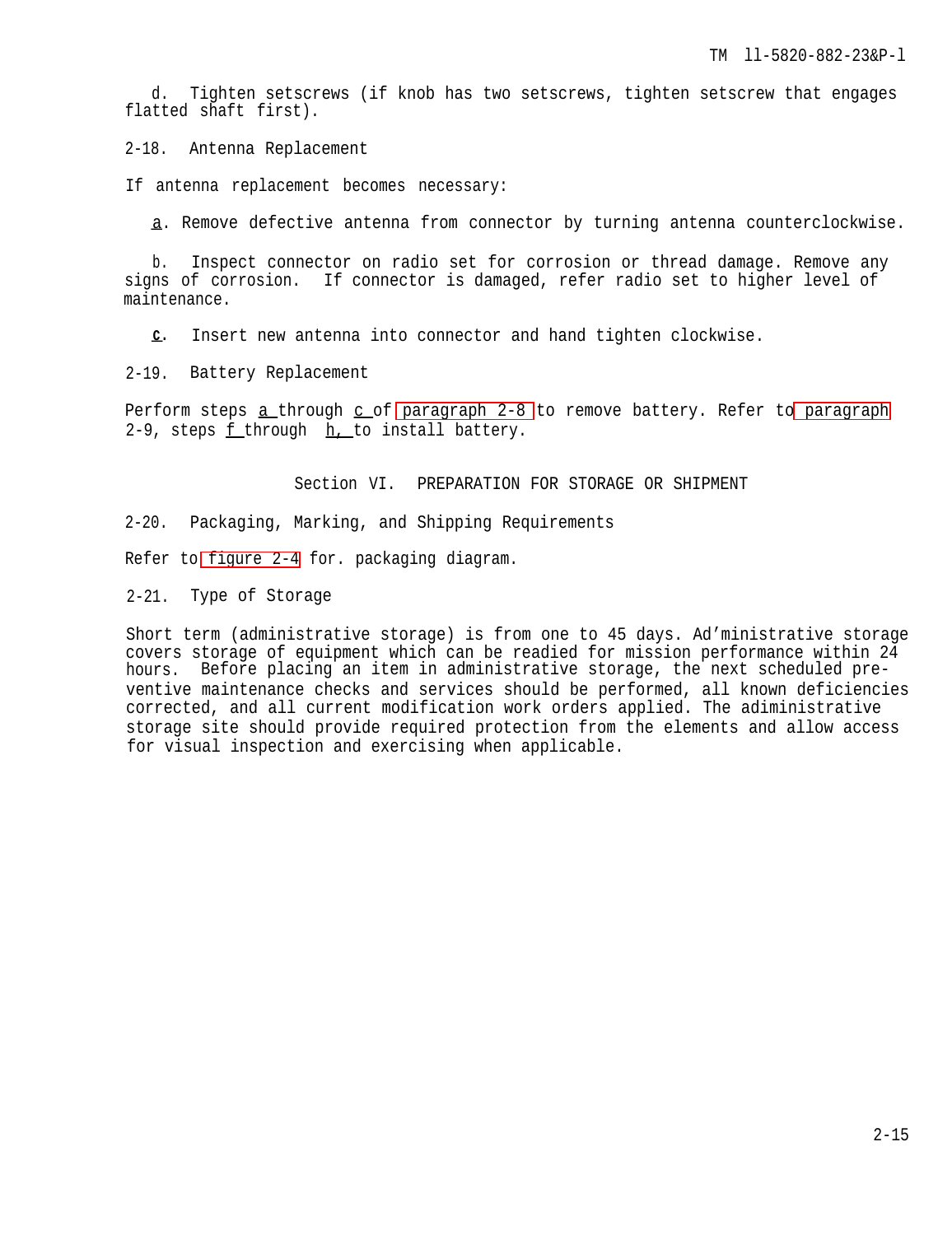d. Tighten setscrews (if knob has two setscrews, tighten setscrew that engages flatted shaft first).

## 2-18. Antenna Replacement

If antenna replacement becomes necessary:

a. Remove defective antenna from connector by turning antenna counterclockwise.

b. Inspect connector on radio set for corrosion or thread damage. Remove any signs of corrosion. If connector is damaged, refer radio set to higher level of maintenance.

c. Insert new antenna into connector and hand tighten clockwise.

## 2-19. Battery Replacement

Perform steps a through c of paragraph 2-8 to remove battery. Refer to paragraph 2-9, steps f through h, to install battery.

# Section VI. PREPARATION FOR STORAGE OR SHIPMENT

## 2-20. Packaging, Marking, and Shipping Requirements

Refer to figure 2-4 for. packaging diagram.

## 2-21. Type of Storage

Short term (administrative storage) is from one to 45 days. Ad'ministrative storage covers storage of equipment which can be readied for mission performance within 24 hours. Before placing an item in administrative storage, the next scheduled preventive maintenance checks and services should be performed, all known deficiencies corrected, and all current modification work orders applied. The adiministrative storage site should provide required protection from the elements and allow access for visual inspection and exercising when applicable.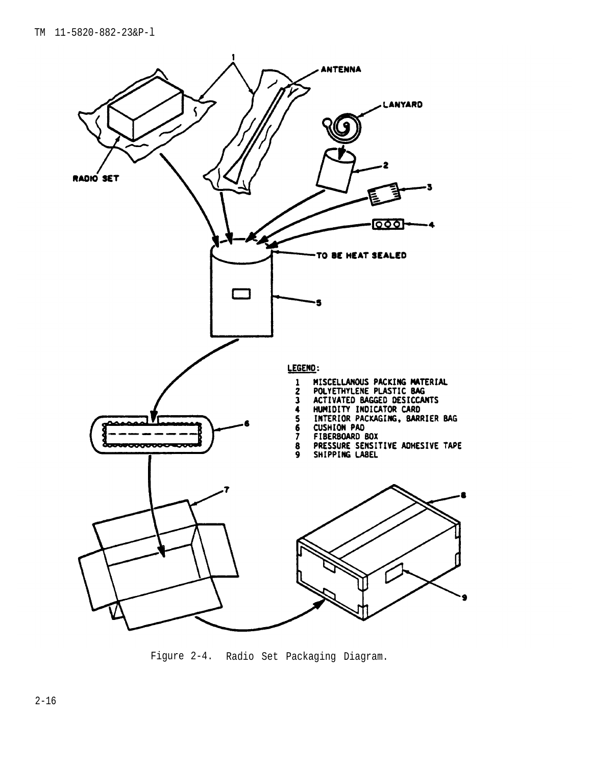LEGEND:

1 MISCELLANOUS PACKING MATERIAL
2 POLYETHYLENE PLASTIC BAG
3 ACTIVATED BAGGED DESICCANTS
4 HUMIDITY INDICATOR CARD
5 INTERIOR PACKAGING, BARRIER BAG
6 CUSHION PAD
7 FIBERBOARD BOX
8 PRESSURE SENSITIVE ADHESIVE TAPE
9 SHIPPING LABEL

Figure 2-4. Radio Set Packaging Diagram.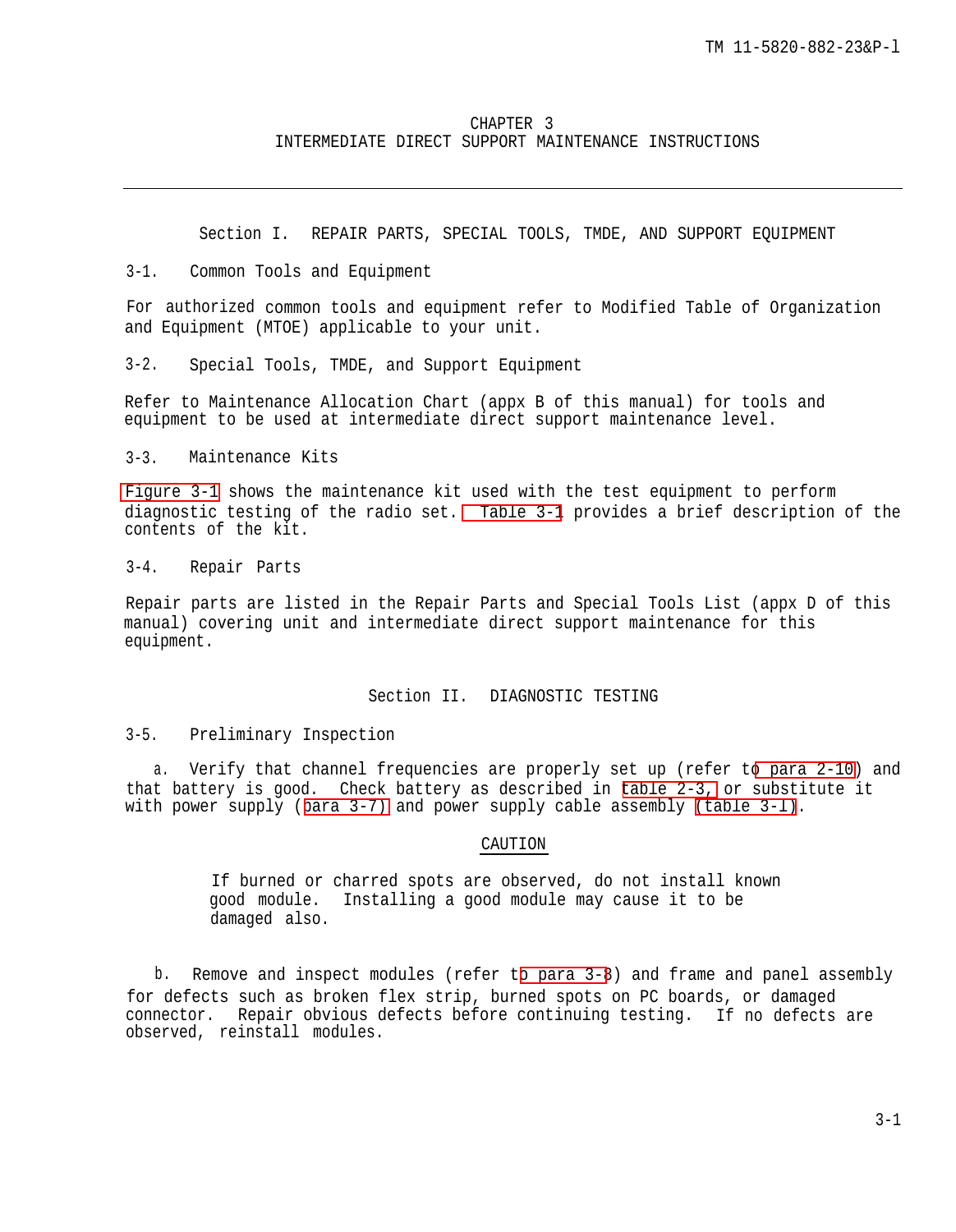# CHAPTER 3
# INTERMEDIATE DIRECT SUPPORT MAINTENANCE INSTRUCTIONS

## Section I. REPAIR PARTS, SPECIAL TOOLS, TMDE, AND SUPPORT EQUIPMENT

### 3-1. Common Tools and Equipment

For authorized common tools and equipment refer to Modified Table of Organization and Equipment (MTOE) applicable to your unit.

### 3-2. Special Tools, TMDE, and Support Equipment

Refer to Maintenance Allocation Chart (appx B of this manual) for tools and equipment to be used at intermediate direct support maintenance level.

### 3-3. Maintenance Kits

Figure 3-1 shows the maintenance kit used with the test equipment to perform diagnostic testing of the radio set. Table 3-1 provides a brief description of the contents of the kit.

### 3-4. Repair Parts

Repair parts are listed in the Repair Parts and Special Tools List (appx D of this manual) covering unit and intermediate direct support maintenance for this equipment.

## Section II. DIAGNOSTIC TESTING

### 3-5. Preliminary Inspection

a. Verify that channel frequencies are properly set up (refer to para 2-10) and that battery is good. Check battery as described in table 2-3, or substitute it with power supply (para 3-7) and power supply cable assembly (table 3-1).

**CAUTION**

> If burned or charred spots are observed, do not install known good module. Installing a good module may cause it to be damaged also.

b. Remove and inspect modules (refer to para 3-8) and frame and panel assembly for defects such as broken flex strip, burned spots on PC boards, or damaged connector. Repair obvious defects before continuing testing. If no defects are observed, reinstall modules.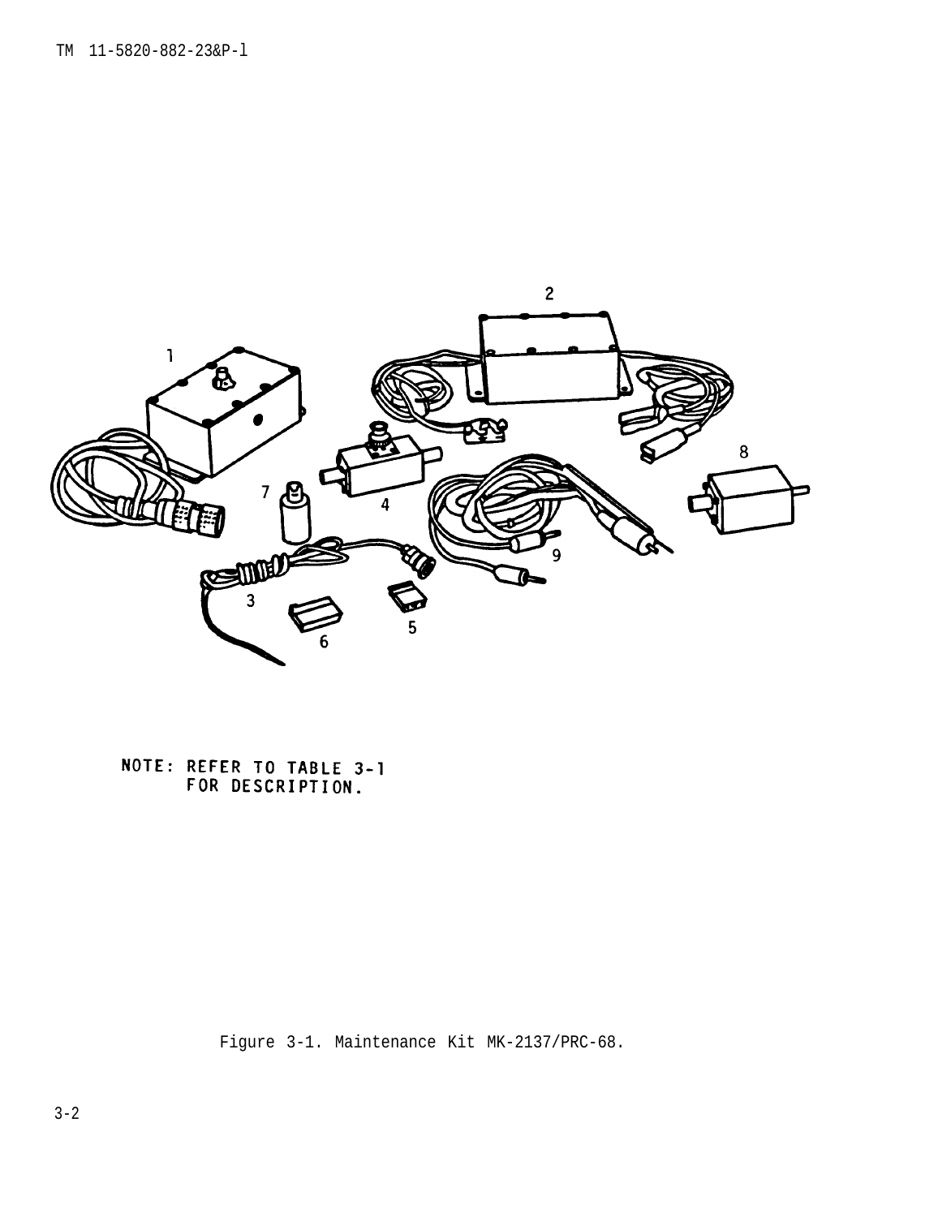NOTE: REFER TO TABLE 3-1 FOR DESCRIPTION.

Figure 3-1. Maintenance Kit MK-2137/PRC-68.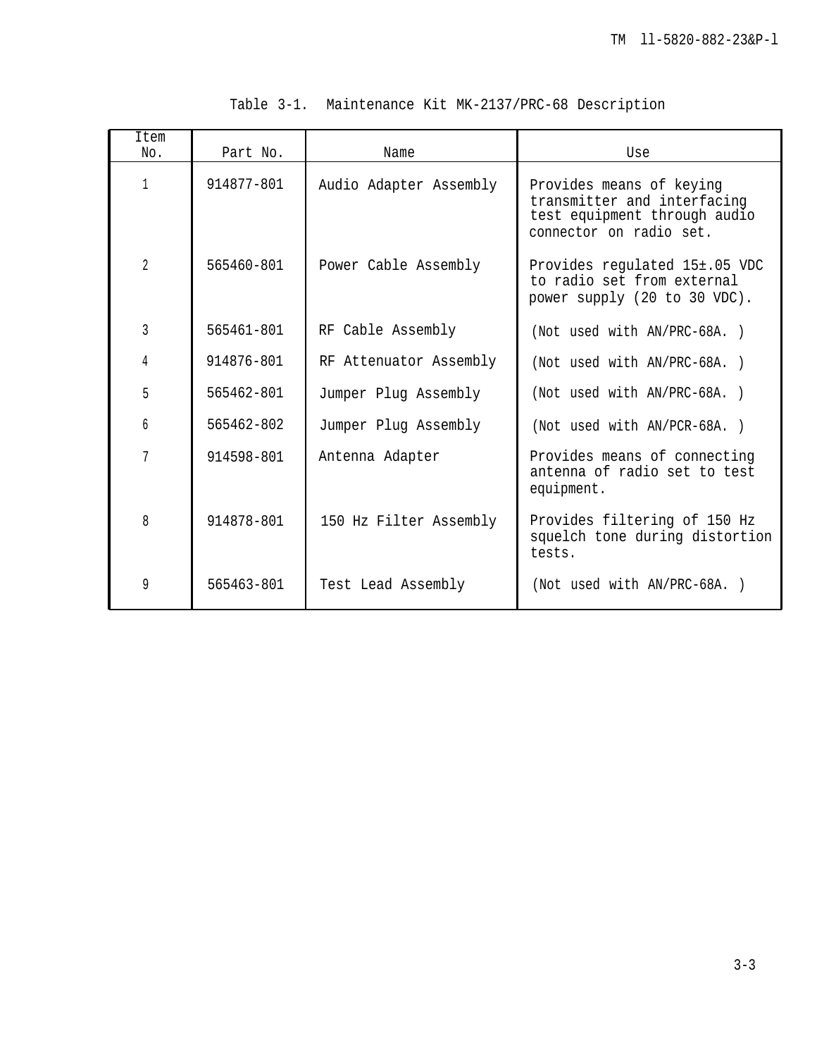Table 3-1. Maintenance Kit MK-2137/PRC-68 Description

| Item No. | Part No. | Name | Use |
|---|---|---|---|
| 1 | 914877-801 | Audio Adapter Assembly | Provides means of keying transmitter and interfacing test equipment through audio connector on radio set. |
| 2 | 565460-801 | Power Cable Assembly | Provides regulated 15±.05 VDC to radio set from external power supply (20 to 30 VDC). |
| 3 | 565461-801 | RF Cable Assembly | (Not used with AN/PRC-68A. ) |
| 4 | 914876-801 | RF Attenuator Assembly | (Not used with AN/PRC-68A. ) |
| 5 | 565462-801 | Jumper Plug Assembly | (Not used with AN/PRC-68A. ) |
| 6 | 565462-802 | Jumper Plug Assembly | (Not used with AN/PCR-68A. ) |
| 7 | 914598-801 | Antenna Adapter | Provides means of connecting antenna of radio set to test equipment. |
| 8 | 914878-801 | 150 Hz Filter Assembly | Provides filtering of 150 Hz squelch tone during distortion tests. |
| 9 | 565463-801 | Test Lead Assembly | (Not used with AN/PRC-68A. ) |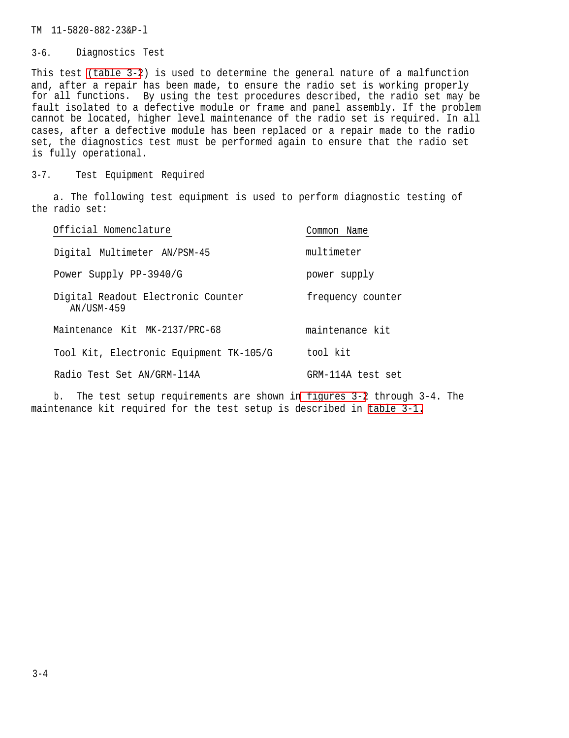## 3-6. Diagnostics Test

This test (table 3-2) is used to determine the general nature of a malfunction and, after a repair has been made, to ensure the radio set is working properly for all functions. By using the test procedures described, the radio set may be fault isolated to a defective module or frame and panel assembly. If the problem cannot be located, higher level maintenance of the radio set is required. In all cases, after a defective module has been replaced or a repair made to the radio set, the diagnostics test must be performed again to ensure that the radio set is fully operational.

## 3-7. Test Equipment Required

a. The following test equipment is used to perform diagnostic testing of the radio set:

| Official Nomenclature | Common Name |
|---|---|
| Digital Multimeter AN/PSM-45 | multimeter |
| Power Supply PP-3940/G | power supply |
| Digital Readout Electronic Counter AN/USM-459 | frequency counter |
| Maintenance Kit MK-2137/PRC-68 | maintenance kit |
| Tool Kit, Electronic Equipment TK-105/G | tool kit |
| Radio Test Set AN/GRM-114A | GRM-114A test set |

b. The test setup requirements are shown in figures 3-2 through 3-4. The maintenance kit required for the test setup is described in table 3-1.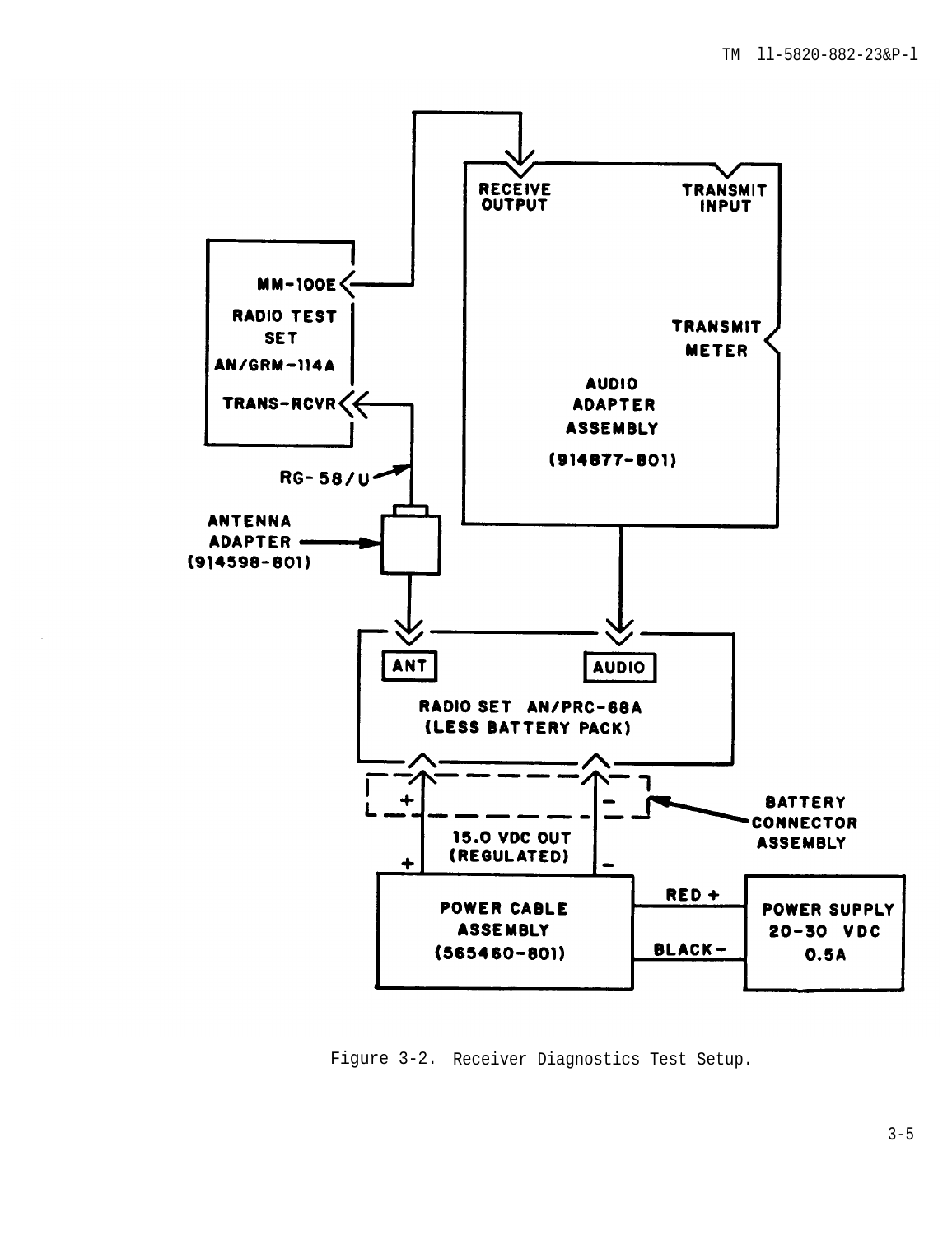RECEIVE OUTPUT

TRANSMIT INPUT

MM-100E

RADIO TEST SET

AN/GRM-114A

TRANS-RCVR

TRANSMIT METER

AUDIO ADAPTER ASSEMBLY

(914877-801)

RG-58/U

ANTENNA ADAPTER

(914598-801)

ANT

AUDIO

RADIO SET AN/PRC-68A

(LESS BATTERY PACK)

+

−

BATTERY CONNECTOR ASSEMBLY

15.0 VDC OUT

(REGULATED)

+

−

POWER CABLE ASSEMBLY

(565460-801)

RED +

BLACK −

POWER SUPPLY

20-30 VDC

0.5A

Figure 3-2. Receiver Diagnostics Test Setup.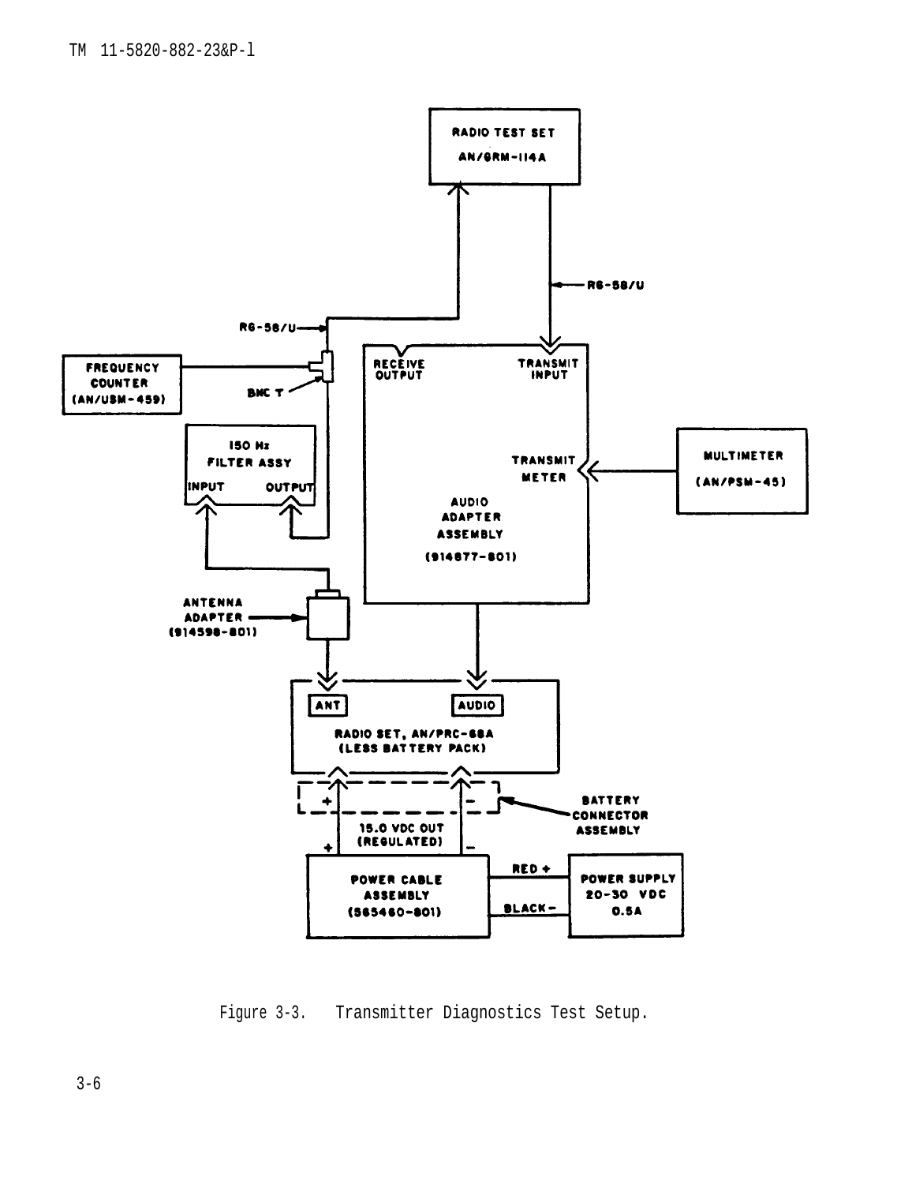RADIO TEST SET

AN/GRM-114A

RG-58/U

RG-58/U

FREQUENCY COUNTER (AN/USM-459)

BNC T

150 Hz FILTER ASSY

INPUT

OUTPUT

RECEIVE OUTPUT

TRANSMIT INPUT

TRANSMIT METER

MULTIMETER (AN/PSM-45)

AUDIO ADAPTER ASSEMBLY (914877-801)

ANTENNA ADAPTER (914598-801)

ANT

AUDIO

RADIO SET, AN/PRC-68A (LESS BATTERY PACK)

BATTERY CONNECTOR ASSEMBLY

15.0 VDC OUT (REGULATED)

POWER CABLE ASSEMBLY (565460-801)

RED +

BLACK -

POWER SUPPLY 20-30 VDC 0.5A

Figure 3-3. Transmitter Diagnostics Test Setup.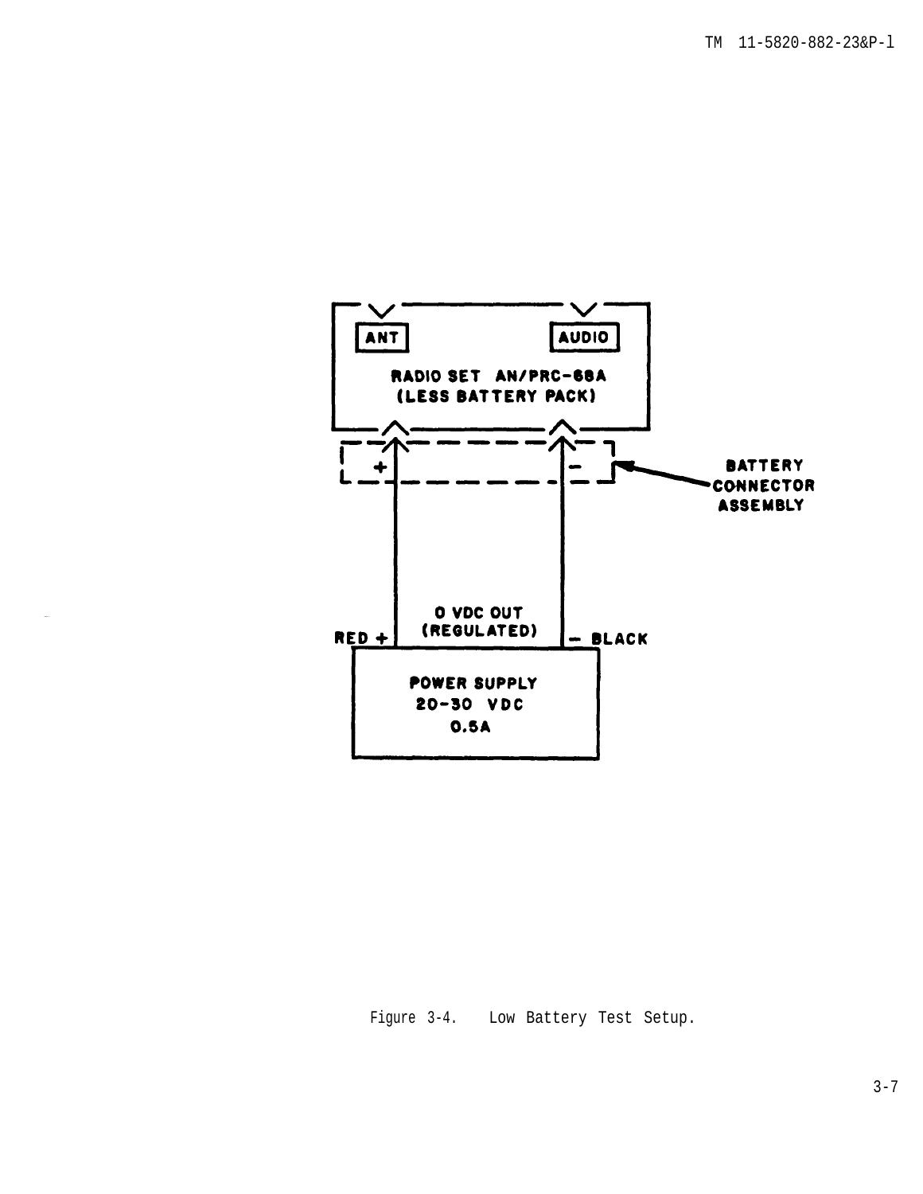Figure 3-4. Low Battery Test Setup.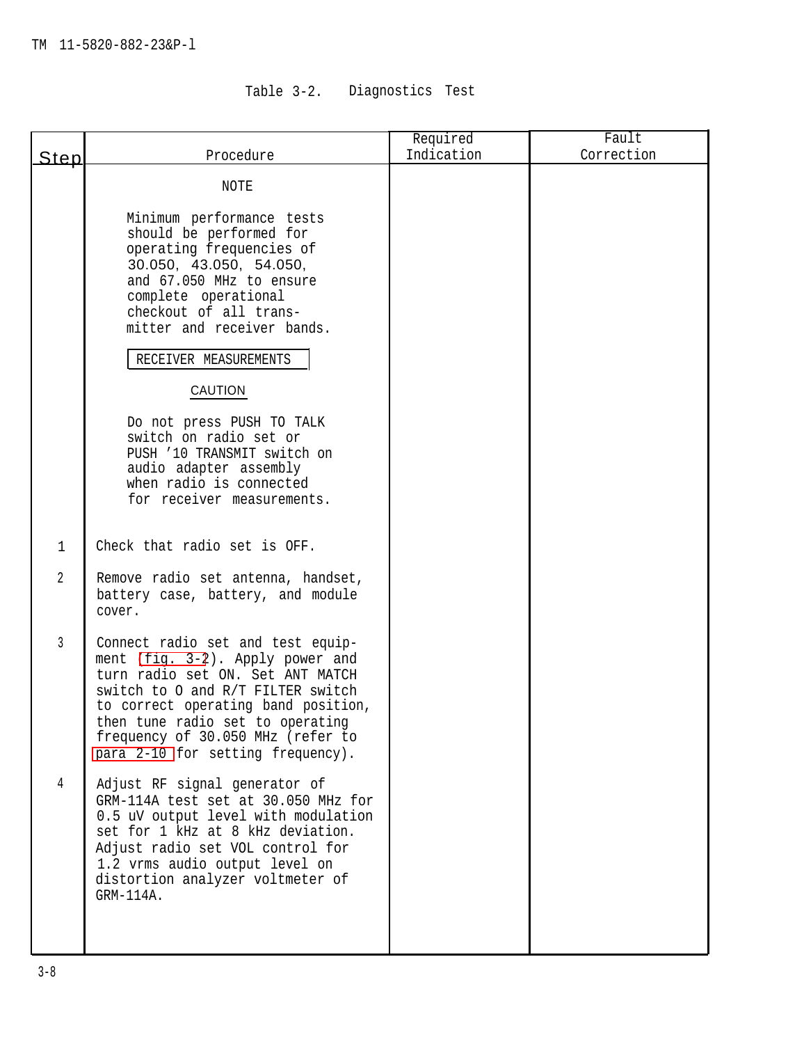Table 3-2. Diagnostics Test

| Step | Procedure | Required Indication | Fault Correction |
|---|---|---|---|
| | NOTE<br><br>Minimum performance tests should be performed for operating frequencies of 30.050, 43.050, 54.050, and 67.050 MHz to ensure complete operational checkout of all transmitter and receiver bands. | | |
| | RECEIVER MEASUREMENTS | | |
| | CAUTION<br><br>Do not press PUSH TO TALK switch on radio set or PUSH '10 TRANSMIT switch on audio adapter assembly when radio is connected for receiver measurements. | | |
| 1 | Check that radio set is OFF. | | |
| 2 | Remove radio set antenna, handset, battery case, battery, and module cover. | | |
| 3 | Connect radio set and test equipment (fig. 3-2). Apply power and turn radio set ON. Set ANT MATCH switch to 0 and R/T FILTER switch to correct operating band position, then tune radio set to operating frequency of 30.050 MHz (refer to para 2-10 for setting frequency). | | |
| 4 | Adjust RF signal generator of GRM-114A test set at 30.050 MHz for 0.5 uV output level with modulation set for 1 kHz at 8 kHz deviation. Adjust radio set VOL control for 1.2 vrms audio output level on distortion analyzer voltmeter of GRM-114A. | | |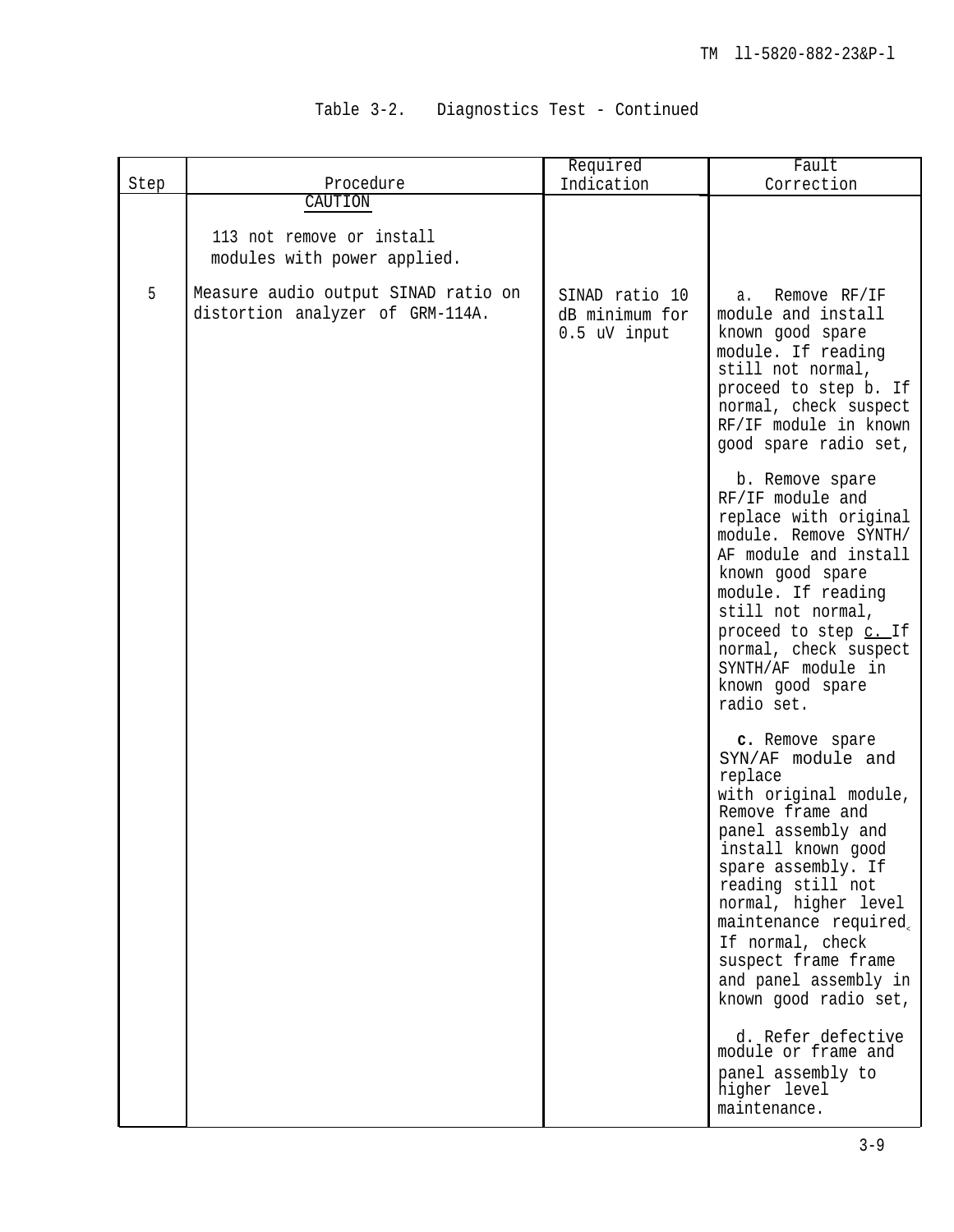Table 3-2. Diagnostics Test - Continued

| Step | Procedure | Required Indication | Fault Correction |
|---|---|---|---|
| | CAUTION<br><br>113 not remove or install modules with power applied. | | |
| 5 | Measure audio output SINAD ratio on distortion analyzer of GRM-114A. | SINAD ratio 10 dB minimum for 0.5 uV input | a. Remove RF/IF module and install known good spare module. If reading still not normal, proceed to step b. If normal, check suspect RF/IF module in known good spare radio set,<br><br>b. Remove spare RF/IF module and replace with original module. Remove SYNTH/AF module and install known good spare module. If reading still not normal, proceed to step c. If normal, check suspect SYNTH/AF module in known good spare radio set.<br><br>c. Remove spare SYN/AF module and replace with original module, Remove frame and panel assembly and install known good spare assembly. If reading still not normal, higher level maintenance required. If normal, check suspect frame frame and panel assembly in known good radio set,<br><br>d. Refer defective module or frame and panel assembly to higher level maintenance. |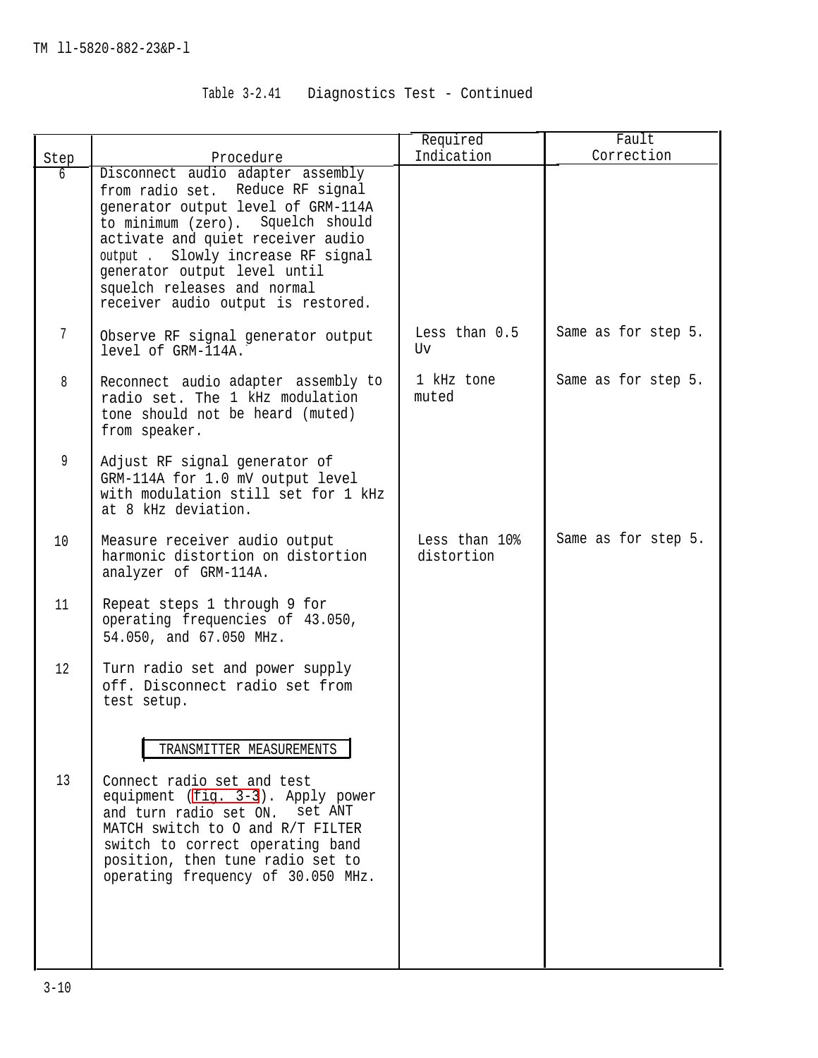Table 3-2.41 Diagnostics Test - Continued

| Step | Procedure | Required Indication | Fault Correction |
|---|---|---|---|
| 6 | Disconnect audio adapter assembly from radio set. Reduce RF signal generator output level of GRM-114A to minimum (zero). Squelch should activate and quiet receiver audio output . Slowly increase RF signal generator output level until squelch releases and normal receiver audio output is restored. | | |
| 7 | Observe RF signal generator output level of GRM-114A. | Less than 0.5 Uv | Same as for step 5. |
| 8 | Reconnect audio adapter assembly to radio set. The 1 kHz modulation tone should not be heard (muted) from speaker. | 1 kHz tone muted | Same as for step 5. |
| 9 | Adjust RF signal generator of GRM-114A for 1.0 mV output level with modulation still set for 1 kHz at 8 kHz deviation. | | |
| 10 | Measure receiver audio output harmonic distortion on distortion analyzer of GRM-114A. | Less than 10% distortion | Same as for step 5. |
| 11 | Repeat steps 1 through 9 for operating frequencies of 43.050, 54.050, and 67.050 MHz. | | |
| 12 | Turn radio set and power supply off. Disconnect radio set from test setup. | | |
| | TRANSMITTER MEASUREMENTS | | |
| 13 | Connect radio set and test equipment (fig. 3-3). Apply power and turn radio set ON. set ANT MATCH switch to O and R/T FILTER switch to correct operating band position, then tune radio set to operating frequency of 30.050 MHz. | | |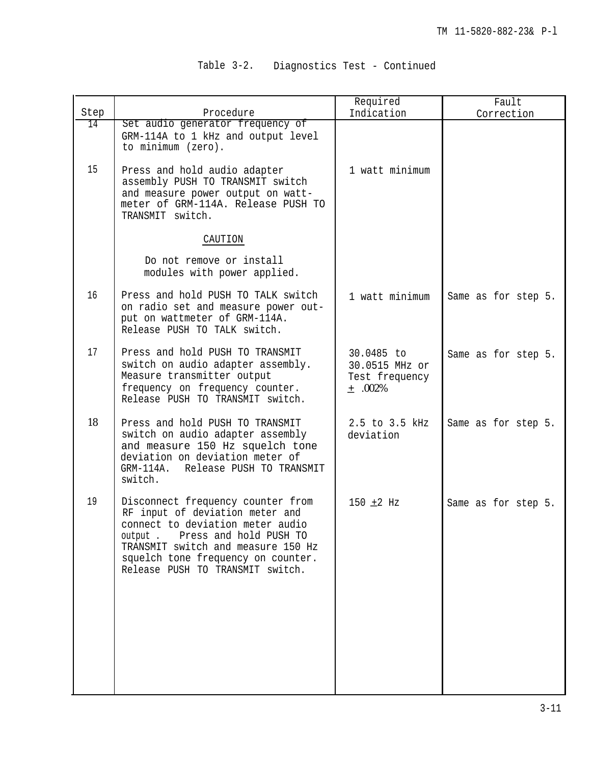Table 3-2. Diagnostics Test - Continued

| Step | Procedure | Required Indication | Fault Correction |
|---|---|---|---|
| 14 | Set audio generator frequency of GRM-114A to 1 kHz and output level to minimum (zero). | | |
| 15 | Press and hold audio adapter assembly PUSH TO TRANSMIT switch and measure power output on watt-meter of GRM-114A. Release PUSH TO TRANSMIT switch.<br><br>CAUTION<br><br>Do not remove or install modules with power applied. | 1 watt minimum | |
| 16 | Press and hold PUSH TO TALK switch on radio set and measure power output on wattmeter of GRM-114A. Release PUSH TO TALK switch. | 1 watt minimum | Same as for step 5. |
| 17 | Press and hold PUSH TO TRANSMIT switch on audio adapter assembly. Measure transmitter output frequency on frequency counter. Release PUSH TO TRANSMIT switch. | 30.0485 to 30.0515 MHz or Test frequency ± .002% | Same as for step 5. |
| 18 | Press and hold PUSH TO TRANSMIT switch on audio adapter assembly and measure 150 Hz squelch tone deviation on deviation meter of GRM-114A. Release PUSH TO TRANSMIT switch. | 2.5 to 3.5 kHz deviation | Same as for step 5. |
| 19 | Disconnect frequency counter from RF input of deviation meter and connect to deviation meter audio output. Press and hold PUSH TO TRANSMIT switch and measure 150 Hz squelch tone frequency on counter. Release PUSH TO TRANSMIT switch. | 150 ±2 Hz | Same as for step 5. |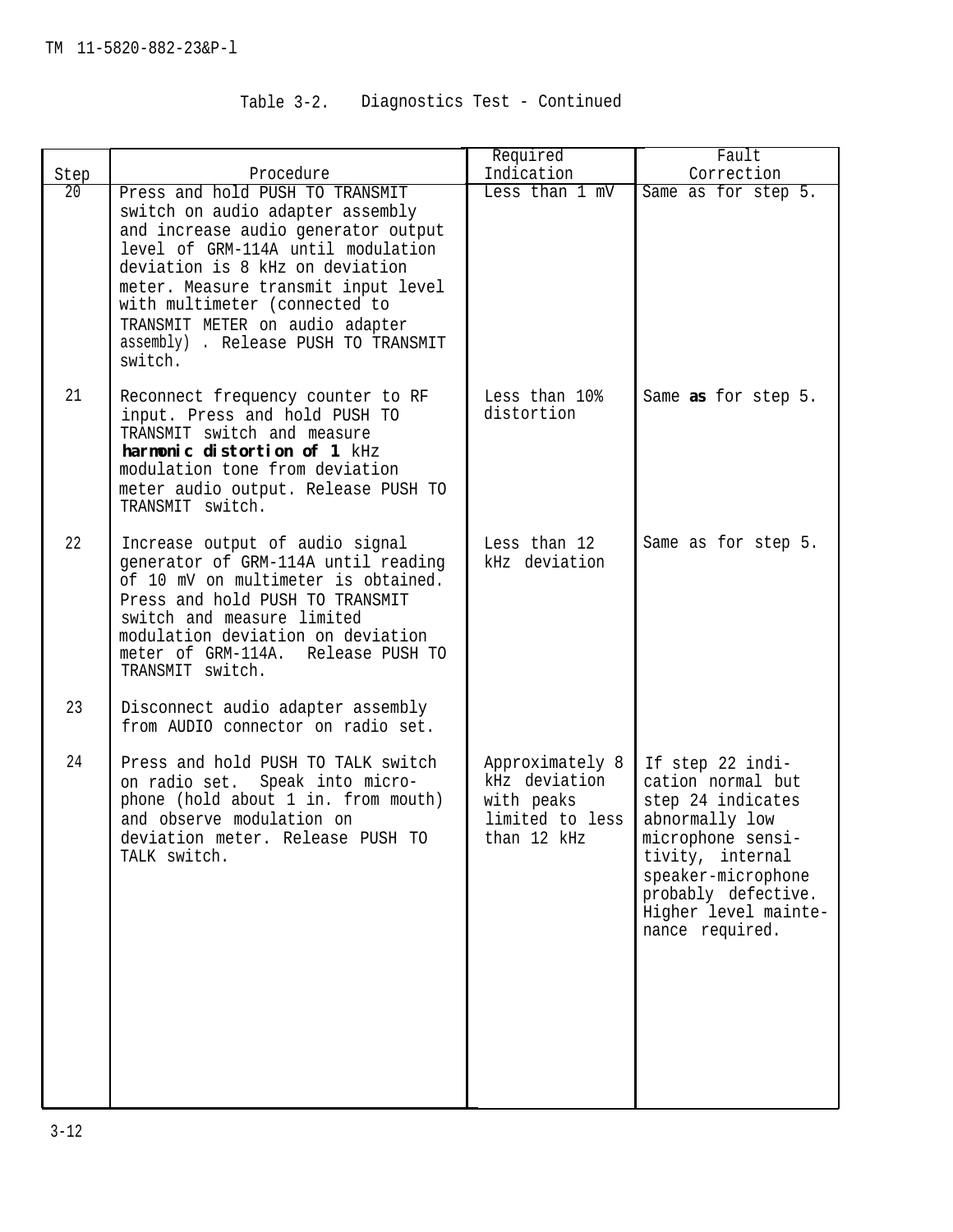Table 3-2. Diagnostics Test - Continued

| Step | Procedure | Required Indication | Fault Correction |
|---|---|---|---|
| 20 | Press and hold PUSH TO TRANSMIT switch on audio adapter assembly and increase audio generator output level of GRM-114A until modulation deviation is 8 kHz on deviation meter. Measure transmit input level with multimeter (connected to TRANSMIT METER on audio adapter assembly) . Release PUSH TO TRANSMIT switch. | Less than 1 mV | Same as for step 5. |
| 21 | Reconnect frequency counter to RF input. Press and hold PUSH TO TRANSMIT switch and measure **harmonic distortion of 1** kHz modulation tone from deviation meter audio output. Release PUSH TO TRANSMIT switch. | Less than 10% distortion | Same **as** for step 5. |
| 22 | Increase output of audio signal generator of GRM-114A until reading of 10 mV on multimeter is obtained. Press and hold PUSH TO TRANSMIT switch and measure limited modulation deviation on deviation meter of GRM-114A. Release PUSH TO TRANSMIT switch. | Less than 12 kHz deviation | Same as for step 5. |
| 23 | Disconnect audio adapter assembly from AUDIO connector on radio set. | | |
| 24 | Press and hold PUSH TO TALK switch on radio set. Speak into microphone (hold about 1 in. from mouth) and observe modulation on deviation meter. Release PUSH TO TALK switch. | Approximately 8 kHz deviation with peaks limited to less than 12 kHz | If step 22 indication normal but step 24 indicates abnormally low microphone sensitivity, internal speaker-microphone probably defective. Higher level maintenance required. |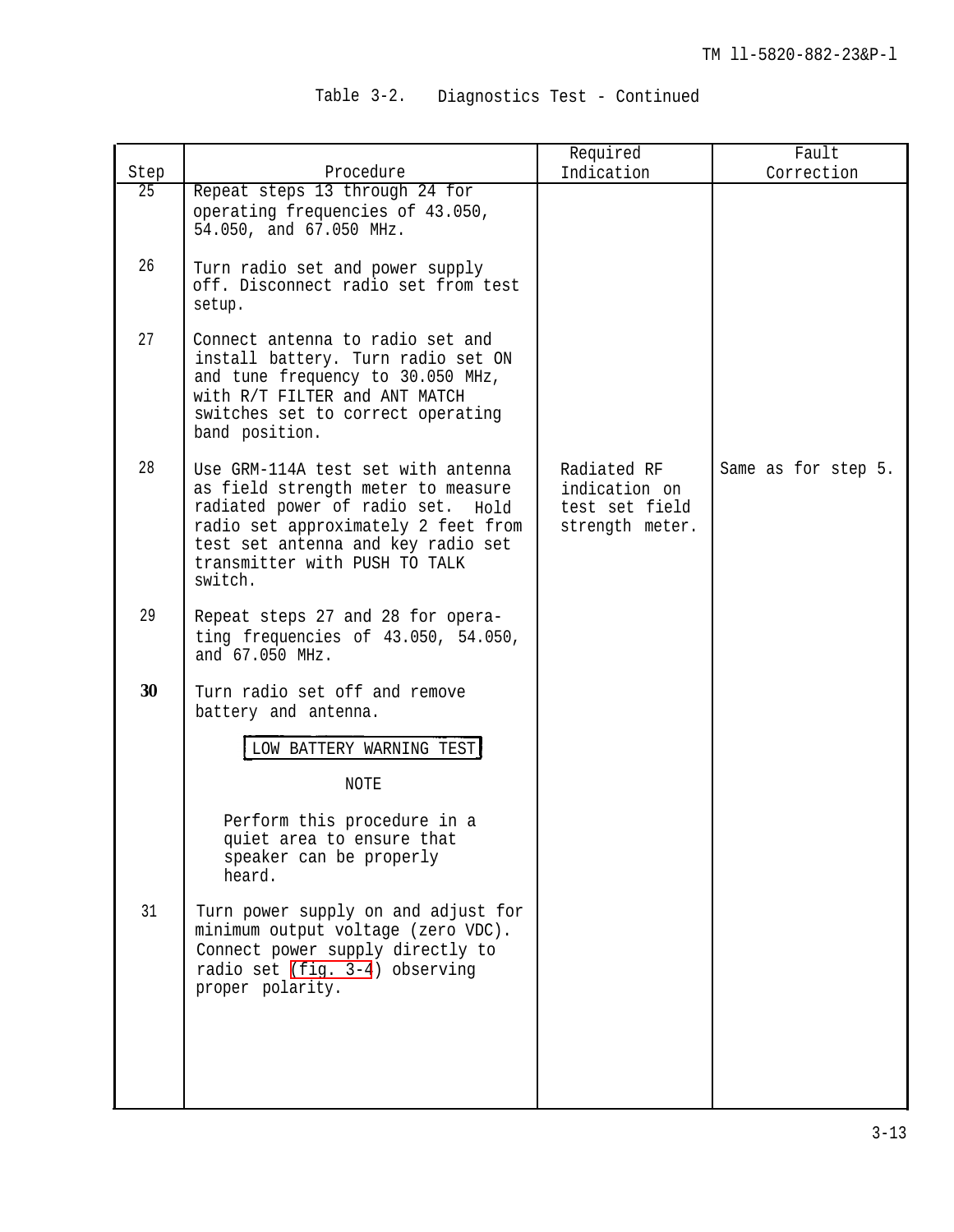Table 3-2. Diagnostics Test - Continued

| Step | Procedure | Required Indication | Fault Correction |
|---|---|---|---|
| 25 | Repeat steps 13 through 24 for operating frequencies of 43.050, 54.050, and 67.050 MHz. | | |
| 26 | Turn radio set and power supply off. Disconnect radio set from test setup. | | |
| 27 | Connect antenna to radio set and install battery. Turn radio set ON and tune frequency to 30.050 MHz, with R/T FILTER and ANT MATCH switches set to correct operating band position. | | |
| 28 | Use GRM-114A test set with antenna as field strength meter to measure radiated power of radio set. Hold radio set approximately 2 feet from test set antenna and key radio set transmitter with PUSH TO TALK switch. | Radiated RF indication on test set field strength meter. | Same as for step 5. |
| 29 | Repeat steps 27 and 28 for operating frequencies of 43.050, 54.050, and 67.050 MHz. | | |
| 30 | Turn radio set off and remove battery and antenna. | | |
| | **LOW BATTERY WARNING TEST** | | |
| | NOTE: Perform this procedure in a quiet area to ensure that speaker can be properly heard. | | |
| 31 | Turn power supply on and adjust for minimum output voltage (zero VDC). Connect power supply directly to radio set (fig. 3-4) observing proper polarity. | | |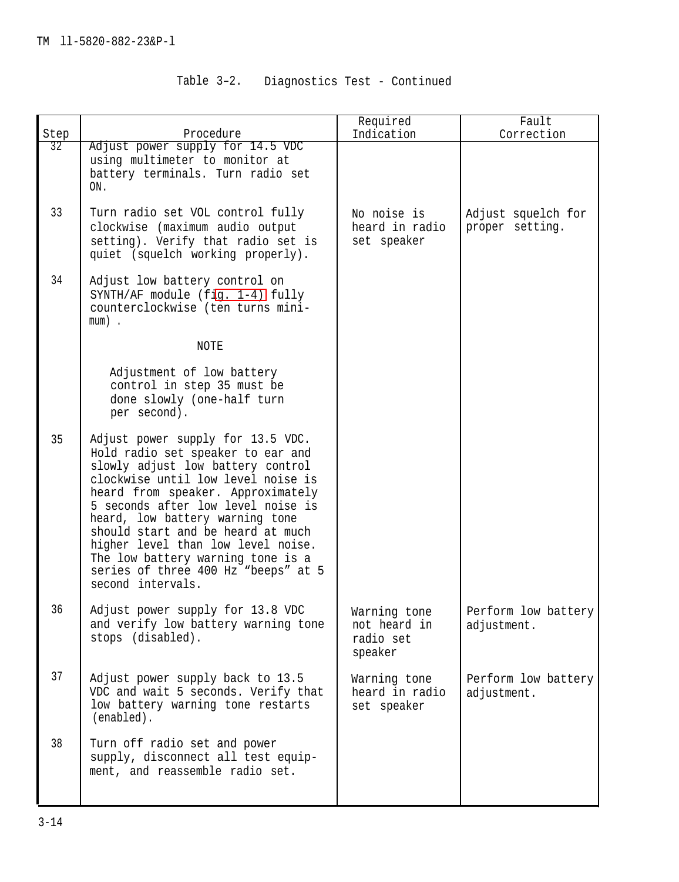Table 3–2. Diagnostics Test - Continued

| Step | Procedure | Required Indication | Fault Correction |
|---|---|---|---|
| 32 | Adjust power supply for 14.5 VDC using multimeter to monitor at battery terminals. Turn radio set ON. | | |
| 33 | Turn radio set VOL control fully clockwise (maximum audio output setting). Verify that radio set is quiet (squelch working properly). | No noise is heard in radio set speaker | Adjust squelch for proper setting. |
| 34 | Adjust low battery control on SYNTH/AF module (fig. 1-4) fully counterclockwise (ten turns minimum). <br><br> NOTE <br><br> Adjustment of low battery control in step 35 must be done slowly (one-half turn per second). | | |
| 35 | Adjust power supply for 13.5 VDC. Hold radio set speaker to ear and slowly adjust low battery control clockwise until low level noise is heard from speaker. Approximately 5 seconds after low level noise is heard, low battery warning tone should start and be heard at much higher level than low level noise. The low battery warning tone is a series of three 400 Hz “beeps” at 5 second intervals. | | |
| 36 | Adjust power supply for 13.8 VDC and verify low battery warning tone stops (disabled). | Warning tone not heard in radio set speaker | Perform low battery adjustment. |
| 37 | Adjust power supply back to 13.5 VDC and wait 5 seconds. Verify that low battery warning tone restarts (enabled). | Warning tone heard in radio set speaker | Perform low battery adjustment. |
| 38 | Turn off radio set and power supply, disconnect all test equipment, and reassemble radio set. | | |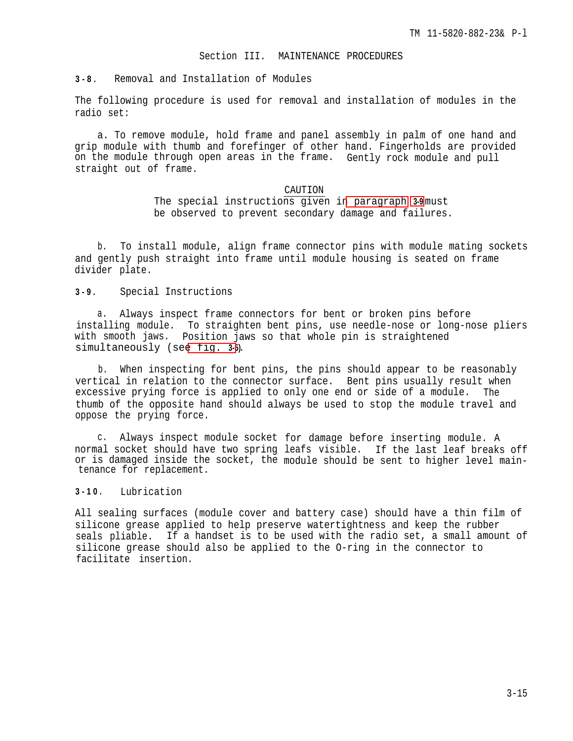## Section III. MAINTENANCE PROCEDURES

### 3-8. Removal and Installation of Modules

The following procedure is used for removal and installation of modules in the radio set:

a. To remove module, hold frame and panel assembly in palm of one hand and grip module with thumb and forefinger of other hand. Fingerholds are provided on the module through open areas in the frame. Gently rock module and pull straight out of frame.

CAUTION

The special instructions given in paragraph 3-9 must be observed to prevent secondary damage and failures.

b. To install module, align frame connector pins with module mating sockets and gently push straight into frame until module housing is seated on frame divider plate.

### 3-9. Special Instructions

a. Always inspect frame connectors for bent or broken pins before installing module. To straighten bent pins, use needle-nose or long-nose pliers with smooth jaws. Position jaws so that whole pin is straightened simultaneously (see fig. 3-5).

b. When inspecting for bent pins, the pins should appear to be reasonably vertical in relation to the connector surface. Bent pins usually result when excessive prying force is applied to only one end or side of a module. The thumb of the opposite hand should always be used to stop the module travel and oppose the prying force.

c. Always inspect module socket for damage before inserting module. A normal socket should have two spring leafs visible. If the last leaf breaks off or is damaged inside the socket, the module should be sent to higher level maintenance for replacement.

### 3-10. Lubrication

All sealing surfaces (module cover and battery case) should have a thin film of silicone grease applied to help preserve watertightness and keep the rubber seals pliable. If a handset is to be used with the radio set, a small amount of silicone grease should also be applied to the O-ring in the connector to facilitate insertion.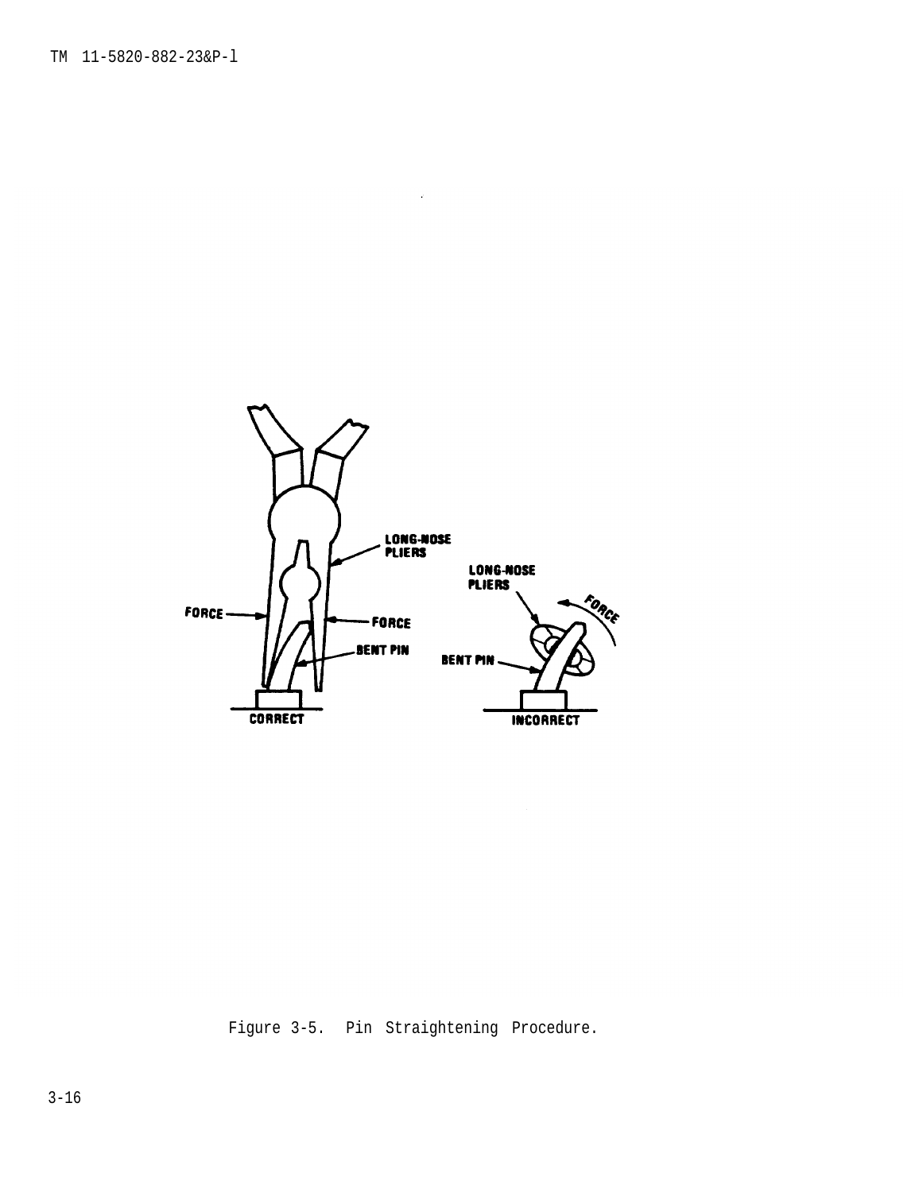Figure 3-5.  Pin Straightening Procedure.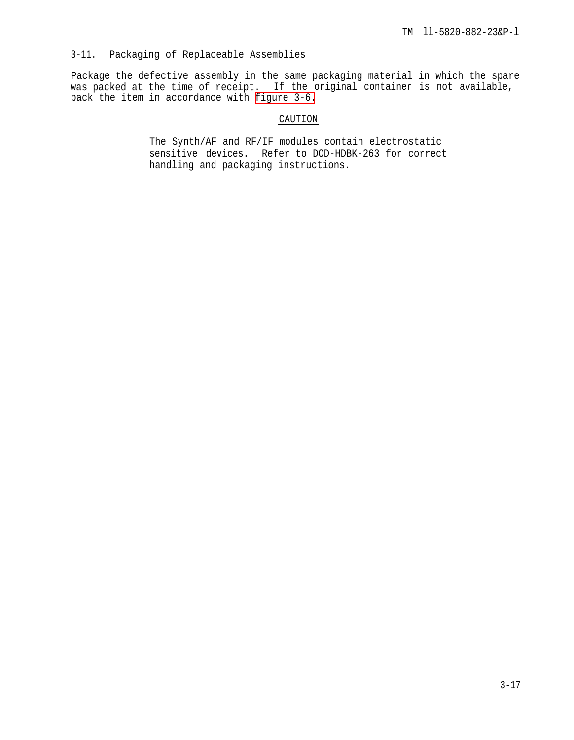## 3-11. Packaging of Replaceable Assemblies

Package the defective assembly in the same packaging material in which the spare was packed at the time of receipt. If the original container is not available, pack the item in accordance with figure 3-6.

CAUTION

> The Synth/AF and RF/IF modules contain electrostatic sensitive devices. Refer to DOD-HDBK-263 for correct handling and packaging instructions.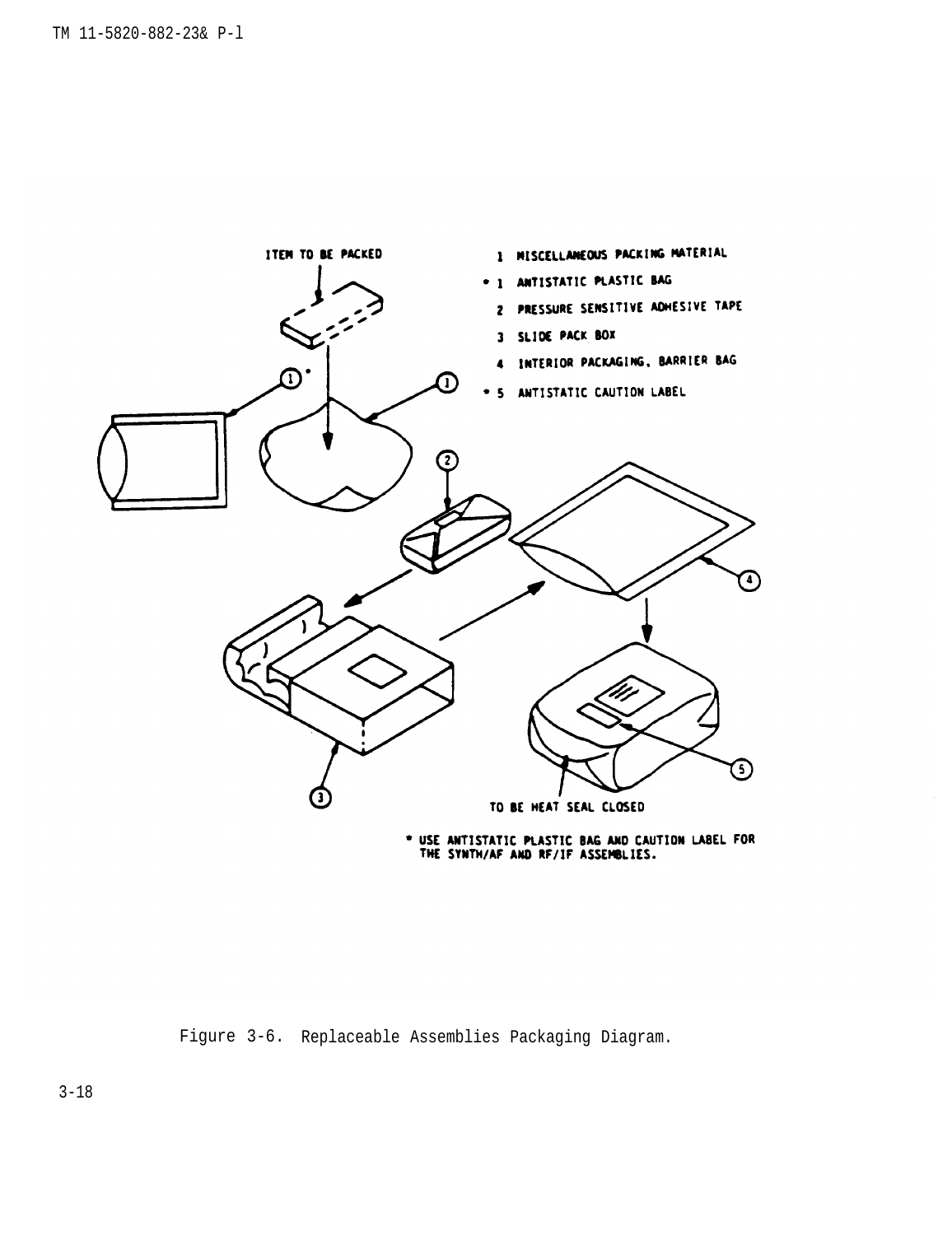ITEM TO BE PACKED

1 MISCELLANEOUS PACKING MATERIAL
* 1 ANTISTATIC PLASTIC BAG
2 PRESSURE SENSITIVE ADHESIVE TAPE
3 SLIDE PACK BOX
4 INTERIOR PACKAGING, BARRIER BAG
* 5 ANTISTATIC CAUTION LABEL

TO BE HEAT SEAL CLOSED

* USE ANTISTATIC PLASTIC BAG AND CAUTION LABEL FOR THE SYNTH/AF AND RF/IF ASSEMBLIES.

Figure 3-6. Replaceable Assemblies Packaging Diagram.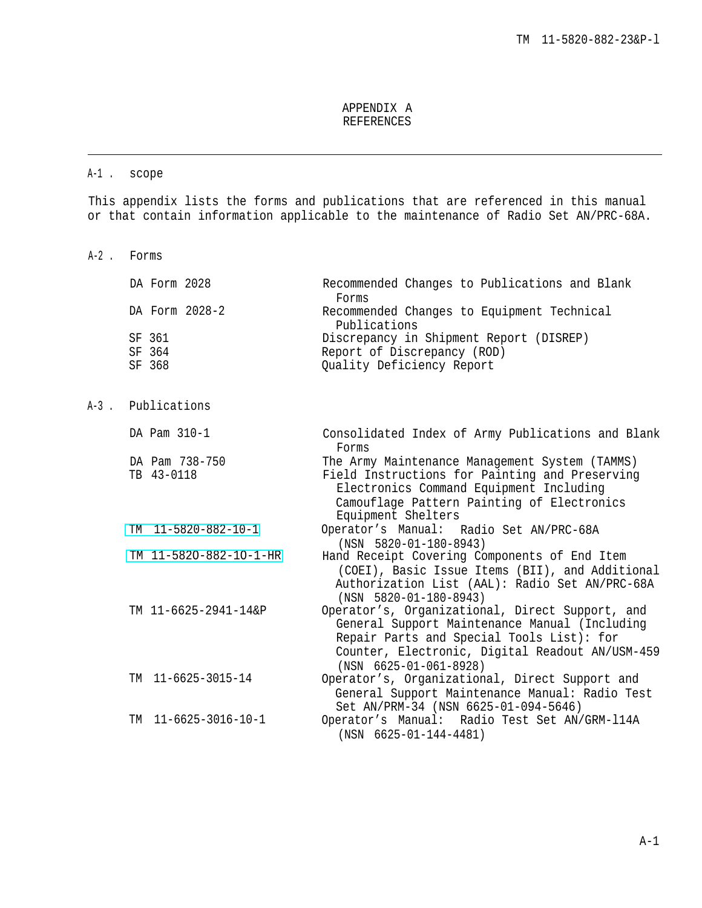# APPENDIX A
# REFERENCES

## A-1. scope

This appendix lists the forms and publications that are referenced in this manual or that contain information applicable to the maintenance of Radio Set AN/PRC-68A.

## A-2. Forms

| | |
|---|---|
| DA Form 2028 | Recommended Changes to Publications and Blank Forms |
| DA Form 2028-2 | Recommended Changes to Equipment Technical Publications |
| SF 361 | Discrepancy in Shipment Report (DISREP) |
| SF 364 | Report of Discrepancy (ROD) |
| SF 368 | Quality Deficiency Report |

## A-3. Publications

| | |
|---|---|
| DA Pam 310-1 | Consolidated Index of Army Publications and Blank Forms |
| DA Pam 738-750 | The Army Maintenance Management System (TAMMS) |
| TB 43-0118 | Field Instructions for Painting and Preserving Electronics Command Equipment Including Camouflage Pattern Painting of Electronics Equipment Shelters |
| TM 11-5820-882-10-1 | Operator's Manual: Radio Set AN/PRC-68A (NSN 5820-01-180-8943) |
| TM 11-5820-882-10-1-HR | Hand Receipt Covering Components of End Item (COEI), Basic Issue Items (BII), and Additional Authorization List (AAL): Radio Set AN/PRC-68A (NSN 5820-01-180-8943) |
| TM 11-6625-2941-14&P | Operator's, Organizational, Direct Support, and General Support Maintenance Manual (Including Repair Parts and Special Tools List): for Counter, Electronic, Digital Readout AN/USM-459 (NSN 6625-01-061-8928) |
| TM 11-6625-3015-14 | Operator's, Organizational, Direct Support and General Support Maintenance Manual: Radio Test Set AN/PRM-34 (NSN 6625-01-094-5646) |
| TM 11-6625-3016-10-1 | Operator's Manual: Radio Test Set AN/GRM-114A (NSN 6625-01-144-4481) |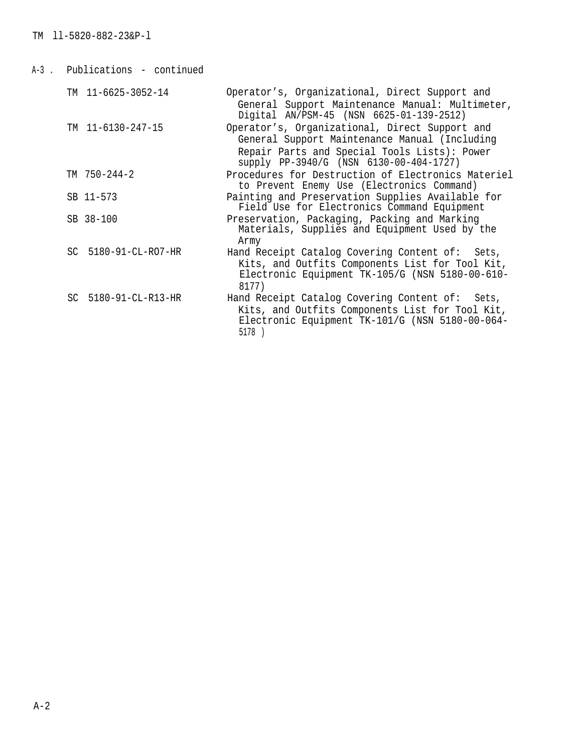A-3. Publications - continued

| | |
|---|---|
| TM 11-6625-3052-14 | Operator's, Organizational, Direct Support and General Support Maintenance Manual: Multimeter, Digital AN/PSM-45 (NSN 6625-01-139-2512) |
| TM 11-6130-247-15 | Operator's, Organizational, Direct Support and General Support Maintenance Manual (Including Repair Parts and Special Tools Lists): Power supply PP-3940/G (NSN 6130-00-404-1727) |
| TM 750-244-2 | Procedures for Destruction of Electronics Materiel to Prevent Enemy Use (Electronics Command) |
| SB 11-573 | Painting and Preservation Supplies Available for Field Use for Electronics Command Equipment |
| SB 38-100 | Preservation, Packaging, Packing and Marking Materials, Supplies and Equipment Used by the Army |
| SC 5180-91-CL-RO7-HR | Hand Receipt Catalog Covering Content of: Sets, Kits, and Outfits Components List for Tool Kit, Electronic Equipment TK-105/G (NSN 5180-00-610-8177) |
| SC 5180-91-CL-R13-HR | Hand Receipt Catalog Covering Content of: Sets, Kits, and Outfits Components List for Tool Kit, Electronic Equipment TK-101/G (NSN 5180-00-064-5178 ) |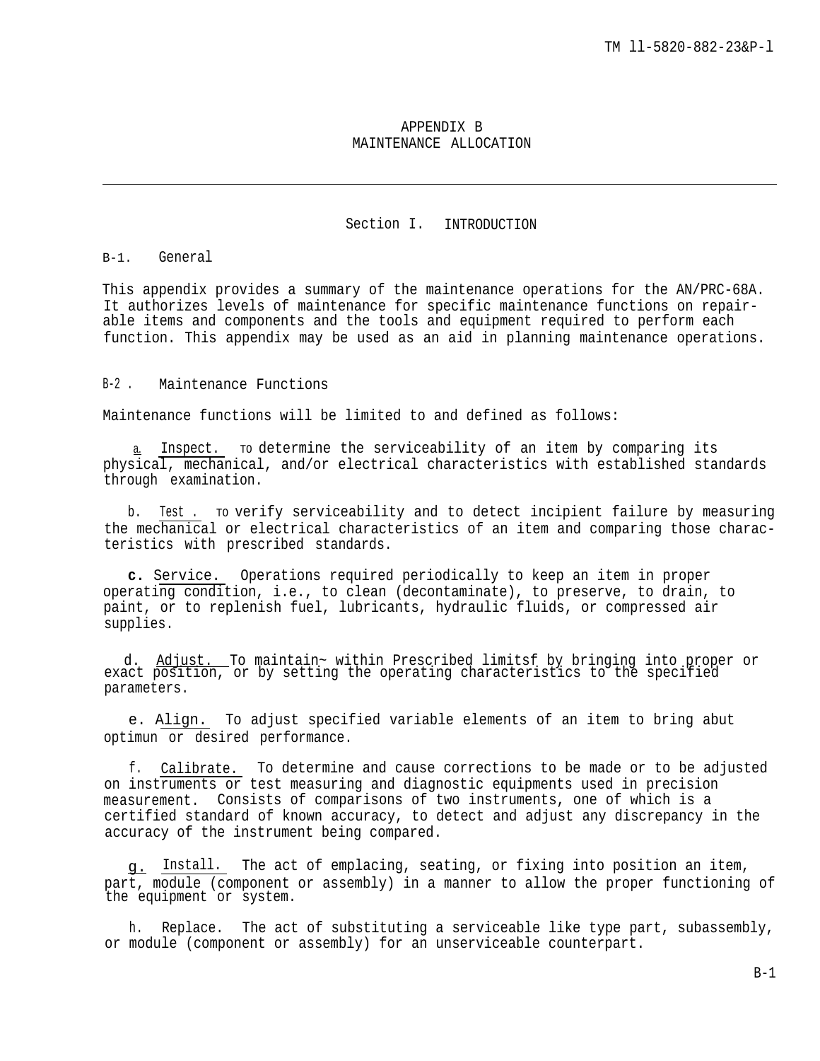# APPENDIX B
# MAINTENANCE ALLOCATION

## Section I. INTRODUCTION

### B-1. General

This appendix provides a summary of the maintenance operations for the AN/PRC-68A. It authorizes levels of maintenance for specific maintenance functions on repairable items and components and the tools and equipment required to perform each function. This appendix may be used as an aid in planning maintenance operations.

### B-2. Maintenance Functions

Maintenance functions will be limited to and defined as follows:

a. Inspect. To determine the serviceability of an item by comparing its physical, mechanical, and/or electrical characteristics with established standards through examination.

b. Test. To verify serviceability and to detect incipient failure by measuring the mechanical or electrical characteristics of an item and comparing those characteristics with prescribed standards.

c. Service. Operations required periodically to keep an item in proper operating condition, i.e., to clean (decontaminate), to preserve, to drain, to paint, or to replenish fuel, lubricants, hydraulic fluids, or compressed air supplies.

d. Adjust. To maintain~ within Prescribed limitsf by bringing into proper or exact position, or by setting the operating characteristics to the specified parameters.

e. Align. To adjust specified variable elements of an item to bring abut optimun or desired performance.

f. Calibrate. To determine and cause corrections to be made or to be adjusted on instruments or test measuring and diagnostic equipments used in precision measurement. Consists of comparisons of two instruments, one of which is a certified standard of known accuracy, to detect and adjust any discrepancy in the accuracy of the instrument being compared.

g. Install. The act of emplacing, seating, or fixing into position an item, part, module (component or assembly) in a manner to allow the proper functioning of the equipment or system.

h. Replace. The act of substituting a serviceable like type part, subassembly, or module (component or assembly) for an unserviceable counterpart.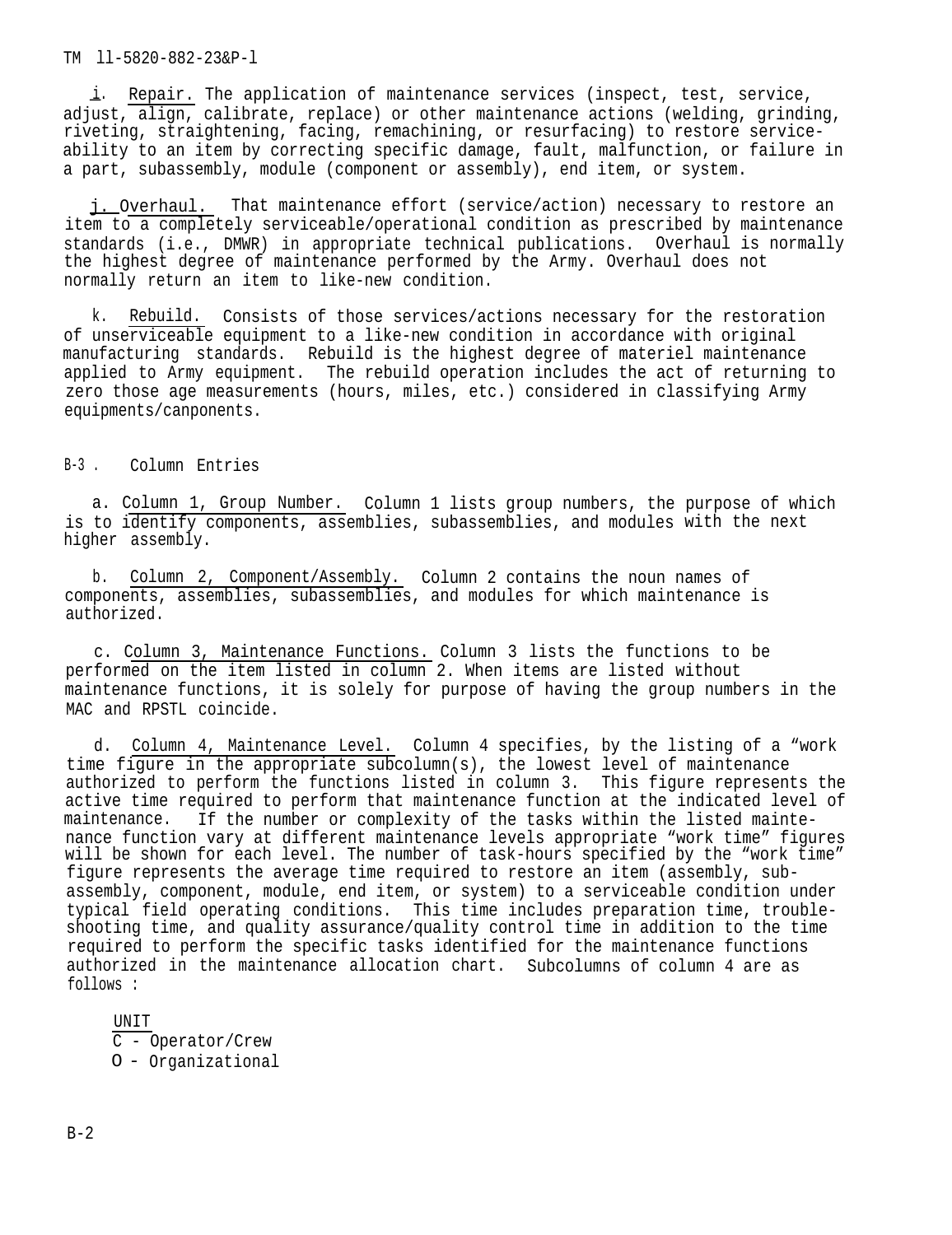i. Repair. The application of maintenance services (inspect, test, service, adjust, align, calibrate, replace) or other maintenance actions (welding, grinding, riveting, straightening, facing, remachining, or resurfacing) to restore serviceability to an item by correcting specific damage, fault, malfunction, or failure in a part, subassembly, module (component or assembly), end item, or system.

j. Overhaul. That maintenance effort (service/action) necessary to restore an item to a completely serviceable/operational condition as prescribed by maintenance standards (i.e., DMWR) in appropriate technical publications. Overhaul is normally the highest degree of maintenance performed by the Army. Overhaul does not normally return an item to like-new condition.

k. Rebuild. Consists of those services/actions necessary for the restoration of unserviceable equipment to a like-new condition in accordance with original manufacturing standards. Rebuild is the highest degree of materiel maintenance applied to Army equipment. The rebuild operation includes the act of returning to zero those age measurements (hours, miles, etc.) considered in classifying Army equipments/canponents.

## B-3. Column Entries

a. Column 1, Group Number. Column 1 lists group numbers, the purpose of which is to identify components, assemblies, subassemblies, and modules with the next higher assembly.

b. Column 2, Component/Assembly. Column 2 contains the noun names of components, assemblies, subassemblies, and modules for which maintenance is authorized.

c. Column 3, Maintenance Functions. Column 3 lists the functions to be performed on the item listed in column 2. When items are listed without maintenance functions, it is solely for purpose of having the group numbers in the MAC and RPSTL coincide.

d. Column 4, Maintenance Level. Column 4 specifies, by the listing of a "work time figure in the appropriate subcolumn(s), the lowest level of maintenance authorized to perform the functions listed in column 3. This figure represents the active time required to perform that maintenance function at the indicated level of maintenance. If the number or complexity of the tasks within the listed maintenance function vary at different maintenance levels appropriate "work time" figures will be shown for each level. The number of task-hours specified by the "work time" figure represents the average time required to restore an item (assembly, subassembly, component, module, end item, or system) to a serviceable condition under typical field operating conditions. This time includes preparation time, troubleshooting time, and quality assurance/quality control time in addition to the time required to perform the specific tasks identified for the maintenance functions authorized in the maintenance allocation chart. Subcolumns of column 4 are as follows:

UNIT

C - Operator/Crew

O - Organizational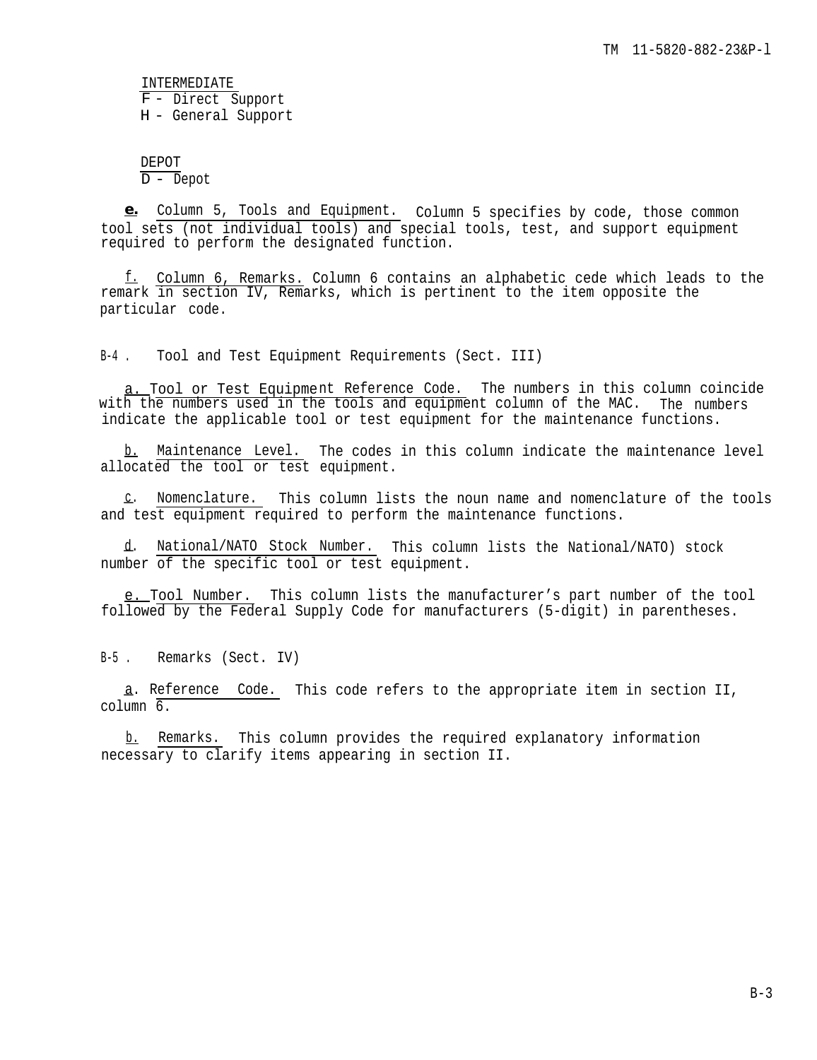INTERMEDIATE
F - Direct Support
H - General Support

DEPOT
D - Depot

**e.** Column 5, Tools and Equipment. Column 5 specifies by code, those common tool sets (not individual tools) and special tools, test, and support equipment required to perform the designated function.

f. Column 6, Remarks. Column 6 contains an alphabetic cede which leads to the remark in section IV, Remarks, which is pertinent to the item opposite the particular code.

B-4. Tool and Test Equipment Requirements (Sect. III)

a. Tool or Test Equipment Reference Code. The numbers in this column coincide with the numbers used in the tools and equipment column of the MAC. The numbers indicate the applicable tool or test equipment for the maintenance functions.

b. Maintenance Level. The codes in this column indicate the maintenance level allocated the tool or test equipment.

c. Nomenclature. This column lists the noun name and nomenclature of the tools and test equipment required to perform the maintenance functions.

d. National/NATO Stock Number. This column lists the National/NATO) stock number of the specific tool or test equipment.

e. Tool Number. This column lists the manufacturer’s part number of the tool followed by the Federal Supply Code for manufacturers (5-digit) in parentheses.

B-5. Remarks (Sect. IV)

a. Reference Code. This code refers to the appropriate item in section II, column 6.

b. Remarks. This column provides the required explanatory information necessary to clarify items appearing in section II.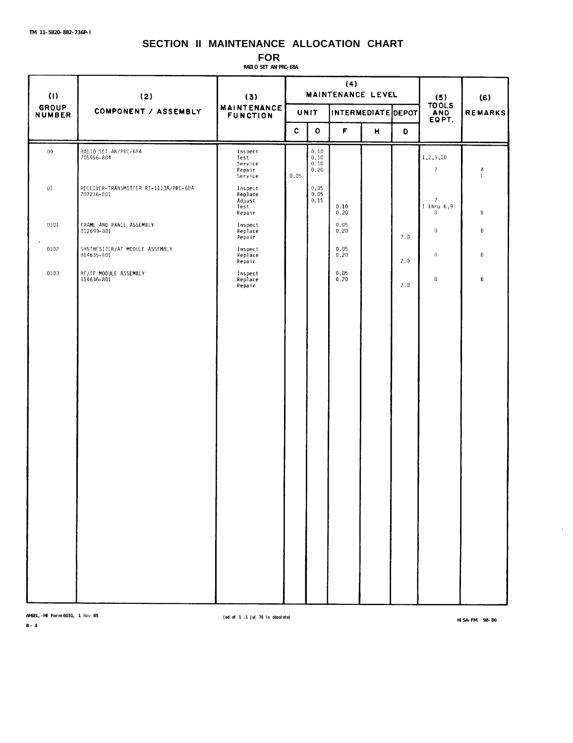# SECTION II MAINTENANCE ALLOCATION CHART

## FOR

**RADIO SET AN/PRC-68A**

| (1) GROUP NUMBER | (2) COMPONENT / ASSEMBLY | (3) MAINTENANCE FUNCTION | (4) MAINTENANCE LEVEL UNIT C | | INTERMEDIATE F | H | DEPOT D | (5) TOOLS AND EQPT. | (6) REMARKS |
|---|---|---|---|---|---|---|---|---|---|
| | | | C | O | F | H | D | | |
| 00 | RADIO SET AN/PRC-68A 705956-804 | Inspect | | 0.10 | | | | | |
| | | Test | | 0.10 | | | | 1,2,9,10 | |
| | | Service | | 0.10 | | | | | |
| | | Repair | | 0.20 | | | | 7 | A |
| | | Service | 0.05 | | | | | | C |
| 01 | RECEIVER-TRANSMITTER RT-1113A/PRC-68A 707236-801 | Inspect | | 0.05 | | | | | |
| | | Replace | | 0.05 | | | | | |
| | | Adjust | | 0.15 | | | | 7 | |
| | | Test | | | 0.10 | | | 1 thru 6,9 | |
| | | Repair | | | 0.20 | | | 8 | B |
| 0101 | FRAME AND PANEL ASSEMBLY 812699-801 | Inspect | | | 0.05 | | | | |
| | | Replace | | | 0.20 | | | 8 | B |
| | | Repair | | | | | 2.0 | | |
| 0102 | SYNTHESIZER/AF MODULE ASSEMBLY 814635-801 | Inspect | | | 0.05 | | | | |
| | | Replace | | | 0.20 | | | 8 | B |
| | | Repair | | | | | 2.0 | | |
| 0103 | RF/IF MODULE ASSEMBLY 814636-801 | Inspect | | | 0.05 | | | | |
| | | Replace | | | 0.20 | | | 8 | B |
| | | Repair | | | | | 2.0 | | |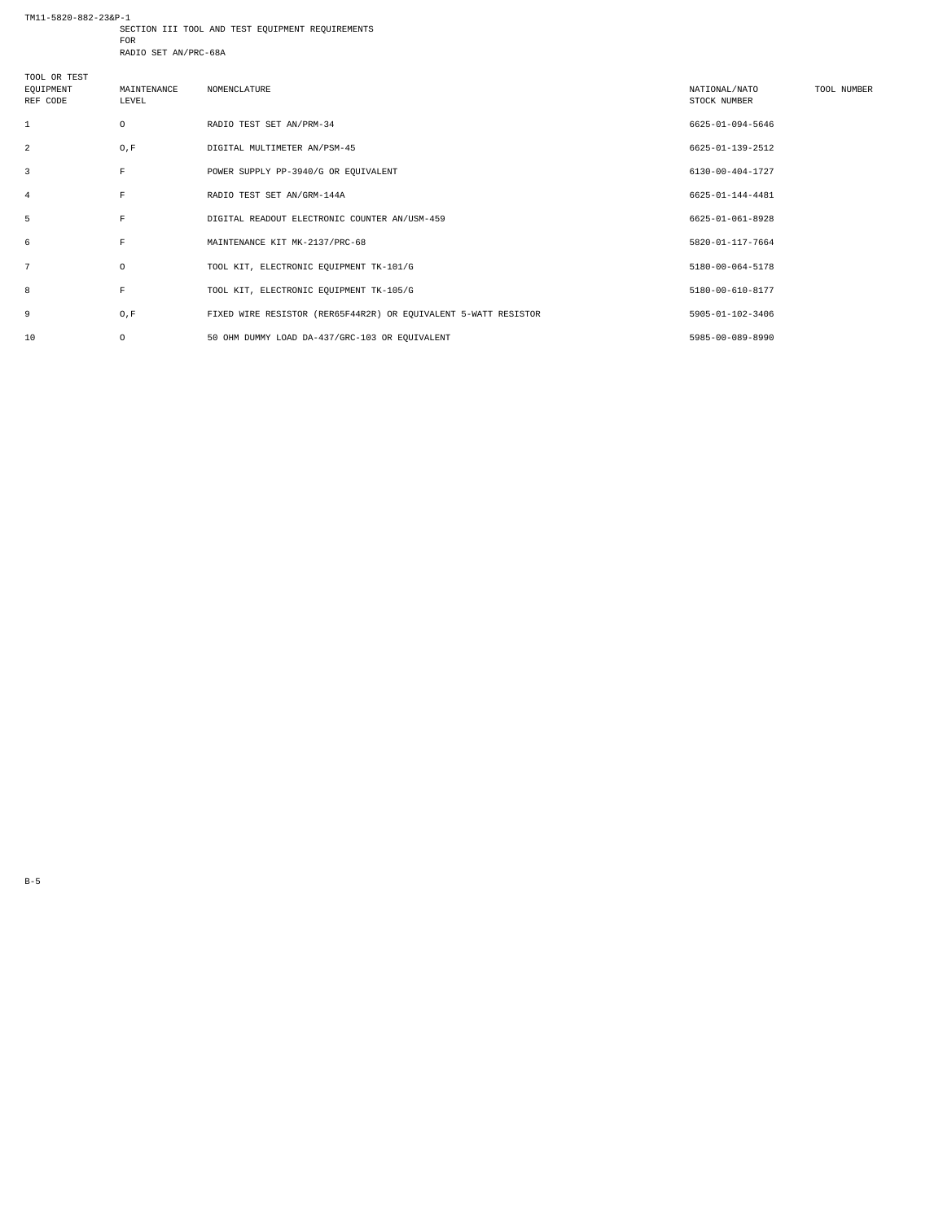## SECTION III TOOL AND TEST EQUIPMENT REQUIREMENTS FOR RADIO SET AN/PRC-68A

| TOOL OR TEST EQUIPMENT REF CODE | MAINTENANCE LEVEL | NOMENCLATURE | NATIONAL/NATO STOCK NUMBER | TOOL NUMBER |
|---|---|---|---|---|
| 1 | O | RADIO TEST SET AN/PRM-34 | 6625-01-094-5646 | |
| 2 | O,F | DIGITAL MULTIMETER AN/PSM-45 | 6625-01-139-2512 | |
| 3 | F | POWER SUPPLY PP-3940/G OR EQUIVALENT | 6130-00-404-1727 | |
| 4 | F | RADIO TEST SET AN/GRM-144A | 6625-01-144-4481 | |
| 5 | F | DIGITAL READOUT ELECTRONIC COUNTER AN/USM-459 | 6625-01-061-8928 | |
| 6 | F | MAINTENANCE KIT MK-2137/PRC-68 | 5820-01-117-7664 | |
| 7 | O | TOOL KIT, ELECTRONIC EQUIPMENT TK-101/G | 5180-00-064-5178 | |
| 8 | F | TOOL KIT, ELECTRONIC EQUIPMENT TK-105/G | 5180-00-610-8177 | |
| 9 | O,F | FIXED WIRE RESISTOR (RER65F44R2R) OR EQUIVALENT 5-WATT RESISTOR | 5905-01-102-3406 | |
| 10 | O | 50 OHM DUMMY LOAD DA-437/GRC-103 OR EQUIVALENT | 5985-00-089-8990 | |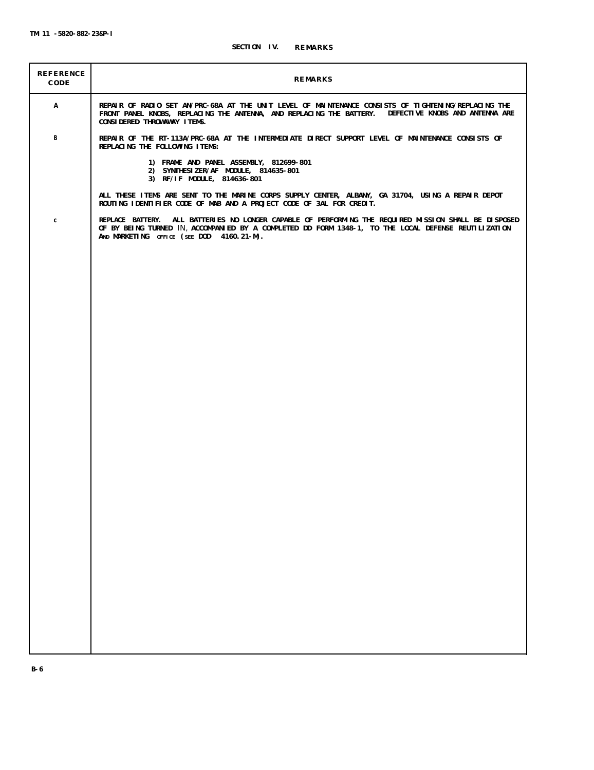## SECTION IV. REMARKS

| REFERENCE CODE | REMARKS |
|---|---|
| A | REPAIR OF RADIO SET AN/PRC-68A AT THE UNIT LEVEL OF MAINTENANCE CONSISTS OF TIGHTENING/REPLACING THE FRONT PANEL KNOBS, REPLACING THE ANTENNA, AND REPLACING THE BATTERY. DEFECTIVE KNOBS AND ANTENNA ARE CONSIDERED THROWAWAY ITEMS. |
| B | REPAIR OF THE RT-113A/PRC-68A AT THE INTERMEDIATE DIRECT SUPPORT LEVEL OF MAINTENANCE CONSISTS OF REPLACING THE FOLLOWING ITEMS: 1) FRAME AND PANEL ASSEMBLY, 812699-801 2) SYNTHESIZER/AF MODULE, 814635-801 3) RF/IF MODULE, 814636-801 ALL THESE ITEMS ARE SENT TO THE MARINE CORPS SUPPLY CENTER, ALBANY, GA 31704, USING A REPAIR DEPOT ROUTING IDENTIFIER CODE OF MAB AND A PROJECT CODE OF 3AL FOR CREDIT. |
| C | REPLACE BATTERY. ALL BATTERIES NO LONGER CAPABLE OF PERFORMING THE REQUIRED MISSION SHALL BE DISPOSED OF BY BEING TURNED IN, ACCOMPANIED BY A COMPLETED DD FORM 1348-1, TO THE LOCAL DEFENSE REUTILIZATION AND MARKETING OFFICE (SEE DOD 4160.21-M). |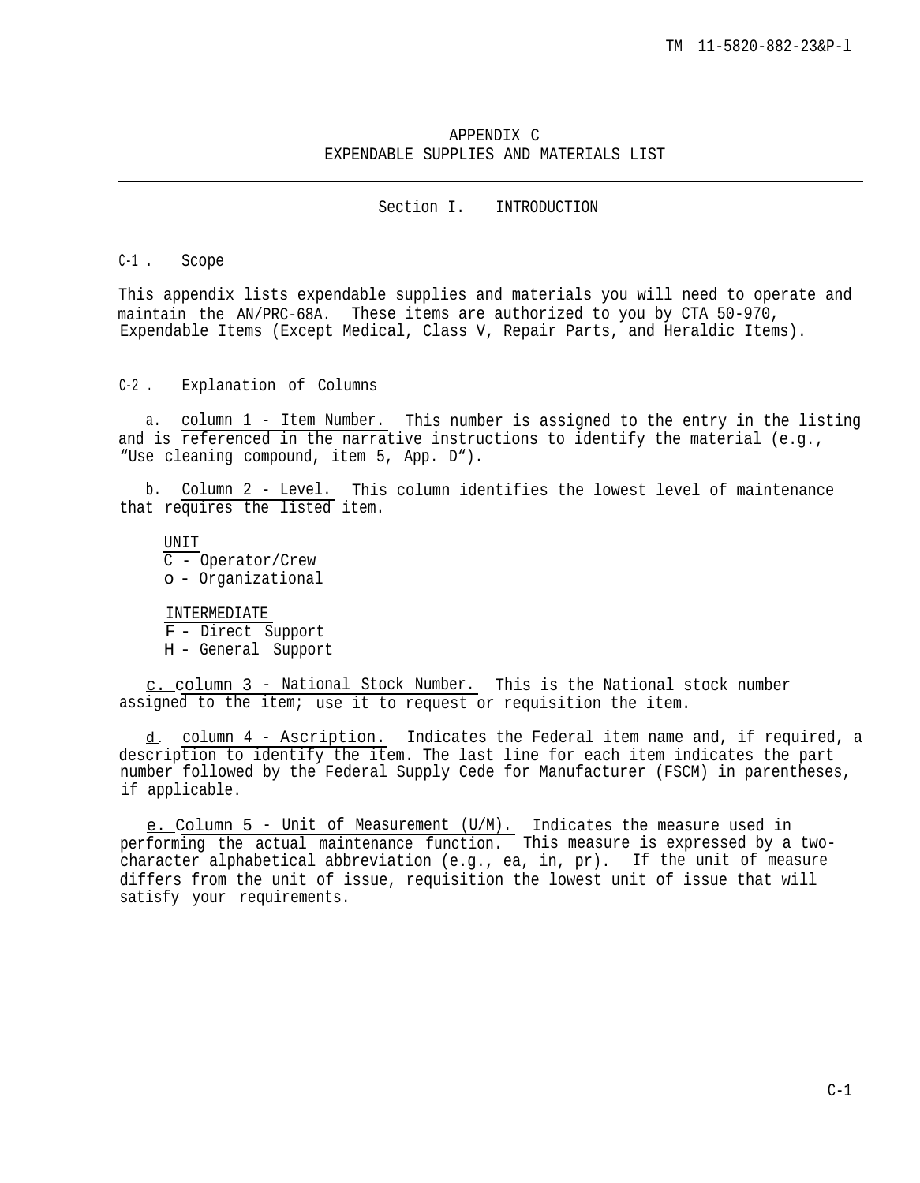# APPENDIX C
# EXPENDABLE SUPPLIES AND MATERIALS LIST

## Section I. INTRODUCTION

### C-1 . Scope

This appendix lists expendable supplies and materials you will need to operate and maintain the AN/PRC-68A. These items are authorized to you by CTA 50-970, Expendable Items (Except Medical, Class V, Repair Parts, and Heraldic Items).

### C-2 . Explanation of Columns

a. column 1 - Item Number. This number is assigned to the entry in the listing and is referenced in the narrative instructions to identify the material (e.g., "Use cleaning compound, item 5, App. D").

b. Column 2 - Level. This column identifies the lowest level of maintenance that requires the listed item.

UNIT
C - Operator/Crew
o - Organizational

INTERMEDIATE
F - Direct Support
H - General Support

c. column 3 - National Stock Number. This is the National stock number assigned to the item; use it to request or requisition the item.

d. column 4 - Ascription. Indicates the Federal item name and, if required, a description to identify the item. The last line for each item indicates the part number followed by the Federal Supply Cede for Manufacturer (FSCM) in parentheses, if applicable.

e. Column 5 - Unit of Measurement (U/M). Indicates the measure used in performing the actual maintenance function. This measure is expressed by a two-character alphabetical abbreviation (e.g., ea, in, pr). If the unit of measure differs from the unit of issue, requisition the lowest unit of issue that will satisfy your requirements.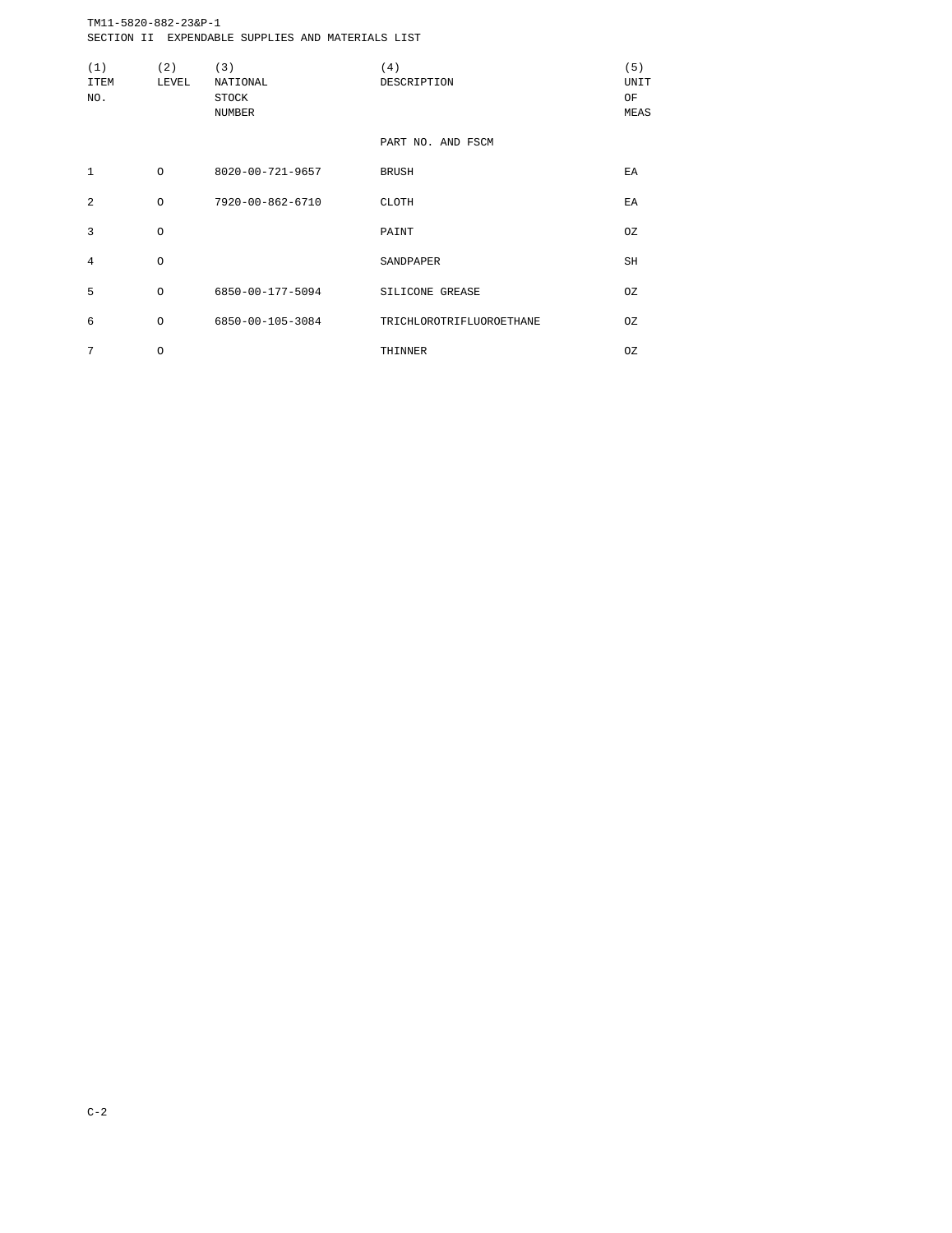## SECTION II EXPENDABLE SUPPLIES AND MATERIALS LIST

| (1) ITEM NO. | (2) LEVEL | (3) NATIONAL STOCK NUMBER | (4) DESCRIPTION<br>PART NO. AND FSCM | (5) UNIT OF MEAS |
|---|---|---|---|---|
| 1 | O | 8020-00-721-9657 | BRUSH | EA |
| 2 | O | 7920-00-862-6710 | CLOTH | EA |
| 3 | O | | PAINT | OZ |
| 4 | O | | SANDPAPER | SH |
| 5 | O | 6850-00-177-5094 | SILICONE GREASE | OZ |
| 6 | O | 6850-00-105-3084 | TRICHLOROTRIFLUOROETHANE | OZ |
| 7 | O | | THINNER | OZ |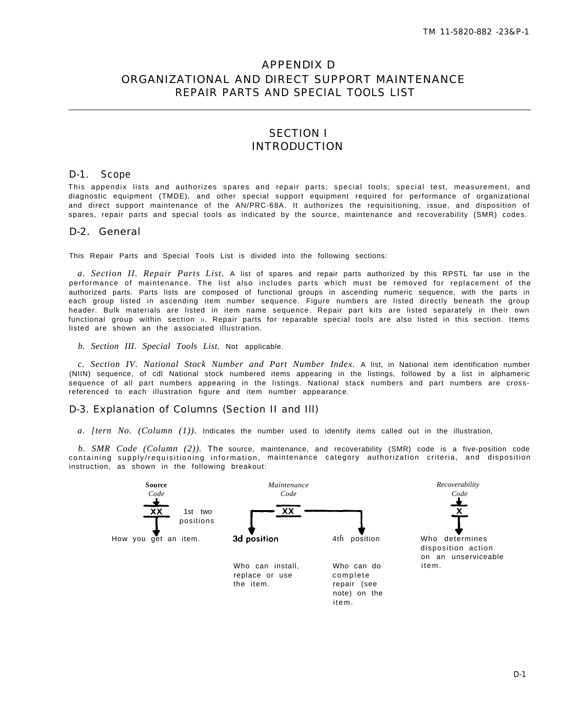# APPENDIX D
# ORGANIZATIONAL AND DIRECT SUPPORT MAINTENANCE REPAIR PARTS AND SPECIAL TOOLS LIST

## SECTION I
## INTRODUCTION

### D-1. Scope

This appendix lists and authorizes spares and repair parts; special tools; special test, measurement, and diagnostic equipment (TMDE), and other special support equipment required for performance of organizational and direct support maintenance of the AN/PRC-68A. It authorizes the requisitioning, issue, and disposition of spares, repair parts and special tools as indicated by the source, maintenance and recoverability (SMR) codes.

### D-2. General

This Repair Parts and Special Tools List is divided into the following sections:

*a. Section II. Repair Parts List.* A list of spares and repair parts authorized by this RPSTL far use in the performance of maintenance. The list also includes parts which must be removed for replacement of the authorized parts. Parts lists are composed of functional groups in ascending numeric sequence, with the parts in each group listed in ascending item number sequence. Figure numbers are listed directly beneath the group header. Bulk materials are listed in item name sequence. Repair part kits are listed separately in their own functional group within section II. Repair parts for reparable special tools are also listed in this section. Items listed are shown an the associated illustration.

*b. Section III. Special Tools List.* Not applicable.

*c. Section IV. National Stock Number and Part Number Index.* A list, in National item identification number (NIIN) sequence, of cdl National stock numbered items appearing in the listings, followed by a list in alphameric sequence of all part numbers appearing in the listings. National stack numbers and part numbers are cross-referenced to each illustration figure and item number appearance.

### D-3. Explanation of Columns (Section II and Ill)

*a. [tern No. (Column (1)).* Indicates the number used to identify items called out in the illustration,

*b. SMR Code (Column (2)).* The source, maintenance, and recoverability (SMR) code is a five-position code containing supply/requisitioning information, maintenance category authorization criteria, and disposition instruction, as shown in the following breakout:

**Source Code**: XX — 1st two positions — How you get an item.

*Maintenance Code*: XX
- 3d position — Who can install, replace or use the item.
- 4th position — Who can do complete repair (see note) on the item.

*Recoverability Code*: X — Who determines disposition action on an unserviceable item.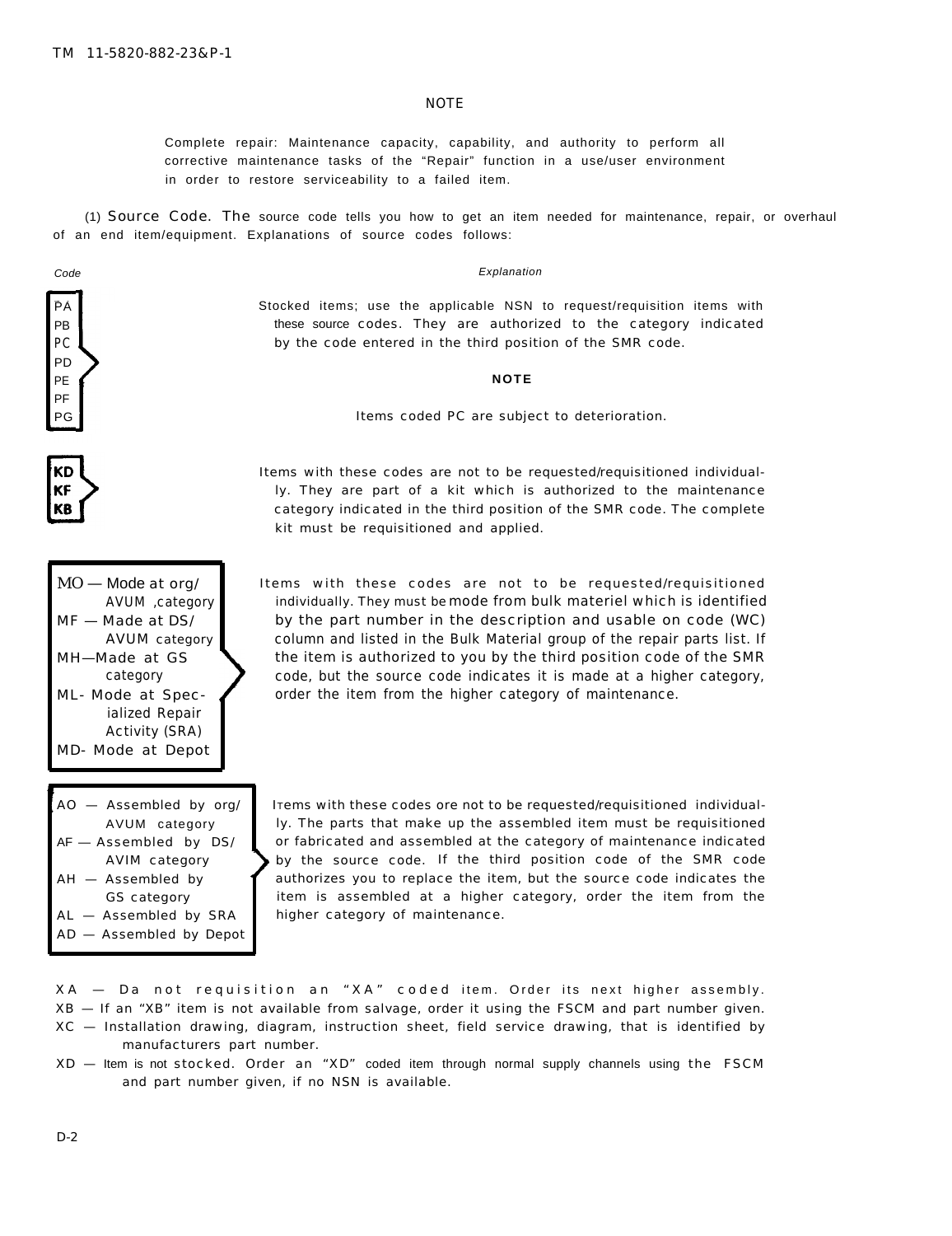## NOTE

Complete repair: Maintenance capacity, capability, and authority to perform all corrective maintenance tasks of the "Repair" function in a use/user environment in order to restore serviceability to a failed item.

(1) Source Code. The source code tells you how to get an item needed for maintenance, repair, or overhaul of an end item/equipment. Explanations of source codes follows:

| Code | Explanation |
|---|---|
| PA<br>PB<br>PC<br>PD<br>PE<br>PF<br>PG | Stocked items; use the applicable NSN to request/requisition items with these source codes. They are authorized to the category indicated by the code entered in the third position of the SMR code.<br><br>**NOTE**<br><br>Items coded PC are subject to deterioration. |
| KD<br>KF<br>KB | Items with these codes are not to be requested/requisitioned individually. They are part of a kit which is authorized to the maintenance category indicated in the third position of the SMR code. The complete kit must be requisitioned and applied. |
| MO — Mode at org/ AVUM ,category<br>MF — Made at DS/ AVUM category<br>MH—Made at GS category<br>ML- Mode at Specialized Repair Activity (SRA)<br>MD- Mode at Depot | Items with these codes are not to be requested/requisitioned individually. They must be mode from bulk materiel which is identified by the part number in the description and usable on code (WC) column and listed in the Bulk Material group of the repair parts list. If the item is authorized to you by the third position code of the SMR code, but the source code indicates it is made at a higher category, order the item from the higher category of maintenance. |
| AO — Assembled by org/ AVUM category<br>AF — Assembled by DS/ AVIM category<br>AH — Assembled by GS category<br>AL — Assembled by SRA<br>AD — Assembled by Depot | ITems with these codes ore not to be requested/requisitioned individually. The parts that make up the assembled item must be requisitioned or fabricated and assembled at the category of maintenance indicated by the source code. If the third position code of the SMR code authorizes you to replace the item, but the source code indicates the item is assembled at a higher category, order the item from the higher category of maintenance. |

XA — Da not requisition an "XA" coded item. Order its next higher assembly.

XB — If an "XB" item is not available from salvage, order it using the FSCM and part number given.

XC — Installation drawing, diagram, instruction sheet, field service drawing, that is identified by manufacturers part number.

XD — Item is not stocked. Order an "XD" coded item through normal supply channels using the FSCM and part number given, if no NSN is available.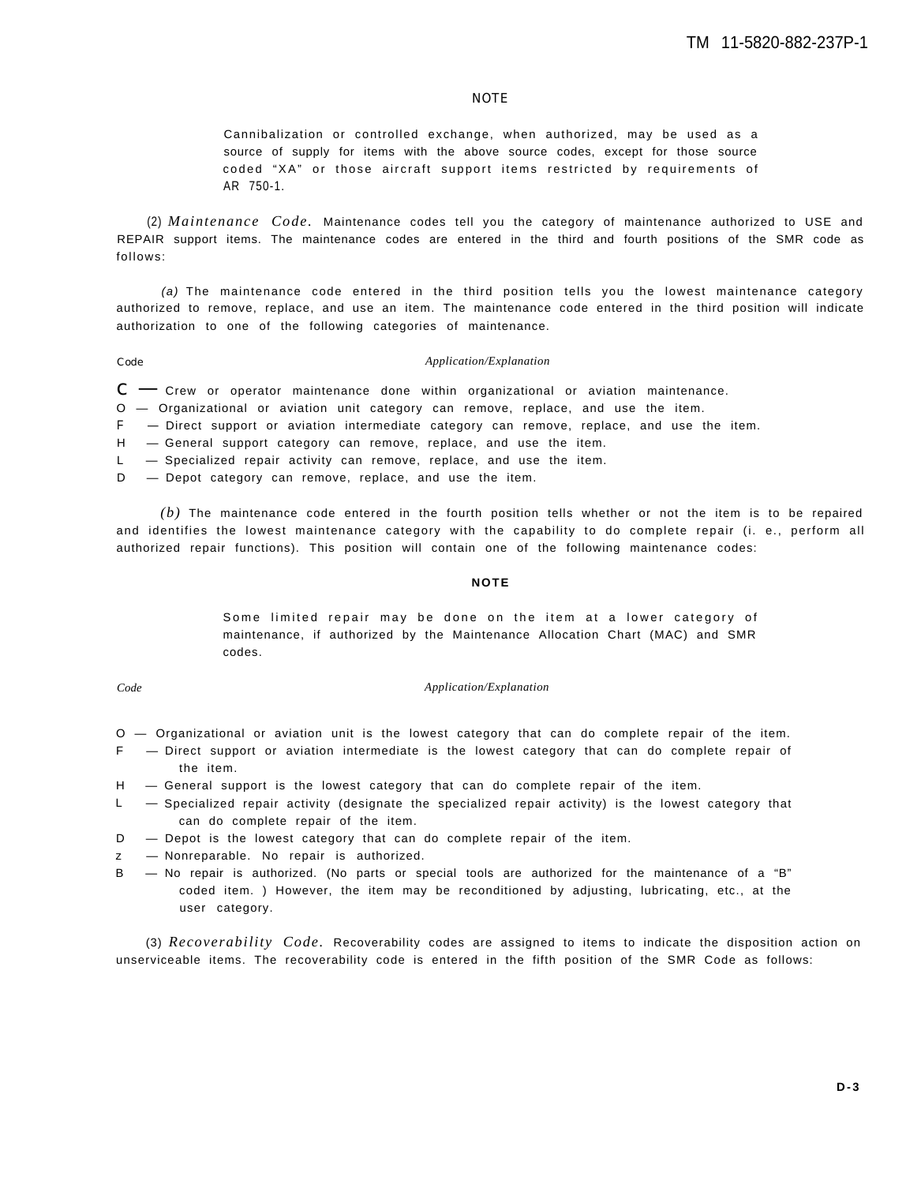NOTE

> Cannibalization or controlled exchange, when authorized, may be used as a source of supply for items with the above source codes, except for those source coded "XA" or those aircraft support items restricted by requirements of AR 750-1.

(2) *Maintenance Code.* Maintenance codes tell you the category of maintenance authorized to USE and REPAIR support items. The maintenance codes are entered in the third and fourth positions of the SMR code as follows:

*(a)* The maintenance code entered in the third position tells you the lowest maintenance category authorized to remove, replace, and use an item. The maintenance code entered in the third position will indicate authorization to one of the following categories of maintenance.

| Code | *Application/Explanation* |
|---|---|
| C | — Crew or operator maintenance done within organizational or aviation maintenance. |
| O | — Organizational or aviation unit category can remove, replace, and use the item. |
| F | — Direct support or aviation intermediate category can remove, replace, and use the item. |
| H | — General support category can remove, replace, and use the item. |
| L | — Specialized repair activity can remove, replace, and use the item. |
| D | — Depot category can remove, replace, and use the item. |

*(b)* The maintenance code entered in the fourth position tells whether or not the item is to be repaired and identifies the lowest maintenance category with the capability to do complete repair (i. e., perform all authorized repair functions). This position will contain one of the following maintenance codes:

**NOTE**

> Some limited repair may be done on the item at a lower category of maintenance, if authorized by the Maintenance Allocation Chart (MAC) and SMR codes.

| *Code* | *Application/Explanation* |
|---|---|
| O | — Organizational or aviation unit is the lowest category that can do complete repair of the item. |
| F | — Direct support or aviation intermediate is the lowest category that can do complete repair of the item. |
| H | — General support is the lowest category that can do complete repair of the item. |
| L | — Specialized repair activity (designate the specialized repair activity) is the lowest category that can do complete repair of the item. |
| D | — Depot is the lowest category that can do complete repair of the item. |
| z | — Nonreparable. No repair is authorized. |
| B | — No repair is authorized. (No parts or special tools are authorized for the maintenance of a "B" coded item. ) However, the item may be reconditioned by adjusting, lubricating, etc., at the user category. |

(3) *Recoverability Code.* Recoverability codes are assigned to items to indicate the disposition action on unserviceable items. The recoverability code is entered in the fifth position of the SMR Code as follows: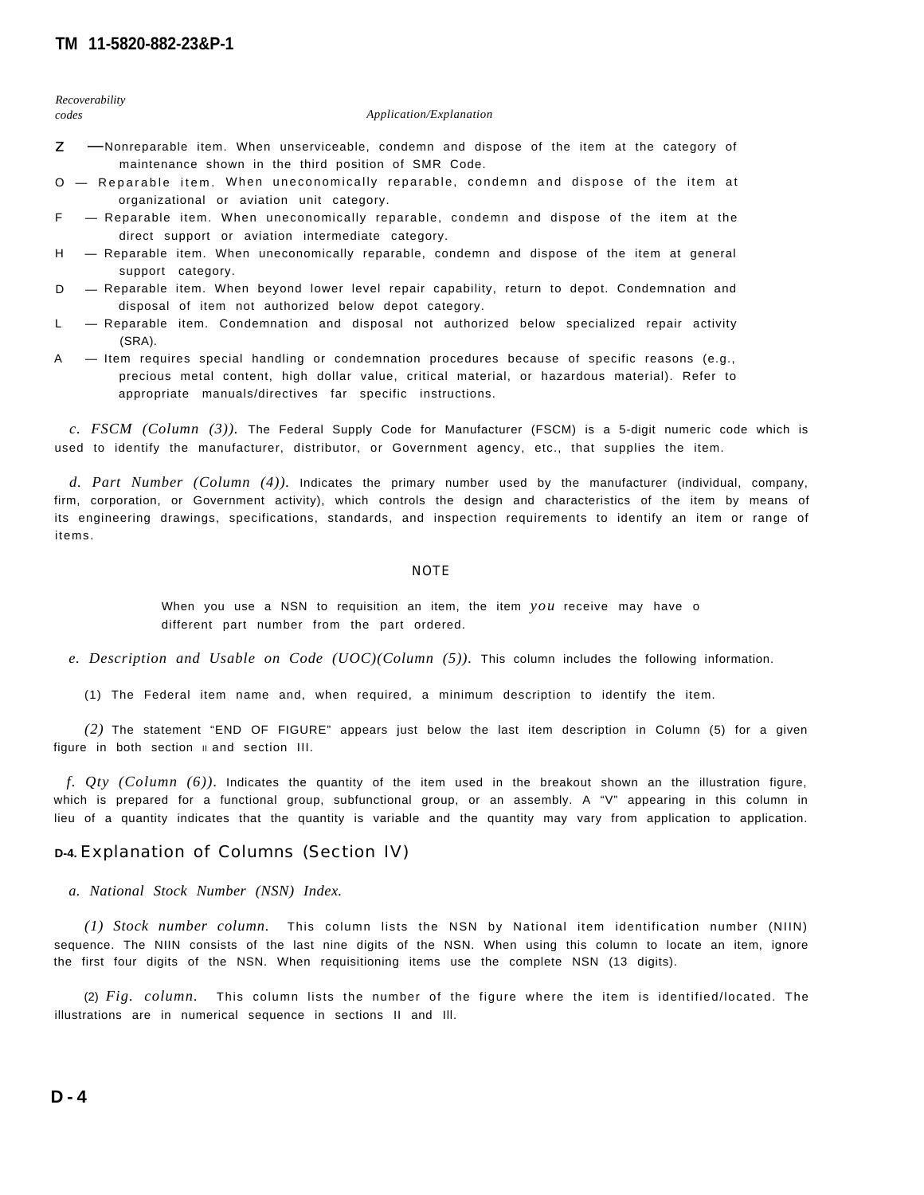| Recoverability codes | Application/Explanation |
|---|---|
| Z | —Nonreparable item. When unserviceable, condemn and dispose of the item at the category of maintenance shown in the third position of SMR Code. |
| O | — Reparable item. When uneconomically reparable, condemn and dispose of the item at organizational or aviation unit category. |
| F | — Reparable item. When uneconomically reparable, condemn and dispose of the item at the direct support or aviation intermediate category. |
| H | — Reparable item. When uneconomically reparable, condemn and dispose of the item at general support category. |
| D | — Reparable item. When beyond lower level repair capability, return to depot. Condemnation and disposal of item not authorized below depot category. |
| L | — Reparable item. Condemnation and disposal not authorized below specialized repair activity (SRA). |
| A | — Item requires special handling or condemnation procedures because of specific reasons (e.g., precious metal content, high dollar value, critical material, or hazardous material). Refer to appropriate manuals/directives far specific instructions. |

*c. FSCM (Column (3)).* The Federal Supply Code for Manufacturer (FSCM) is a 5-digit numeric code which is used to identify the manufacturer, distributor, or Government agency, etc., that supplies the item.

*d. Part Number (Column (4)).* Indicates the primary number used by the manufacturer (individual, company, firm, corporation, or Government activity), which controls the design and characteristics of the item by means of its engineering drawings, specifications, standards, and inspection requirements to identify an item or range of items.

NOTE

When you use a NSN to requisition an item, the item *you* receive may have o different part number from the part ordered.

*e. Description and Usable on Code (UOC)(Column (5)).* This column includes the following information.

(1) The Federal item name and, when required, a minimum description to identify the item.

*(2)* The statement “END OF FIGURE” appears just below the last item description in Column (5) for a given figure in both section II and section III.

*f. Qty (Column (6)).* Indicates the quantity of the item used in the breakout shown an the illustration figure, which is prepared for a functional group, subfunctional group, or an assembly. A “V” appearing in this column in lieu of a quantity indicates that the quantity is variable and the quantity may vary from application to application.

## D-4. Explanation of Columns (Section IV)

*a. National Stock Number (NSN) Index.*

*(1) Stock number column.* This column lists the NSN by National item identification number (NIIN) sequence. The NIIN consists of the last nine digits of the NSN. When using this column to locate an item, ignore the first four digits of the NSN. When requisitioning items use the complete NSN (13 digits).

(2) *Fig. column.* This column lists the number of the figure where the item is identified/located. The illustrations are in numerical sequence in sections II and Ill.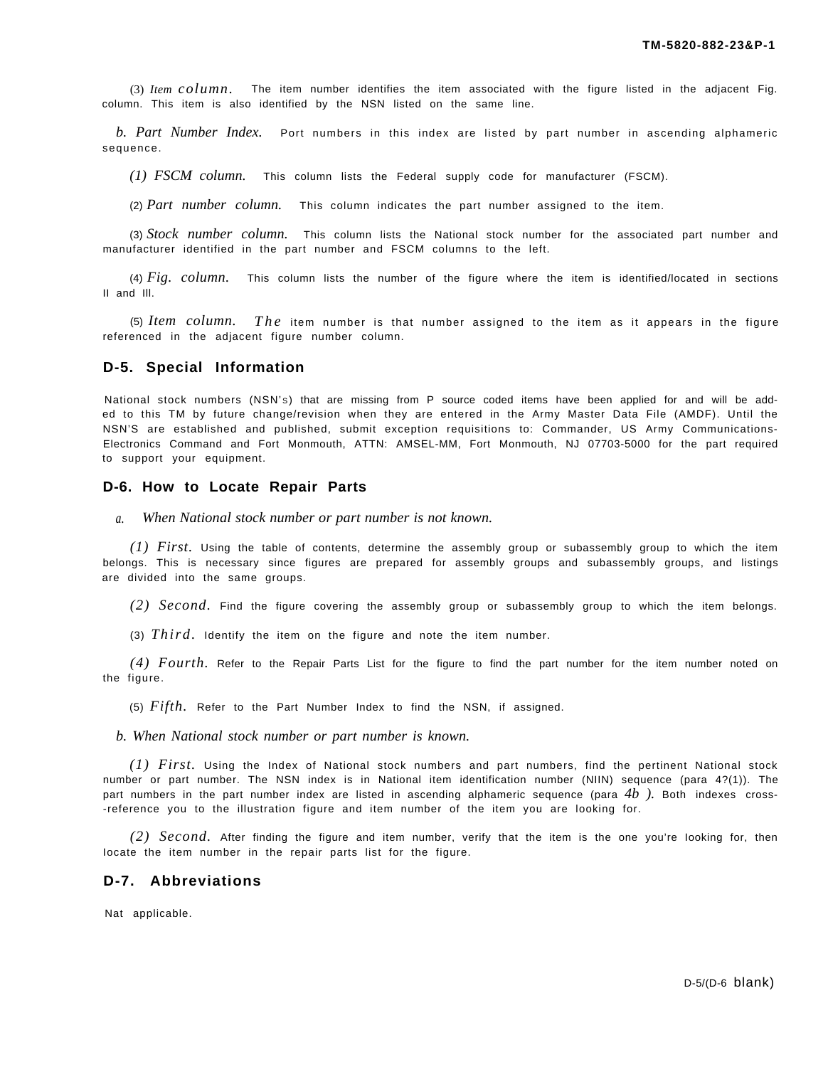(3) *Item column.* The item number identifies the item associated with the figure listed in the adjacent Fig. column. This item is also identified by the NSN listed on the same line.

*b. Part Number Index.* Port numbers in this index are listed by part number in ascending alphameric sequence.

*(1) FSCM column.* This column lists the Federal supply code for manufacturer (FSCM).

(2) *Part number column.* This column indicates the part number assigned to the item.

(3) *Stock number column.* This column lists the National stock number for the associated part number and manufacturer identified in the part number and FSCM columns to the left.

(4) *Fig. column.* This column lists the number of the figure where the item is identified/located in sections II and Ill.

(5) *Item column.* *The* item number is that number assigned to the item as it appears in the figure referenced in the adjacent figure number column.

## D-5. Special Information

National stock numbers (NSN's) that are missing from P source coded items have been applied for and will be added to this TM by future change/revision when they are entered in the Army Master Data File (AMDF). Until the NSN'S are established and published, submit exception requisitions to: Commander, US Army Communications-Electronics Command and Fort Monmouth, ATTN: AMSEL-MM, Fort Monmouth, NJ 07703-5000 for the part required to support your equipment.

## D-6. How to Locate Repair Parts

*a. When National stock number or part number is not known.*

*(1) First.* Using the table of contents, determine the assembly group or subassembly group to which the item belongs. This is necessary since figures are prepared for assembly groups and subassembly groups, and listings are divided into the same groups.

*(2) Second.* Find the figure covering the assembly group or subassembly group to which the item belongs.

(3) *Third.* Identify the item on the figure and note the item number.

*(4) Fourth.* Refer to the Repair Parts List for the figure to find the part number for the item number noted on the figure.

(5) *Fifth.* Refer to the Part Number Index to find the NSN, if assigned.

*b. When National stock number or part number is known.*

*(1) First.* Using the Index of National stock numbers and part numbers, find the pertinent National stock number or part number. The NSN index is in National item identification number (NIIN) sequence (para 4?(1)). The part numbers in the part number index are listed in ascending alphameric sequence (para *4b ).* Both indexes cross--reference you to the illustration figure and item number of the item you are looking for.

*(2) Second.* After finding the figure and item number, verify that the item is the one you're looking for, then locate the item number in the repair parts list for the figure.

## D-7. Abbreviations

Nat applicable.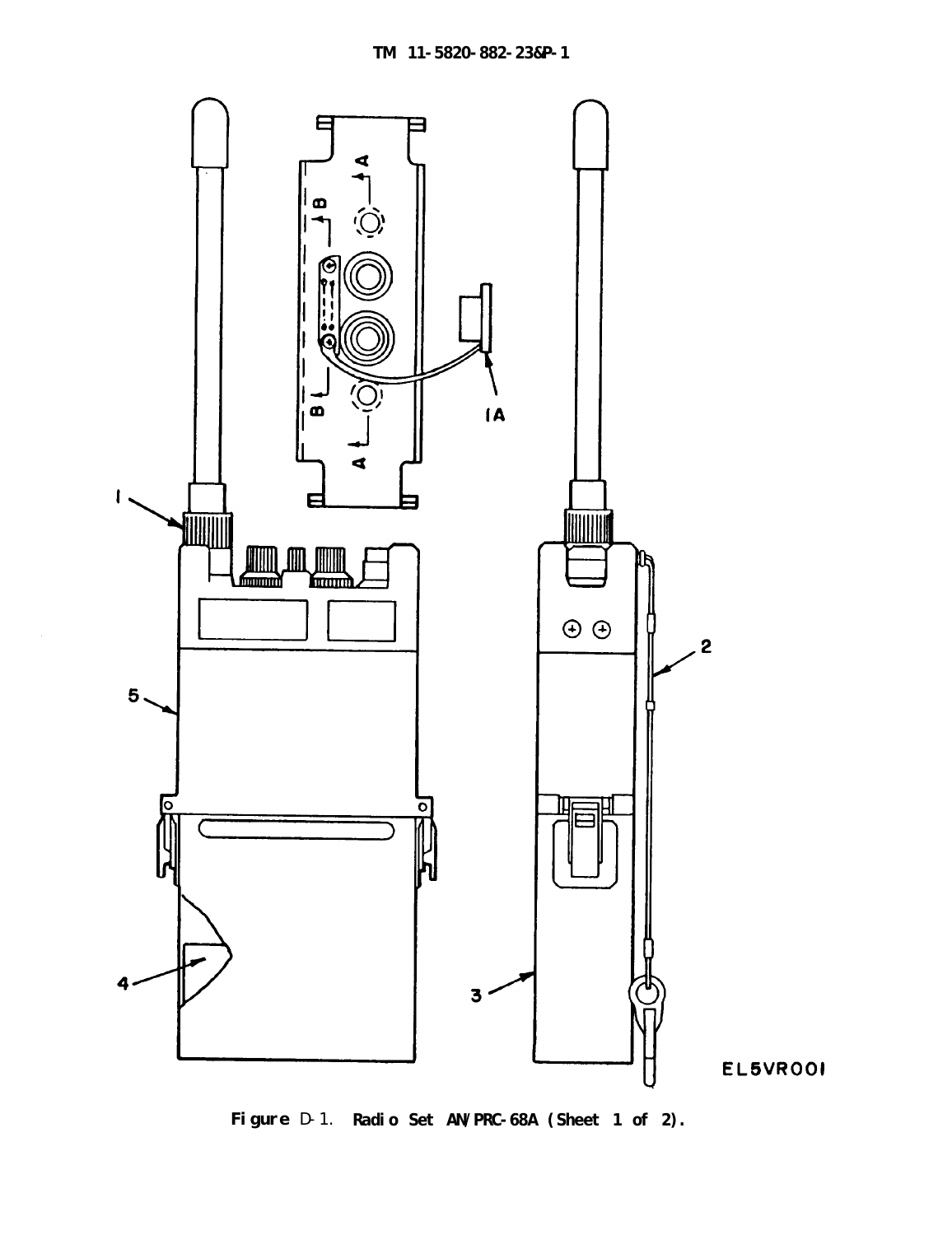Figure D-1. Radio Set AN/PRC-68A (Sheet 1 of 2).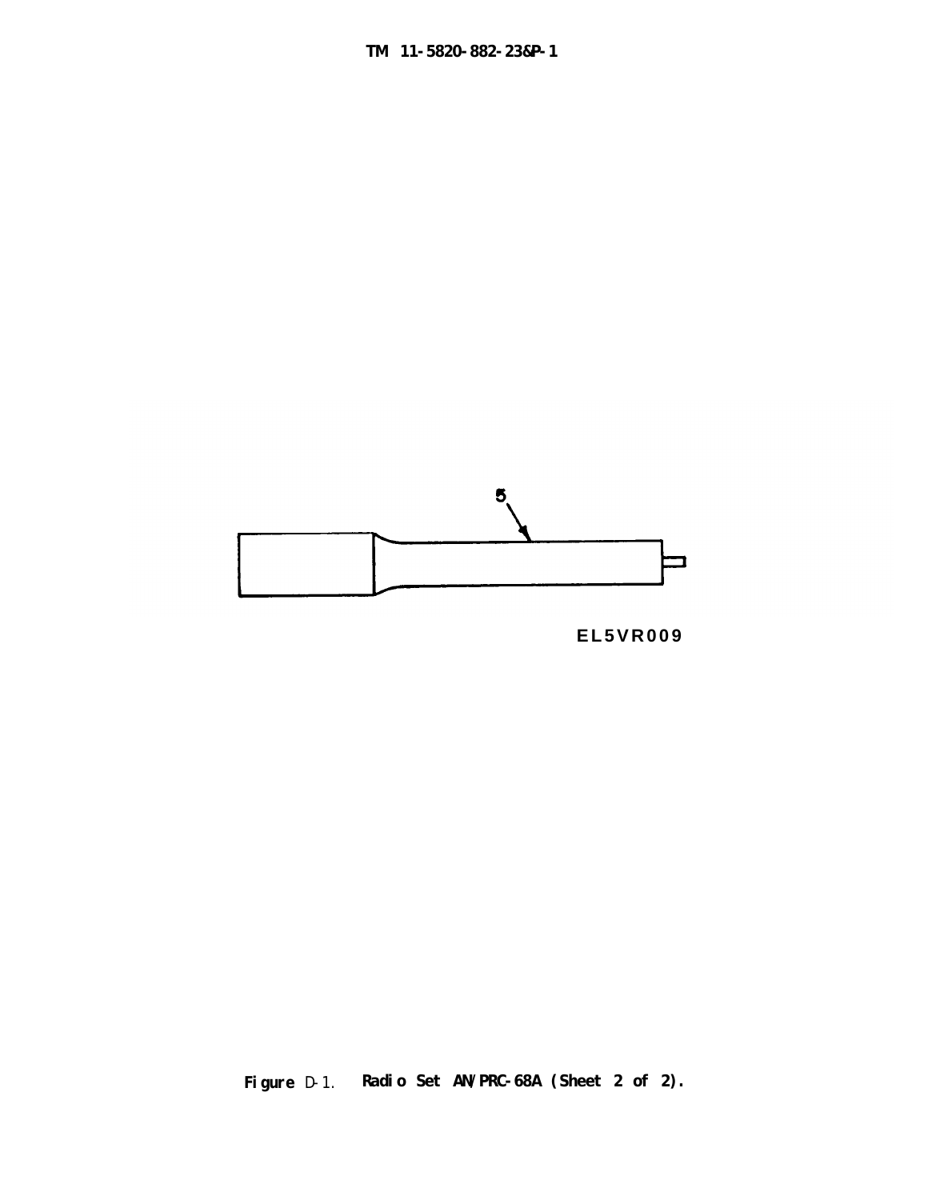5

EL5VR009

**Figure D-1. Radio Set AN/PRC-68A (Sheet 2 of 2).**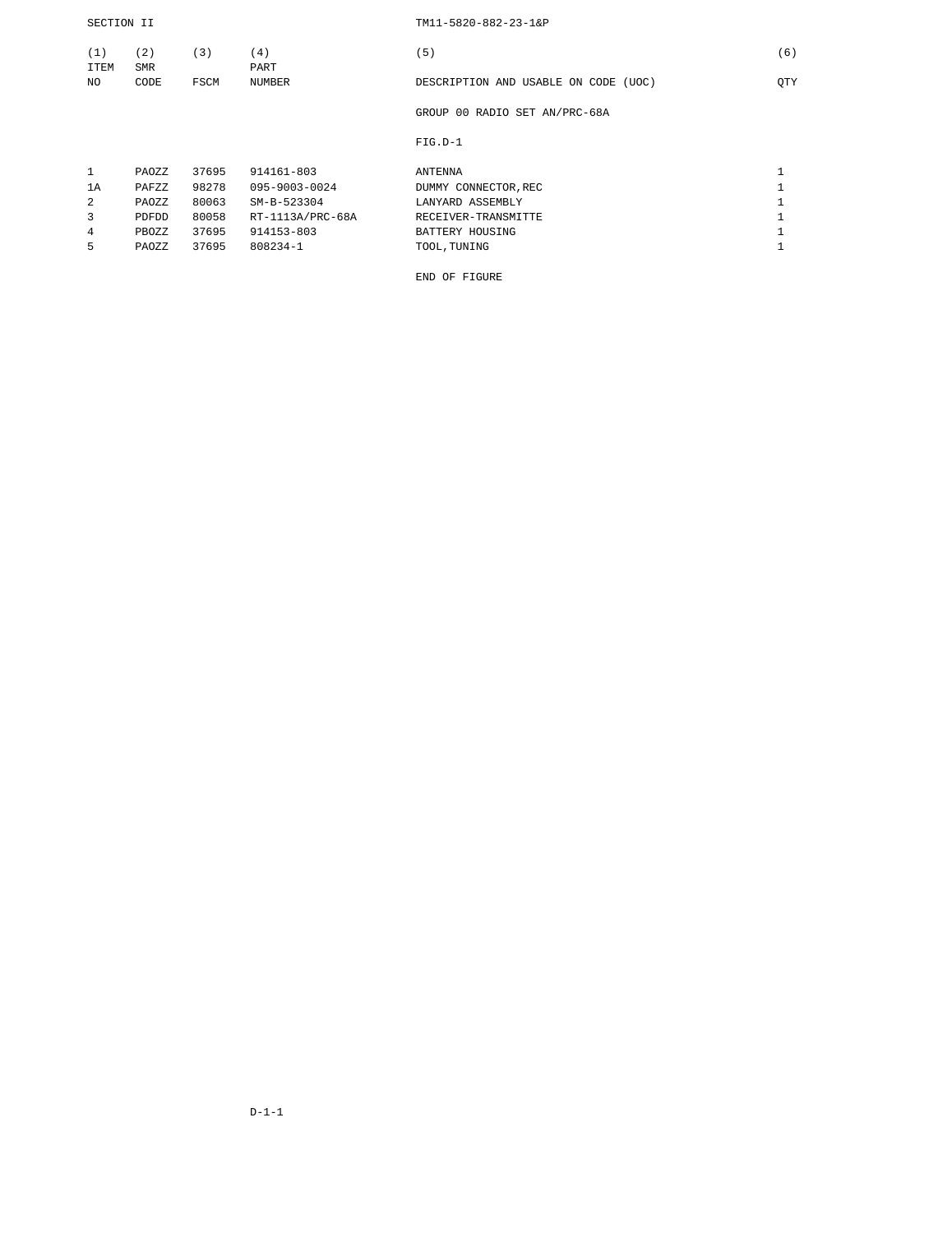SECTION II

| (1) ITEM NO | (2) SMR CODE | (3) FSCM | (4) PART NUMBER | (5) DESCRIPTION AND USABLE ON CODE (UOC) | (6) QTY |
|---|---|---|---|---|---|
| | | | | GROUP 00 RADIO SET AN/PRC-68A | |
| | | | | FIG.D-1 | |
| 1 | PAOZZ | 37695 | 914161-803 | ANTENNA | 1 |
| 1A | PAFZZ | 98278 | 095-9003-0024 | DUMMY CONNECTOR,REC | 1 |
| 2 | PAOZZ | 80063 | SM-B-523304 | LANYARD ASSEMBLY | 1 |
| 3 | PDFDD | 80058 | RT-1113A/PRC-68A | RECEIVER-TRANSMITTE | 1 |
| 4 | PBOZZ | 37695 | 914153-803 | BATTERY HOUSING | 1 |
| 5 | PAOZZ | 37695 | 808234-1 | TOOL,TUNING | 1 |
| | | | | END OF FIGURE | |

D-1-1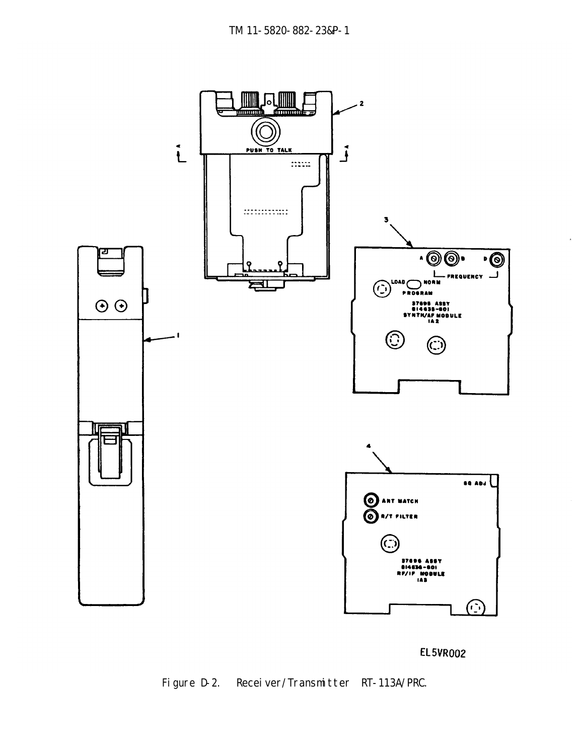EL5VR002

Figure D-2. Receiver/Transmitter RT-113A/PRC.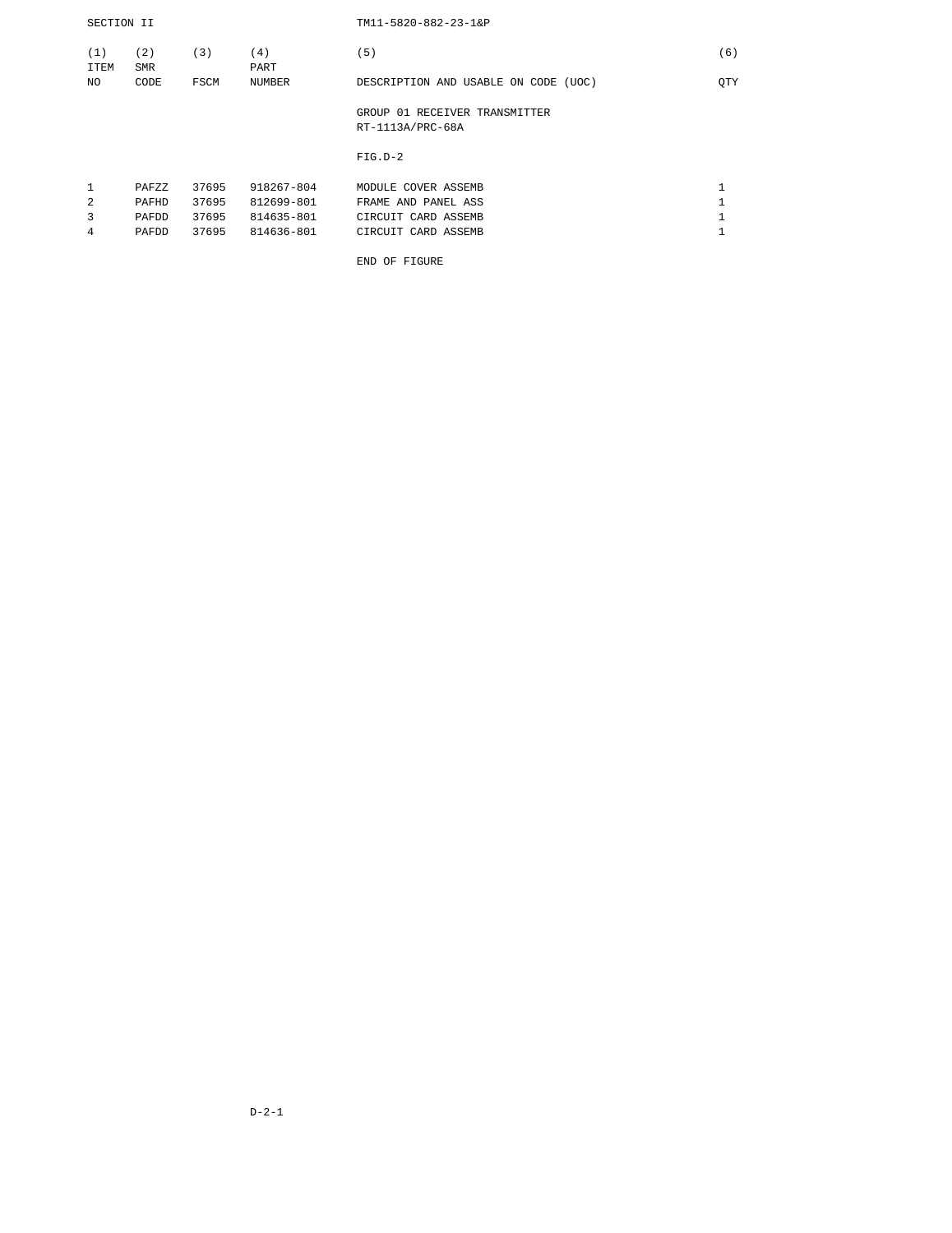SECTION II

| (1) ITEM NO | (2) SMR CODE | (3) FSCM | (4) PART NUMBER | (5) DESCRIPTION AND USABLE ON CODE (UOC) | (6) QTY |
|---|---|---|---|---|---|
| | | | | GROUP 01 RECEIVER TRANSMITTER RT-1113A/PRC-68A | |
| | | | | FIG.D-2 | |
| 1 | PAFZZ | 37695 | 918267-804 | MODULE COVER ASSEMB | 1 |
| 2 | PAFHD | 37695 | 812699-801 | FRAME AND PANEL ASS | 1 |
| 3 | PAFDD | 37695 | 814635-801 | CIRCUIT CARD ASSEMB | 1 |
| 4 | PAFDD | 37695 | 814636-801 | CIRCUIT CARD ASSEMB | 1 |

END OF FIGURE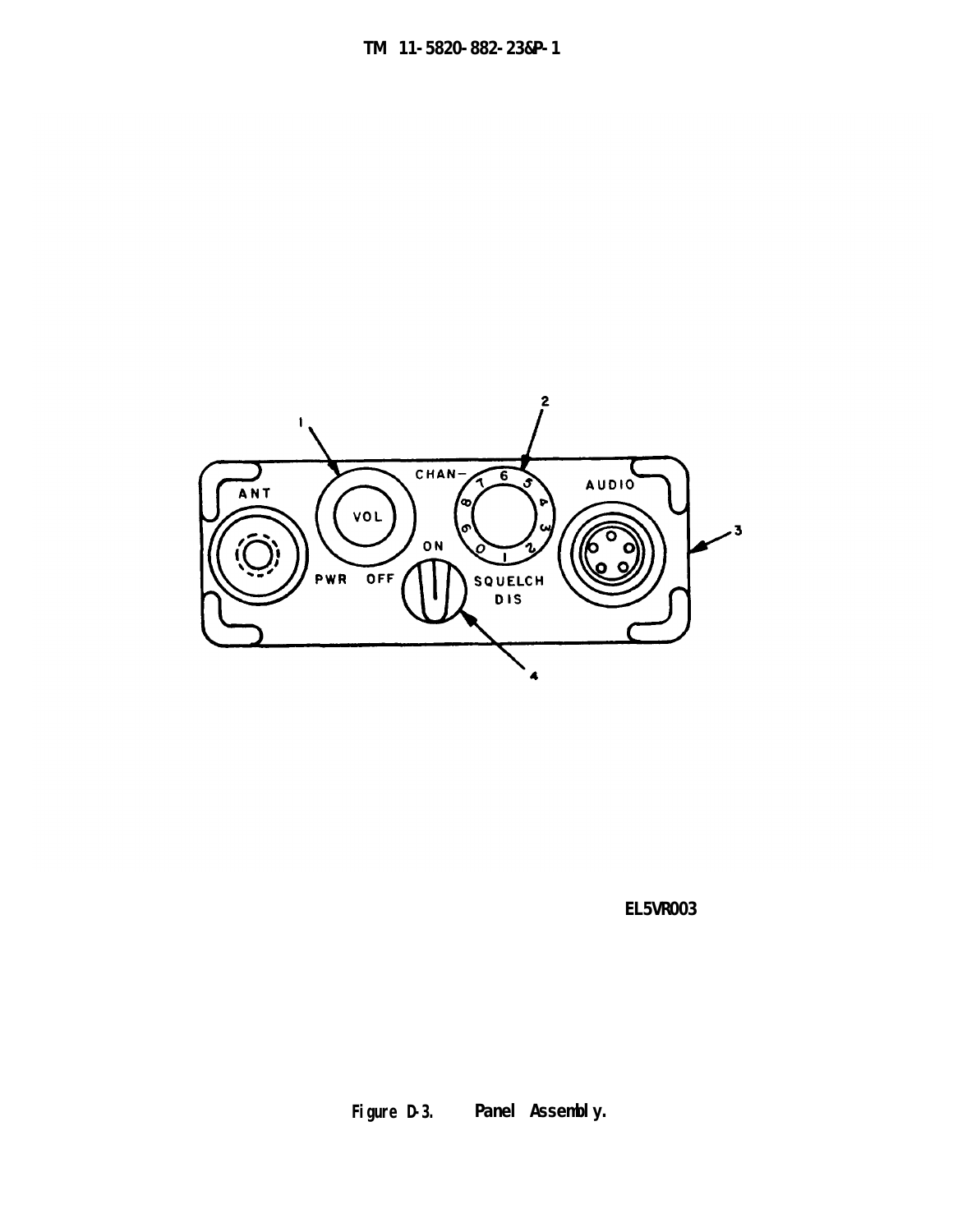EL5VR003

Figure D-3. Panel Assembly.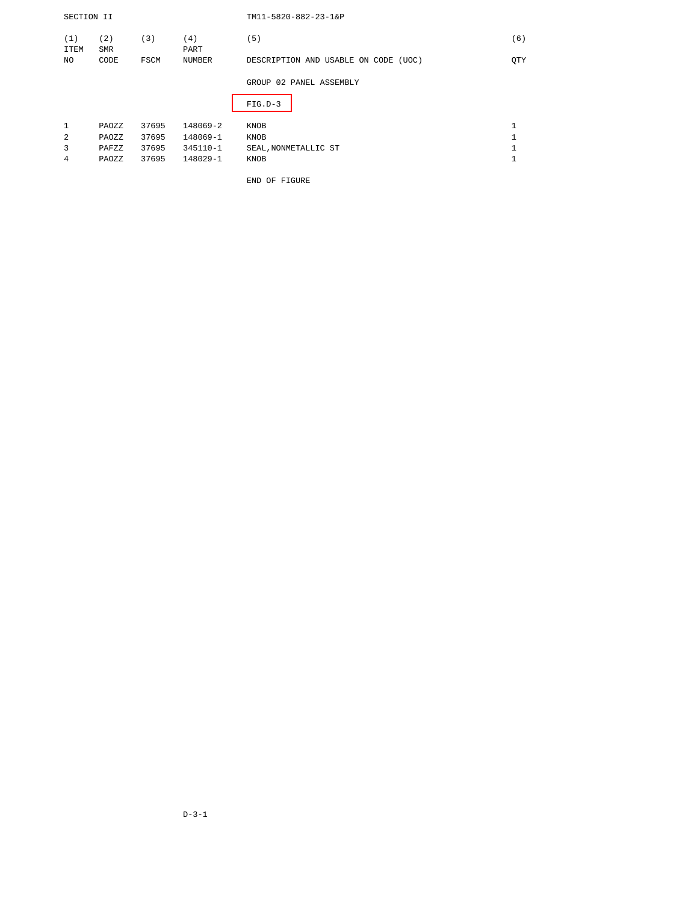SECTION II

| (1) ITEM NO | (2) SMR CODE | (3) FSCM | (4) PART NUMBER | (5) DESCRIPTION AND USABLE ON CODE (UOC) | (6) QTY |
|---|---|---|---|---|---|
| | | | | GROUP 02 PANEL ASSEMBLY | |
| | | | | FIG.D-3 | |
| 1 | PAOZZ | 37695 | 148069-2 | KNOB | 1 |
| 2 | PAOZZ | 37695 | 148069-1 | KNOB | 1 |
| 3 | PAFZZ | 37695 | 345110-1 | SEAL,NONMETALLIC ST | 1 |
| 4 | PAOZZ | 37695 | 148029-1 | KNOB | 1 |
| | | | | END OF FIGURE | |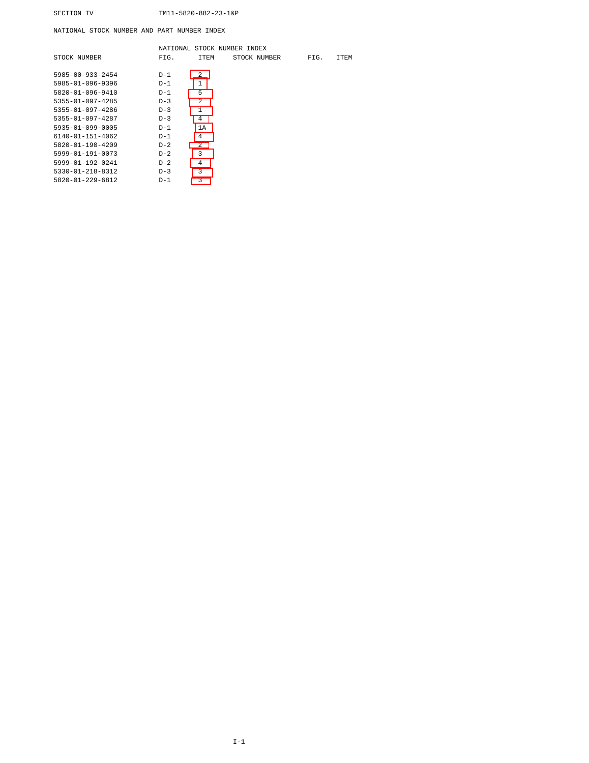SECTION IV

## NATIONAL STOCK NUMBER AND PART NUMBER INDEX

### NATIONAL STOCK NUMBER INDEX

| STOCK NUMBER | FIG. | ITEM | STOCK NUMBER | FIG. | ITEM |
|---|---|---|---|---|---|
| 5985-00-933-2454 | D-1 | 2 | | | |
| 5985-01-096-9396 | D-1 | 1 | | | |
| 5820-01-096-9410 | D-1 | 5 | | | |
| 5355-01-097-4285 | D-3 | 2 | | | |
| 5355-01-097-4286 | D-3 | 1 | | | |
| 5355-01-097-4287 | D-3 | 4 | | | |
| 5935-01-099-0005 | D-1 | 1A | | | |
| 6140-01-151-4062 | D-1 | 4 | | | |
| 5820-01-190-4209 | D-2 | 2 | | | |
| 5999-01-191-0073 | D-2 | 3 | | | |
| 5999-01-192-0241 | D-2 | 4 | | | |
| 5330-01-218-8312 | D-3 | 3 | | | |
| 5820-01-229-6812 | D-1 | 3 | | | |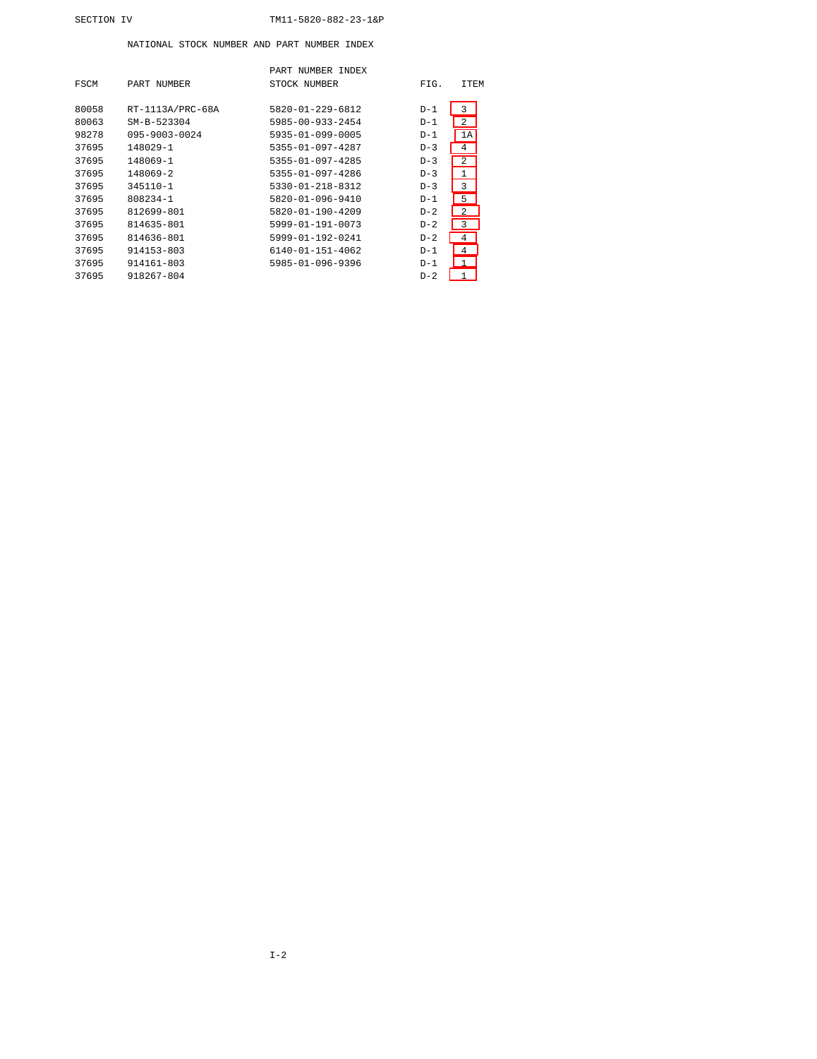## NATIONAL STOCK NUMBER AND PART NUMBER INDEX

PART NUMBER INDEX

| FSCM | PART NUMBER | STOCK NUMBER | FIG. | ITEM |
|---|---|---|---|---|
| 80058 | RT-1113A/PRC-68A | 5820-01-229-6812 | D-1 | 3 |
| 80063 | SM-B-523304 | 5985-00-933-2454 | D-1 | 2 |
| 98278 | 095-9003-0024 | 5935-01-099-0005 | D-1 | 1A |
| 37695 | 148029-1 | 5355-01-097-4287 | D-3 | 4 |
| 37695 | 148069-1 | 5355-01-097-4285 | D-3 | 2 |
| 37695 | 148069-2 | 5355-01-097-4286 | D-3 | 1 |
| 37695 | 345110-1 | 5330-01-218-8312 | D-3 | 3 |
| 37695 | 808234-1 | 5820-01-096-9410 | D-1 | 5 |
| 37695 | 812699-801 | 5820-01-190-4209 | D-2 | 2 |
| 37695 | 814635-801 | 5999-01-191-0073 | D-2 | 3 |
| 37695 | 814636-801 | 5999-01-192-0241 | D-2 | 4 |
| 37695 | 914153-803 | 6140-01-151-4062 | D-1 | 4 |
| 37695 | 914161-803 | 5985-01-096-9396 | D-1 | 1 |
| 37695 | 918267-804 | | D-2 | 1 |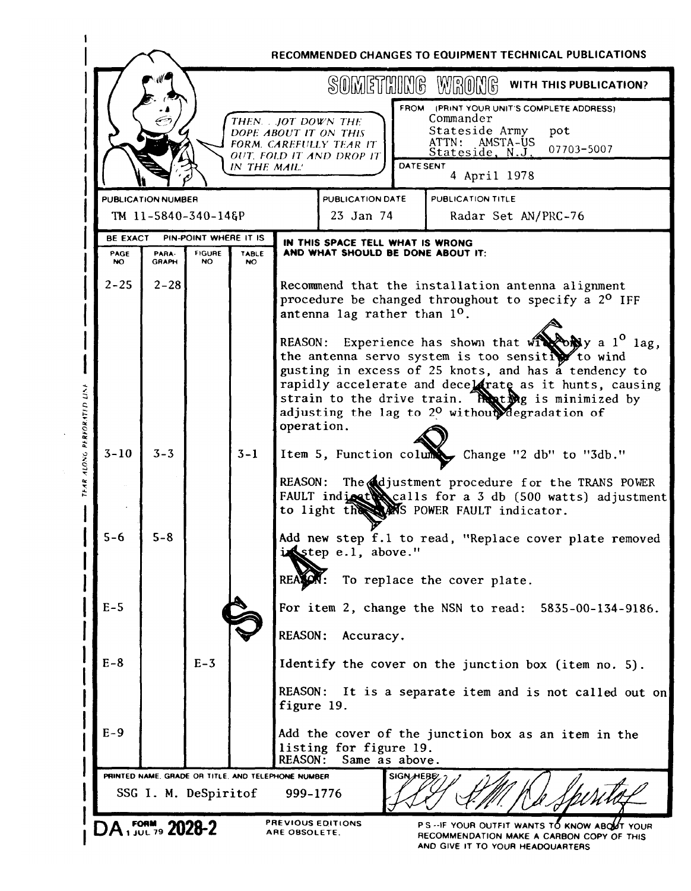RECOMMENDED CHANGES TO EQUIPMENT TECHNICAL PUBLICATIONS

## SOMETHING WRONG WITH THIS PUBLICATION?

THEN. . JOT DOWN THE DOPE ABOUT IT ON THIS FORM, CAREFULLY TEAR IT OUT, FOLD IT AND DROP IT IN THE MAIL!

FROM (PRINT YOUR UNIT'S COMPLETE ADDRESS)
Commander
Stateside Army pot
ATTN: AMSTA-US
Stateside, N.J. 07703-5007

DATE SENT
4 April 1978

| PUBLICATION NUMBER | PUBLICATION DATE | PUBLICATION TITLE |
|---|---|---|
| TM 11-5840-340-14&P | 23 Jan 74 | Radar Set AN/PRC-76 |

BE EXACT PIN-POINT WHERE IT IS

| PAGE NO | PARA-GRAPH | FIGURE NO | TABLE NO | IN THIS SPACE TELL WHAT IS WRONG AND WHAT SHOULD BE DONE ABOUT IT: |
|---|---|---|---|---|
| 2-25 | 2-28 | | | Recommend that the installation antenna alignment procedure be changed throughout to specify a 2° IFF antenna lag rather than 1°. REASON: Experience has shown that with only a 1° lag, the antenna servo system is too sensitive to wind gusting in excess of 25 knots, and has a tendency to rapidly accelerate and decelerate as it hunts, causing strain to the drive train. Hunting is minimized by adjusting the lag to 2° without degradation of operation. |
| 3-10 | 3-3 | | 3-1 | Item 5, Function column. Change "2 db" to "3db." REASON: The adjustment procedure for the TRANS POWER FAULT indicator calls for a 3 db (500 watts) adjustment to light the TRANS POWER FAULT indicator. |
| 5-6 | 5-8 | | | Add new step f.1 to read, "Replace cover plate removed in step e.1, above." REASON: To replace the cover plate. |
| E-5 | | | | For item 2, change the NSN to read: 5835-00-134-9186. REASON: Accuracy. |
| E-8 | | E-3 | | Identify the cover on the junction box (item no. 5). REASON: It is a separate item and is not called out on figure 19. |
| E-9 | | | | Add the cover of the junction box as an item in the listing for figure 19. REASON: Same as above. |

PRINTED NAME, GRADE OR TITLE, AND TELEPHONE NUMBER: SSG I. M. DeSpiritof 999-1776

SIGN HERE: SSG I.M. DeSpiritof

DA FORM 2028-2, 1 JUL 79

PREVIOUS EDITIONS ARE OBSOLETE.

P.S.--IF YOUR OUTFIT WANTS TO KNOW ABOUT YOUR RECOMMENDATION MAKE A CARBON COPY OF THIS AND GIVE IT TO YOUR HEADQUARTERS

TEAR ALONG PERFORATED LINE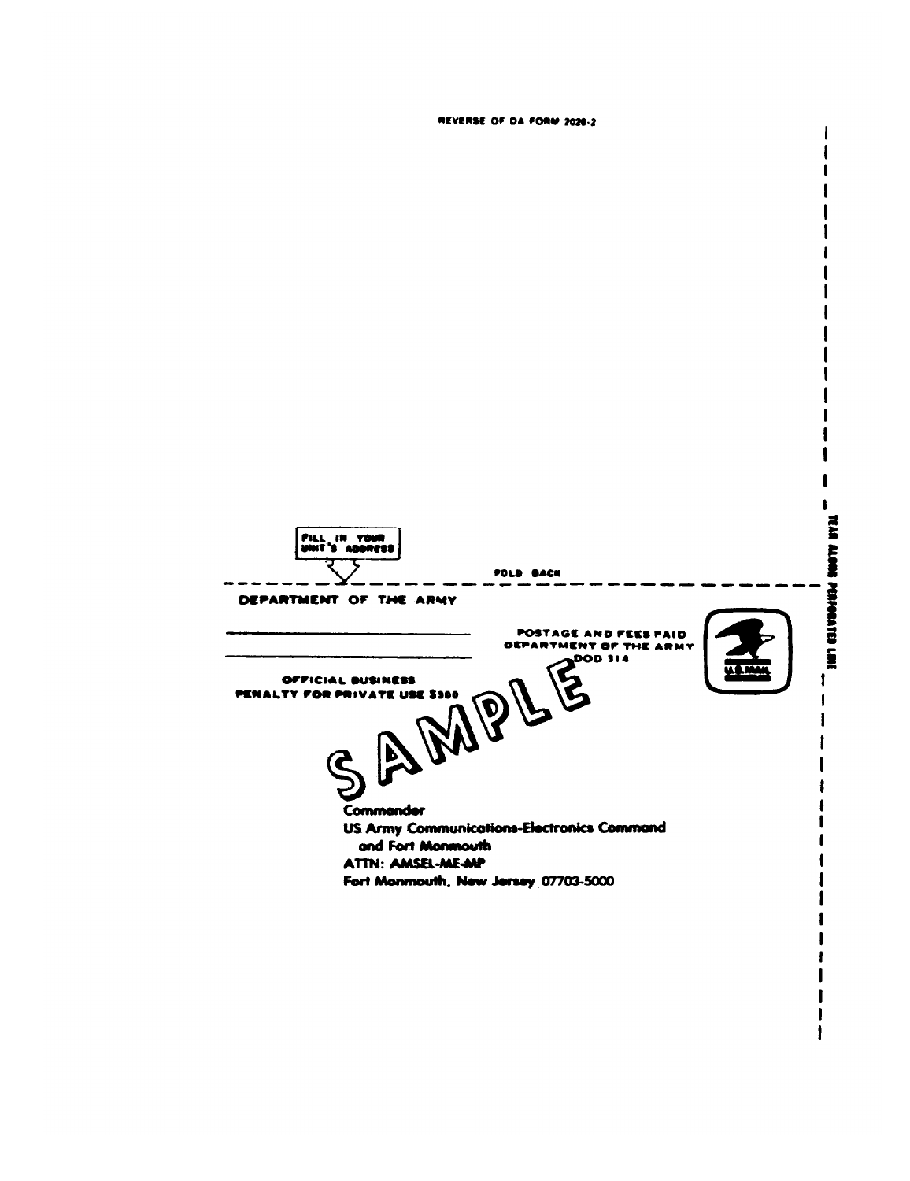REVERSE OF DA FORM 2028-2

FILL IN YOUR UNIT'S ADDRESS

FOLD BACK

TEAR ALONG PERFORATED LINE

DEPARTMENT OF THE ARMY

\_\_\_\_\_\_\_\_\_\_\_\_\_\_\_\_\_\_\_\_\_\_\_\_\_\_\_\_\_\_

\_\_\_\_\_\_\_\_\_\_\_\_\_\_\_\_\_\_\_\_\_\_\_\_\_\_\_\_\_\_

OFFICIAL BUSINESS
PENALTY FOR PRIVATE USE $300

POSTAGE AND FEES PAID
DEPARTMENT OF THE ARMY
DOD 314

U.S. MAIL

SAMPLE

Commander
US Army Communications-Electronics Command
and Fort Monmouth
ATTN: AMSEL-ME-MP
Fort Monmouth, New Jersey 07703-5000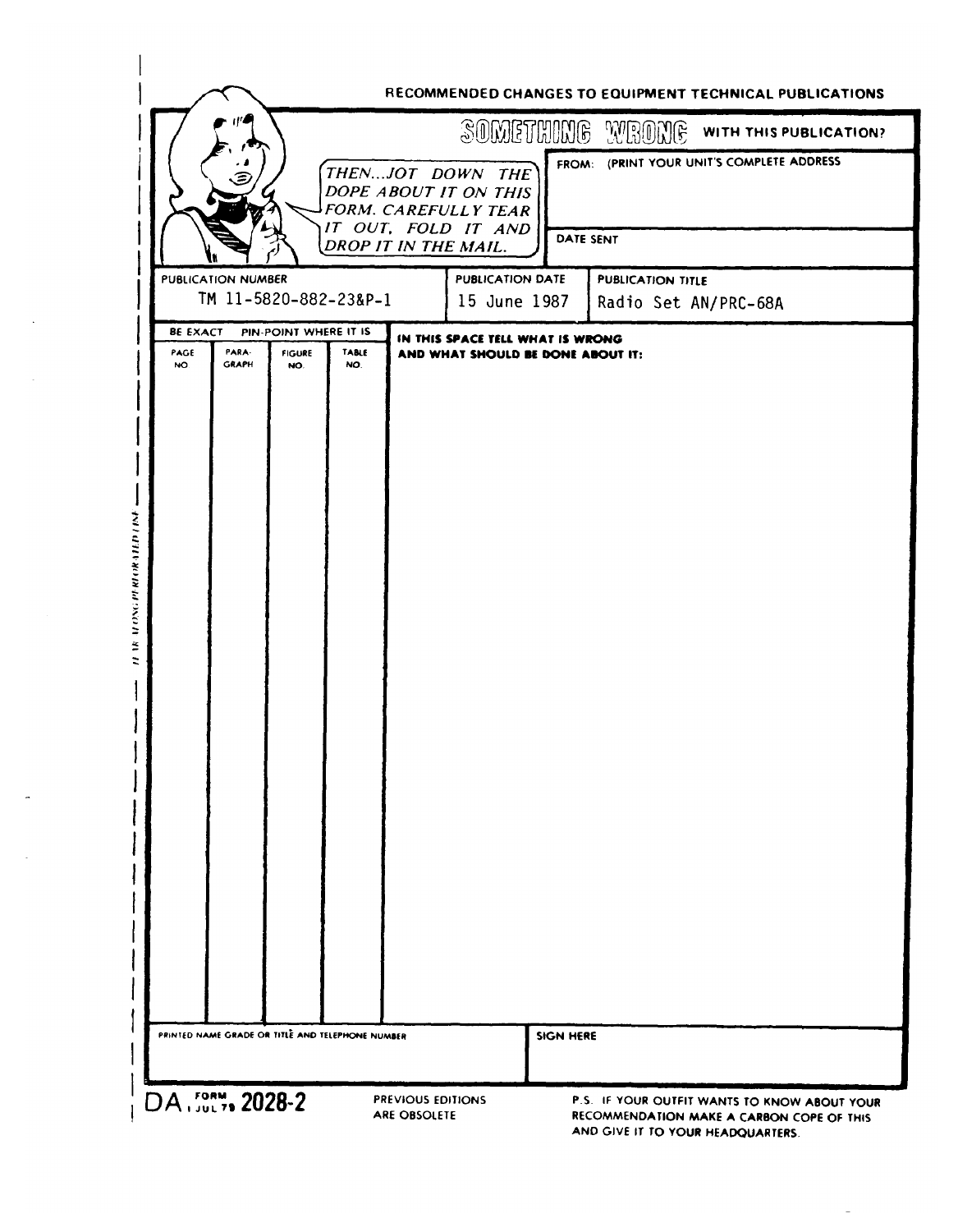RECOMMENDED CHANGES TO EQUIPMENT TECHNICAL PUBLICATIONS

**SOMETHING WRONG WITH THIS PUBLICATION?**

*THEN...JOT DOWN THE DOPE ABOUT IT ON THIS FORM. CAREFULLY TEAR IT OUT, FOLD IT AND DROP IT IN THE MAIL.*

FROM: (PRINT YOUR UNIT'S COMPLETE ADDRESS

DATE SENT

| PUBLICATION NUMBER | PUBLICATION DATE | PUBLICATION TITLE |
| --- | --- | --- |
| TM 11-5820-882-23&P-1 | 15 June 1987 | Radio Set AN/PRC-68A |

| BE EXACT PIN-POINT WHERE IT IS | | | | IN THIS SPACE TELL WHAT IS WRONG AND WHAT SHOULD BE DONE ABOUT IT: |
| --- | --- | --- | --- | --- |
| PAGE NO | PARA-GRAPH | FIGURE NO. | TABLE NO. | |
| | | | | |

| PRINTED NAME GRADE OR TITLE AND TELEPHONE NUMBER | SIGN HERE |
| --- | --- |
| | |

DA FORM 1 JUL 79 2028-2

PREVIOUS EDITIONS ARE OBSOLETE

P.S. IF YOUR OUTFIT WANTS TO KNOW ABOUT YOUR RECOMMENDATION MAKE A CARBON COPE OF THIS AND GIVE IT TO YOUR HEADQUARTERS.

TEAR ALONG PERFORATED LINE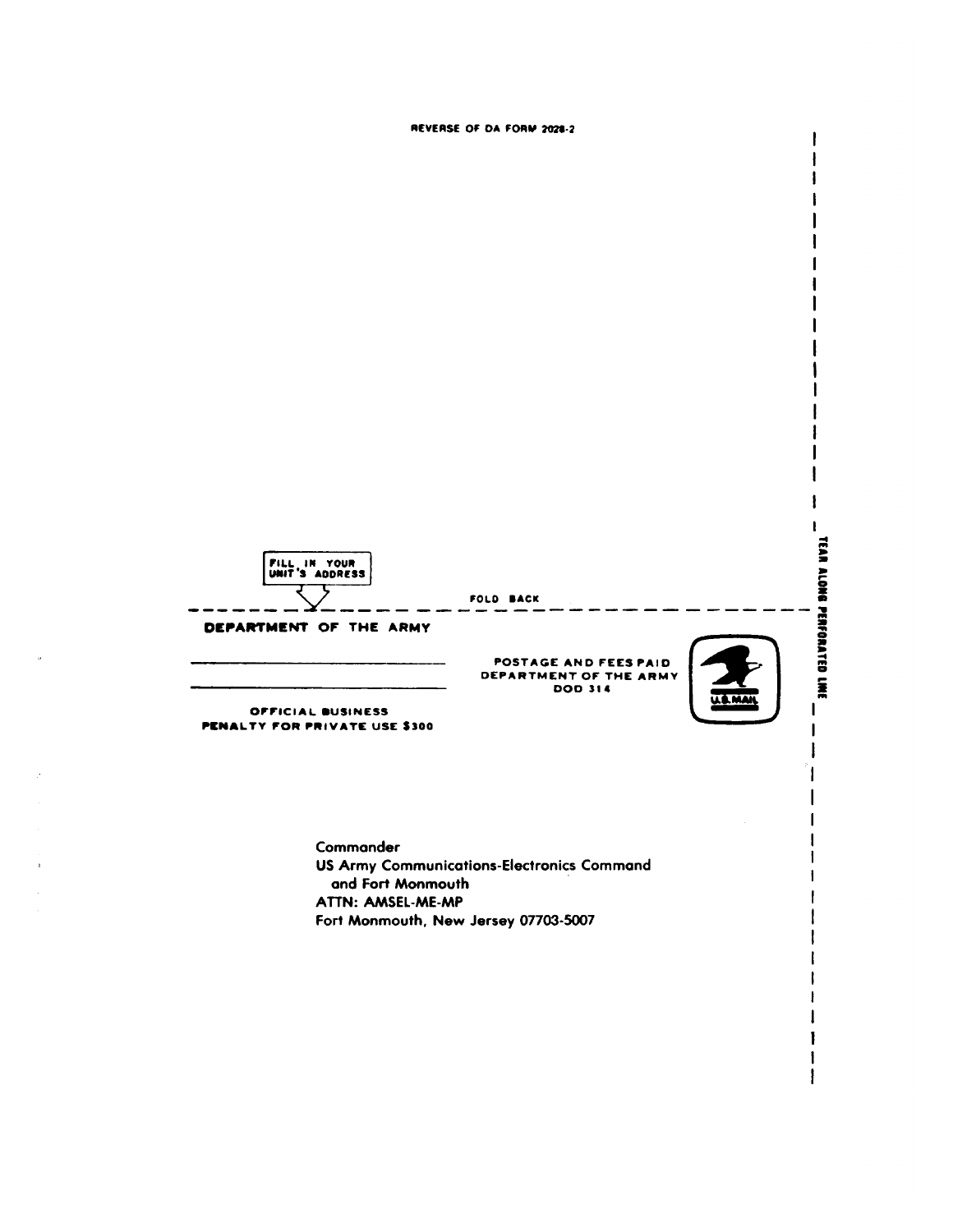REVERSE OF DA FORM 2028-2

TEAR ALONG PERFORATED LINE

FILL IN YOUR UNIT'S ADDRESS

FOLD BACK

DEPARTMENT OF THE ARMY

\_\_\_\_\_\_\_\_\_\_\_\_\_\_\_\_\_\_\_\_\_\_\_\_\_\_\_\_\_\_

\_\_\_\_\_\_\_\_\_\_\_\_\_\_\_\_\_\_\_\_\_\_\_\_\_\_\_\_\_\_

OFFICIAL BUSINESS
PENALTY FOR PRIVATE USE $300

POSTAGE AND FEES PAID
DEPARTMENT OF THE ARMY
DOD 314

U.S. MAIL

Commander
US Army Communications-Electronics Command
and Fort Monmouth
ATTN: AMSEL-ME-MP
Fort Monmouth, New Jersey 07703-5007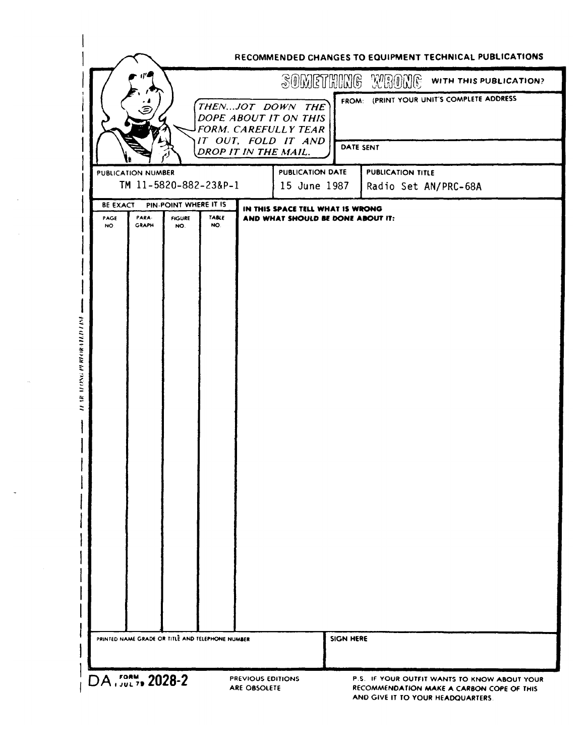## RECOMMENDED CHANGES TO EQUIPMENT TECHNICAL PUBLICATIONS

**SOMETHING WRONG WITH THIS PUBLICATION?**

*THEN...JOT DOWN THE DOPE ABOUT IT ON THIS FORM. CAREFULLY TEAR IT OUT, FOLD IT AND DROP IT IN THE MAIL.*

FROM: (PRINT YOUR UNIT'S COMPLETE ADDRESS

DATE SENT

| PUBLICATION NUMBER | PUBLICATION DATE | PUBLICATION TITLE |
|---|---|---|
| TM 11-5820-882-23&P-1 | 15 June 1987 | Radio Set AN/PRC-68A |

| BE EXACT PIN-POINT WHERE IT IS | | | | IN THIS SPACE TELL WHAT IS WRONG AND WHAT SHOULD BE DONE ABOUT IT: |
|---|---|---|---|---|
| PAGE NO. | PARA-GRAPH | FIGURE NO. | TABLE NO. | |
| | | | | |

| PRINTED NAME GRADE OR TITLE AND TELEPHONE NUMBER | SIGN HERE |
|---|---|
| | |

DA FORM 1 JUL 79 2028-2

PREVIOUS EDITIONS ARE OBSOLETE

P.S. IF YOUR OUTFIT WANTS TO KNOW ABOUT YOUR RECOMMENDATION MAKE A CARBON COPE OF THIS AND GIVE IT TO YOUR HEADQUARTERS.

TEAR ALONG PERFORATED LINE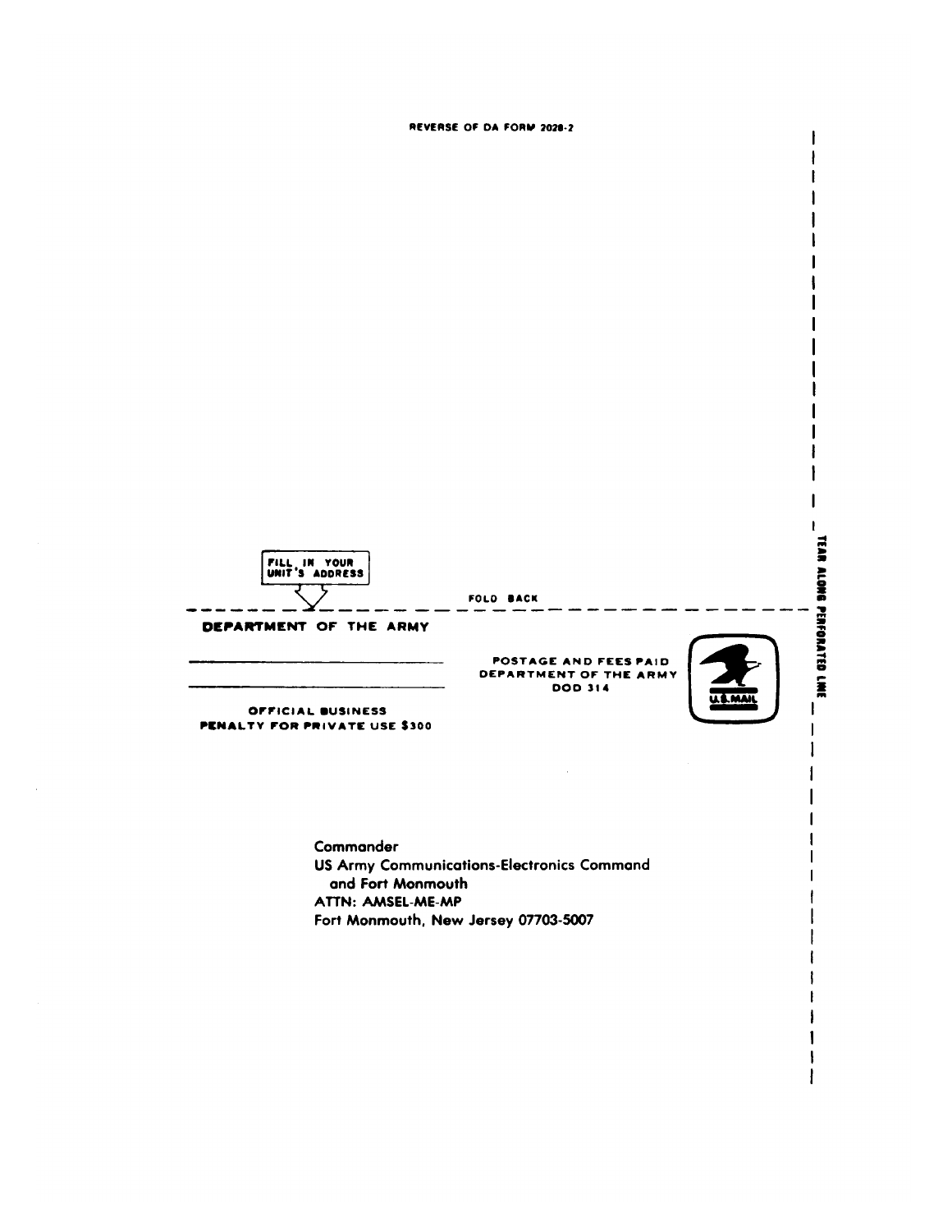REVERSE OF DA FORM 2028-2

FILL IN YOUR UNIT'S ADDRESS

FOLD BACK

TEAR ALONG PERFORATED LINE

**DEPARTMENT OF THE ARMY**

\_\_\_\_\_\_\_\_\_\_\_\_\_\_\_\_\_\_\_\_\_\_\_\_\_\_\_\_\_\_

\_\_\_\_\_\_\_\_\_\_\_\_\_\_\_\_\_\_\_\_\_\_\_\_\_\_\_\_\_\_

OFFICIAL BUSINESS
PENALTY FOR PRIVATE USE $300

POSTAGE AND FEES PAID
DEPARTMENT OF THE ARMY
DOD 314

U.S. MAIL

Commander
US Army Communications-Electronics Command
and Fort Monmouth
ATTN: AMSEL-ME-MP
Fort Monmouth, New Jersey 07703-5007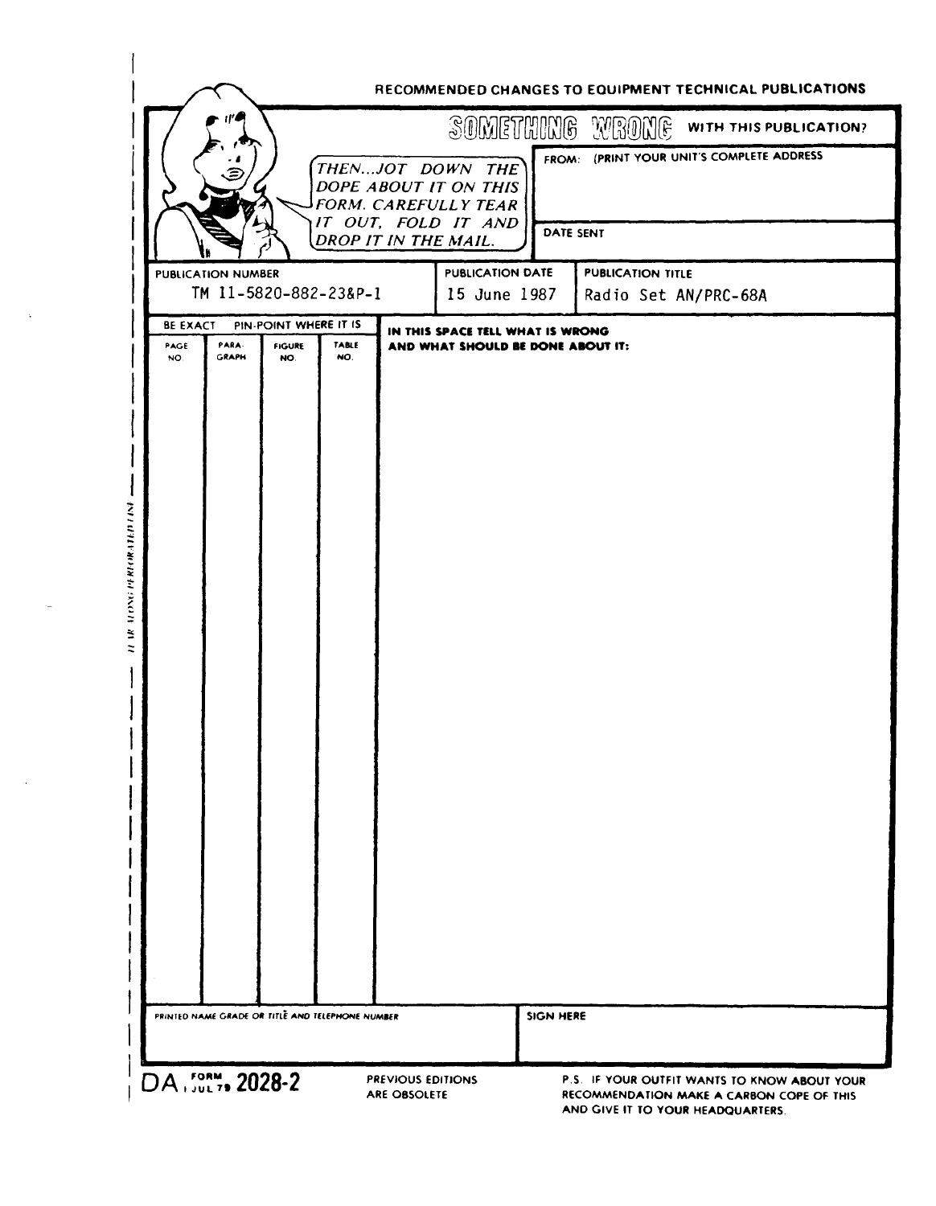RECOMMENDED CHANGES TO EQUIPMENT TECHNICAL PUBLICATIONS

## SOMETHING WRONG WITH THIS PUBLICATION?

*THEN...JOT DOWN THE DOPE ABOUT IT ON THIS FORM. CAREFULLY TEAR IT OUT, FOLD IT AND DROP IT IN THE MAIL.*

FROM: (PRINT YOUR UNIT'S COMPLETE ADDRESS

DATE SENT

| PUBLICATION NUMBER | PUBLICATION DATE | PUBLICATION TITLE |
|---|---|---|
| TM 11-5820-882-23&P-1 | 15 June 1987 | Radio Set AN/PRC-68A |

| BE EXACT PIN-POINT WHERE IT IS | | | | IN THIS SPACE TELL WHAT IS WRONG AND WHAT SHOULD BE DONE ABOUT IT: |
|---|---|---|---|---|
| PAGE NO. | PARA-GRAPH | FIGURE NO. | TABLE NO. | |
| | | | | |

| PRINTED NAME GRADE OR TITLE AND TELEPHONE NUMBER | SIGN HERE |
|---|---|
| | |

DA FORM 1 JUL 79 2028-2

PREVIOUS EDITIONS ARE OBSOLETE

P.S. IF YOUR OUTFIT WANTS TO KNOW ABOUT YOUR RECOMMENDATION MAKE A CARBON COPE OF THIS AND GIVE IT TO YOUR HEADQUARTERS.

TEAR ALONG PERFORATED LINE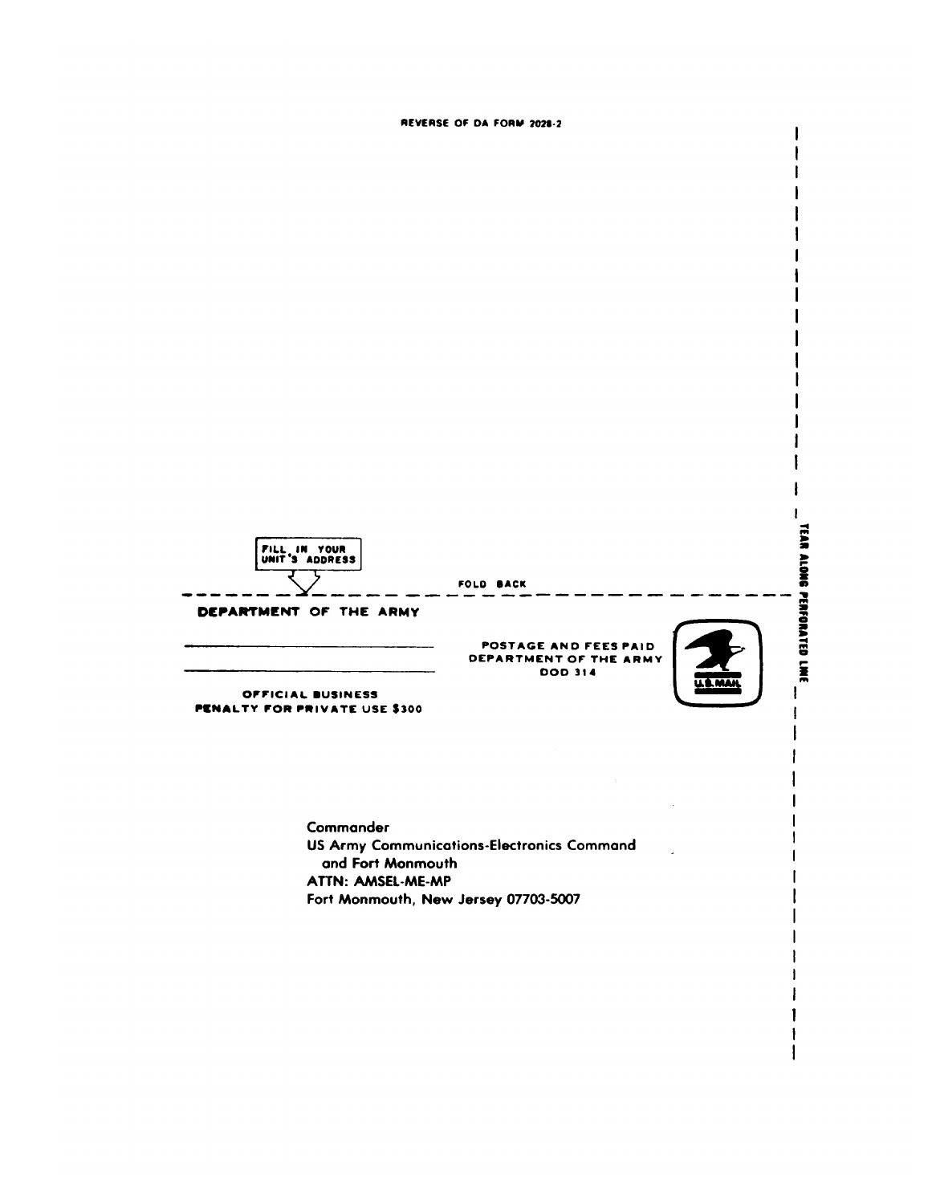REVERSE OF DA FORM 2028-2

FILL IN YOUR UNIT'S ADDRESS

FOLD BACK

TEAR ALONG PERFORATED LINE

**DEPARTMENT OF THE ARMY**

\_\_\_\_\_\_\_\_\_\_\_\_\_\_\_\_\_\_\_\_\_\_\_\_\_\_\_\_

\_\_\_\_\_\_\_\_\_\_\_\_\_\_\_\_\_\_\_\_\_\_\_\_\_\_\_\_

OFFICIAL BUSINESS
PENALTY FOR PRIVATE USE $300

POSTAGE AND FEES PAID
DEPARTMENT OF THE ARMY
DOD 314

U.S. MAIL

Commander
US Army Communications-Electronics Command
and Fort Monmouth
ATTN: AMSEL-ME-MP
Fort Monmouth, New Jersey 07703-5007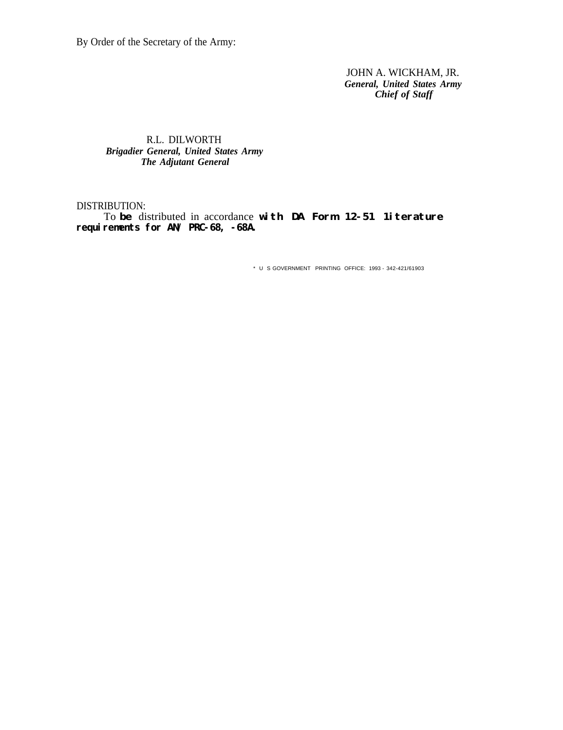By Order of the Secretary of the Army:

JOHN A. WICKHAM, JR.
*General, United States Army*
*Chief of Staff*

R.L. DILWORTH
*Brigadier General, United States Army*
*The Adjutant General*

DISTRIBUTION:
To be distributed in accordance with DA Form 12-51 literature requirements for AN/PRC-68, -68A.

* U S GOVERNMENT PRINTING OFFICE: 1993 - 342-421/61903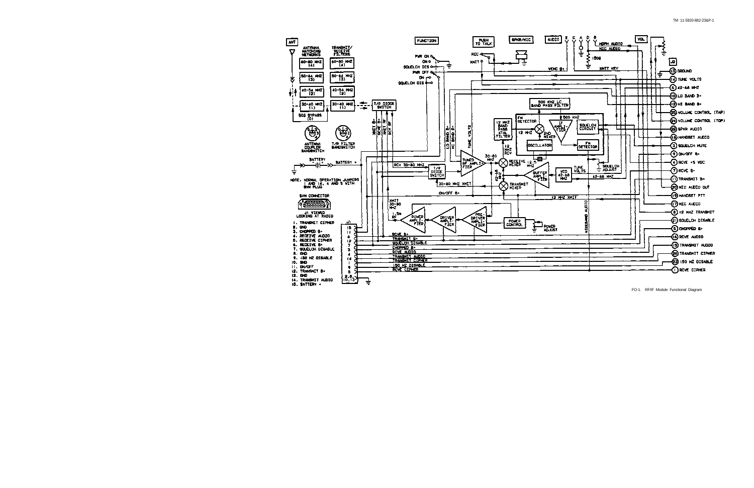FO-1. RF/IF Module Functional Diagram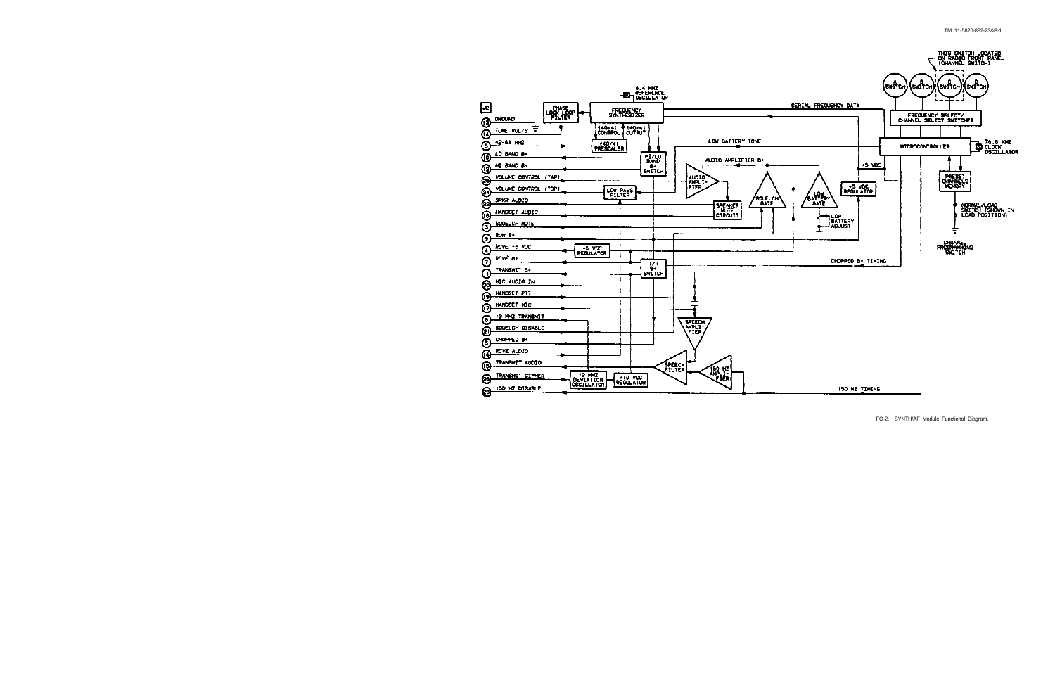J2

13 GROUND

14 TUNE VOLTS

6 42-68 MHZ

10 LO BAND B+

12 HI BAND B+

25 VOLUME CONTROL (TAP)

24 VOLUME CONTROL (TOP)

22 SPKR AUDIO

18 HANDSET AUDIO

3 SQUELCH MUTE

9 RUN B+

4 RCVE +5 VDC

7 RCVE B+

11 TRANSMIT B+

20 MIC AUDIO IN

19 HANDSET PTT

17 HANDSET MIC

8 12 MHZ TRANSMIT

21 SQUELCH DISABLE

5 CHOPPED B+

16 RCVE AUDIO

15 TRANSMIT AUDIO

26 TRANSMIT CIPHER

23 150 HZ DISABLE

PHASE LOCK LOOP FILTER

6.4 MHZ REFERENCE OSCILLATOR

FREQUENCY SYNTHESIZER

÷40/41 CONTROL

÷40/41 OUTPUT

÷40/41 PRESCALER

HI/LO BAND B+ SWITCH

SERIAL FREQUENCY DATA

LOW BATTERY TONE

AUDIO AMPLIFIER B+

AUDIO AMPLIFIER

LOW PASS FILTER

SPEAKER MUTE CIRCUIT

SQUELCH GATE

LOW BATTERY GATE

LOW BATTERY ADJUST

+5 VDC REGULATOR

+5 VDC

+5 VDC REGULATOR

T/R B+ SWITCH

CHOPPED B+ TIMING

SPEECH AMPLIFIER

SPEECH FILTER

150 HZ AMPLIFIER

12 MHZ DEVIATION OSCILLATOR

+10 VDC REGULATOR

150 HZ TIMING

THIS SWITCH LOCATED ON RADIO FRONT PANEL (CHANNEL SWITCH)

A SWITCH

B SWITCH

C SWITCH

D SWITCH

FREQUENCY SELECT/ CHANNEL SELECT SWITCHES

MICROCONTROLLER

76.8 KHZ CLOCK OSCILLATOR

PRESET CHANNELS MEMORY

NORMAL/LOAD SWITCH (SHOWN IN LOAD POSITION)

CHANNEL PROGRAMMING SWITCH

FO-2. SYNTH/AF Module Functional Diagram.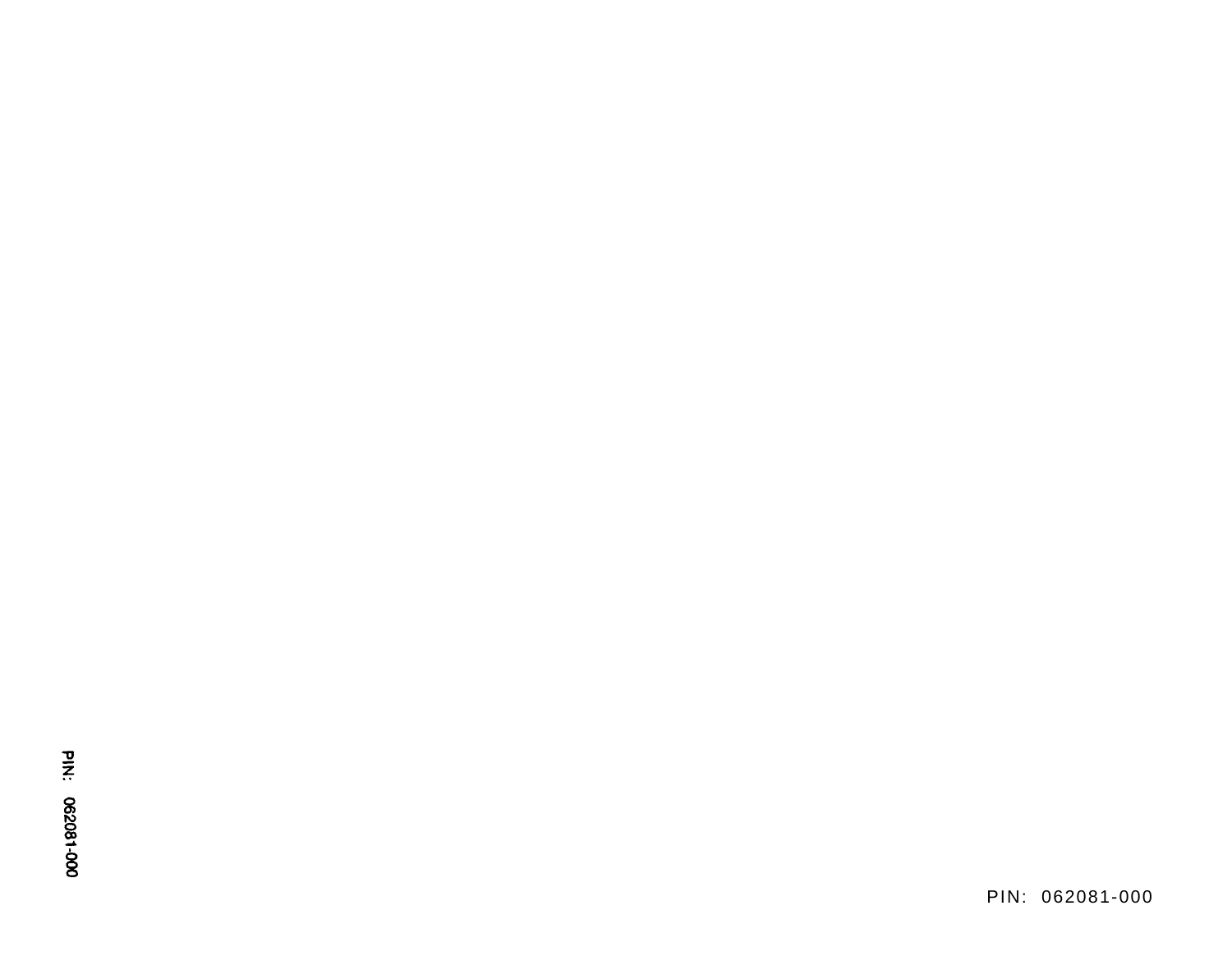PIN: 062081-000

PIN: 062081-000